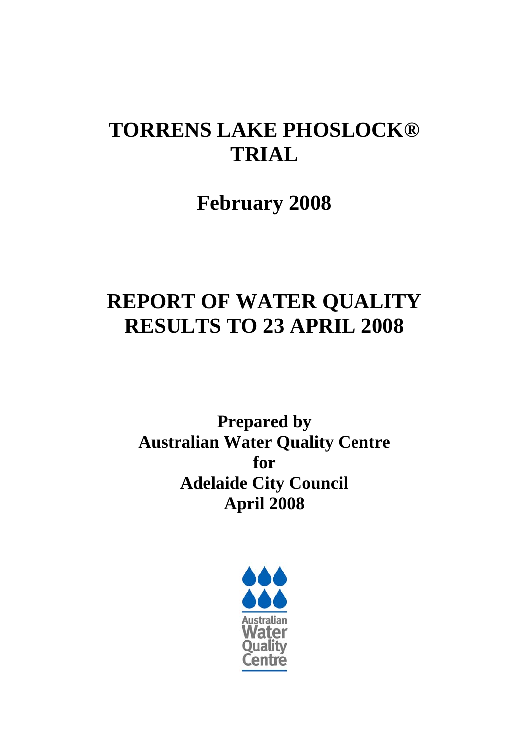# TORRENS LAKE PHOSLOCK® TRIAL

## February 2008

# REPORT OF WATER QUALITY RESULTS TO 23 APRIL 2008

**Prepared by**
**Australian Water Quality Centre**
**for**
**Adelaide City Council**
**April 2008**

Australian Water Quality Centre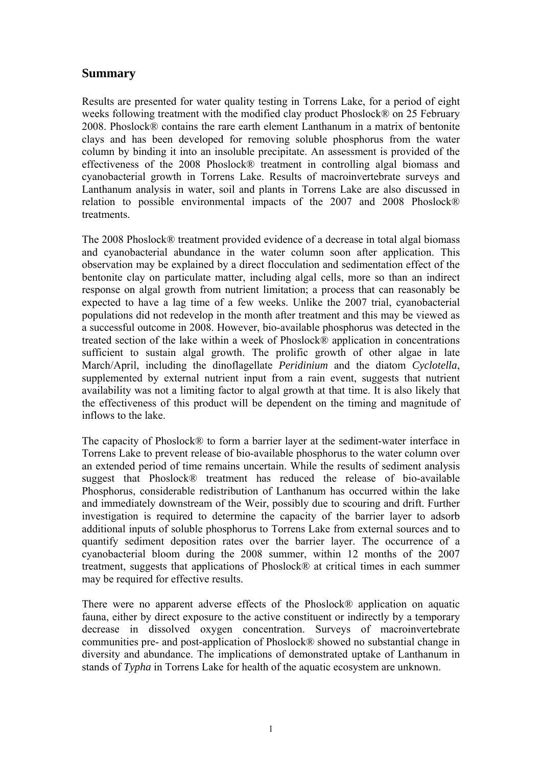## Summary

Results are presented for water quality testing in Torrens Lake, for a period of eight weeks following treatment with the modified clay product Phoslock® on 25 February 2008. Phoslock® contains the rare earth element Lanthanum in a matrix of bentonite clays and has been developed for removing soluble phosphorus from the water column by binding it into an insoluble precipitate. An assessment is provided of the effectiveness of the 2008 Phoslock® treatment in controlling algal biomass and cyanobacterial growth in Torrens Lake. Results of macroinvertebrate surveys and Lanthanum analysis in water, soil and plants in Torrens Lake are also discussed in relation to possible environmental impacts of the 2007 and 2008 Phoslock® treatments.

The 2008 Phoslock® treatment provided evidence of a decrease in total algal biomass and cyanobacterial abundance in the water column soon after application. This observation may be explained by a direct flocculation and sedimentation effect of the bentonite clay on particulate matter, including algal cells, more so than an indirect response on algal growth from nutrient limitation; a process that can reasonably be expected to have a lag time of a few weeks. Unlike the 2007 trial, cyanobacterial populations did not redevelop in the month after treatment and this may be viewed as a successful outcome in 2008. However, bio-available phosphorus was detected in the treated section of the lake within a week of Phoslock® application in concentrations sufficient to sustain algal growth. The prolific growth of other algae in late March/April, including the dinoflagellate *Peridinium* and the diatom *Cyclotella*, supplemented by external nutrient input from a rain event, suggests that nutrient availability was not a limiting factor to algal growth at that time. It is also likely that the effectiveness of this product will be dependent on the timing and magnitude of inflows to the lake.

The capacity of Phoslock® to form a barrier layer at the sediment-water interface in Torrens Lake to prevent release of bio-available phosphorus to the water column over an extended period of time remains uncertain. While the results of sediment analysis suggest that Phoslock® treatment has reduced the release of bio-available Phosphorus, considerable redistribution of Lanthanum has occurred within the lake and immediately downstream of the Weir, possibly due to scouring and drift. Further investigation is required to determine the capacity of the barrier layer to adsorb additional inputs of soluble phosphorus to Torrens Lake from external sources and to quantify sediment deposition rates over the barrier layer. The occurrence of a cyanobacterial bloom during the 2008 summer, within 12 months of the 2007 treatment, suggests that applications of Phoslock® at critical times in each summer may be required for effective results.

There were no apparent adverse effects of the Phoslock® application on aquatic fauna, either by direct exposure to the active constituent or indirectly by a temporary decrease in dissolved oxygen concentration. Surveys of macroinvertebrate communities pre- and post-application of Phoslock® showed no substantial change in diversity and abundance. The implications of demonstrated uptake of Lanthanum in stands of *Typha* in Torrens Lake for health of the aquatic ecosystem are unknown.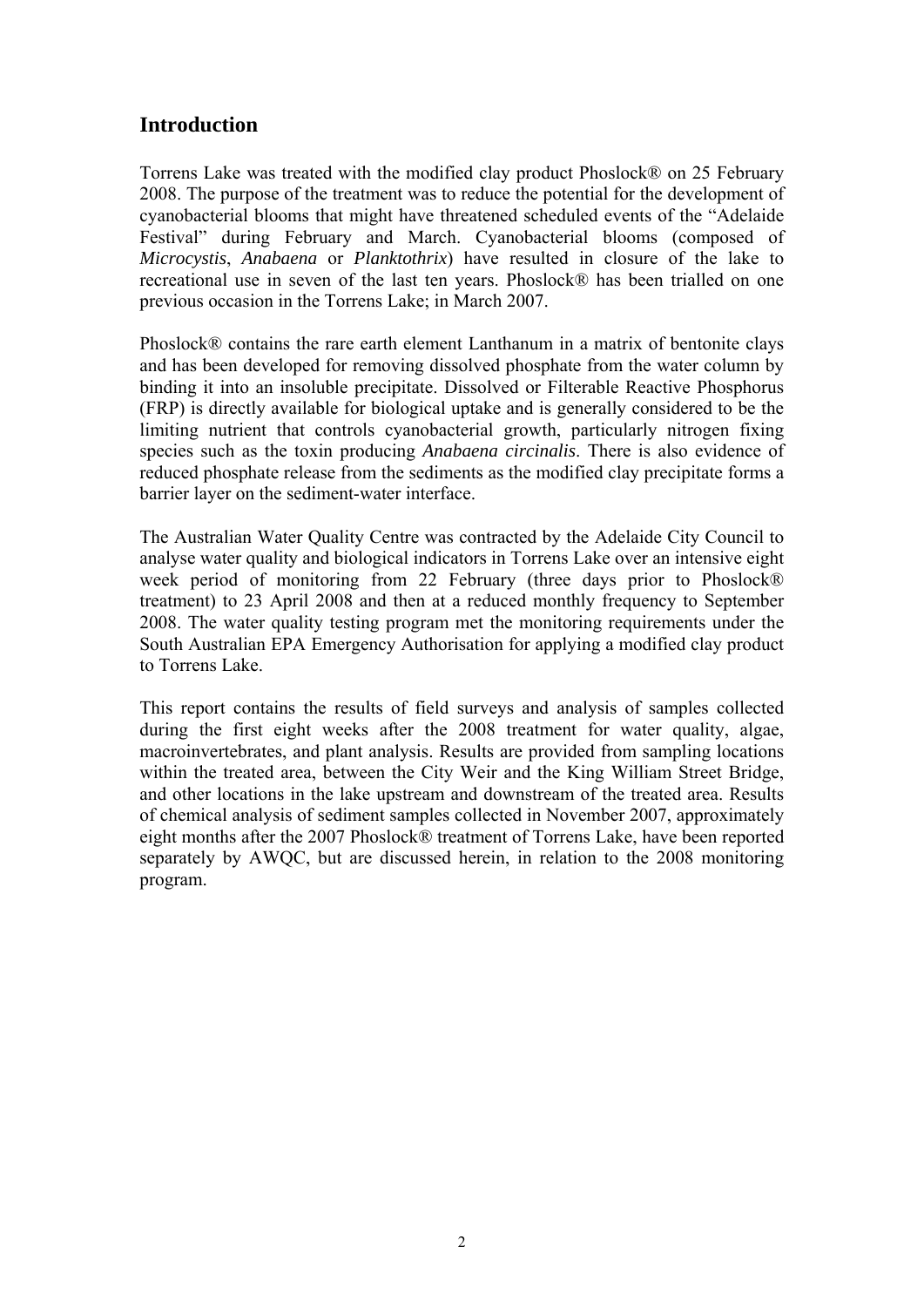## Introduction

Torrens Lake was treated with the modified clay product Phoslock® on 25 February 2008. The purpose of the treatment was to reduce the potential for the development of cyanobacterial blooms that might have threatened scheduled events of the "Adelaide Festival" during February and March. Cyanobacterial blooms (composed of *Microcystis*, *Anabaena* or *Planktothrix*) have resulted in closure of the lake to recreational use in seven of the last ten years. Phoslock® has been trialled on one previous occasion in the Torrens Lake; in March 2007.

Phoslock® contains the rare earth element Lanthanum in a matrix of bentonite clays and has been developed for removing dissolved phosphate from the water column by binding it into an insoluble precipitate. Dissolved or Filterable Reactive Phosphorus (FRP) is directly available for biological uptake and is generally considered to be the limiting nutrient that controls cyanobacterial growth, particularly nitrogen fixing species such as the toxin producing *Anabaena circinalis*. There is also evidence of reduced phosphate release from the sediments as the modified clay precipitate forms a barrier layer on the sediment-water interface.

The Australian Water Quality Centre was contracted by the Adelaide City Council to analyse water quality and biological indicators in Torrens Lake over an intensive eight week period of monitoring from 22 February (three days prior to Phoslock® treatment) to 23 April 2008 and then at a reduced monthly frequency to September 2008. The water quality testing program met the monitoring requirements under the South Australian EPA Emergency Authorisation for applying a modified clay product to Torrens Lake.

This report contains the results of field surveys and analysis of samples collected during the first eight weeks after the 2008 treatment for water quality, algae, macroinvertebrates, and plant analysis. Results are provided from sampling locations within the treated area, between the City Weir and the King William Street Bridge, and other locations in the lake upstream and downstream of the treated area. Results of chemical analysis of sediment samples collected in November 2007, approximately eight months after the 2007 Phoslock® treatment of Torrens Lake, have been reported separately by AWQC, but are discussed herein, in relation to the 2008 monitoring program.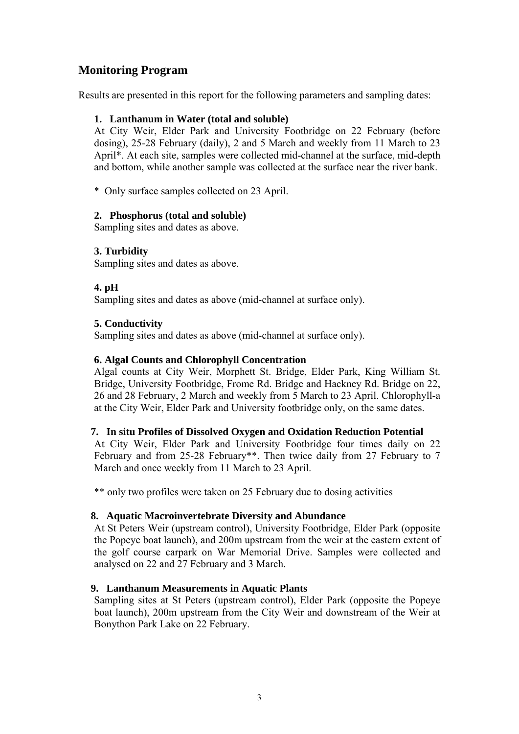## Monitoring Program

Results are presented in this report for the following parameters and sampling dates:

### 1. Lanthanum in Water (total and soluble)

At City Weir, Elder Park and University Footbridge on 22 February (before dosing), 25-28 February (daily), 2 and 5 March and weekly from 11 March to 23 April*. At each site, samples were collected mid-channel at the surface, mid-depth and bottom, while another sample was collected at the surface near the river bank.

\* Only surface samples collected on 23 April.

### 2. Phosphorus (total and soluble)

Sampling sites and dates as above.

### 3. Turbidity

Sampling sites and dates as above.

### 4. pH

Sampling sites and dates as above (mid-channel at surface only).

### 5. Conductivity

Sampling sites and dates as above (mid-channel at surface only).

### 6. Algal Counts and Chlorophyll Concentration

Algal counts at City Weir, Morphett St. Bridge, Elder Park, King William St. Bridge, University Footbridge, Frome Rd. Bridge and Hackney Rd. Bridge on 22, 26 and 28 February, 2 March and weekly from 5 March to 23 April. Chlorophyll-a at the City Weir, Elder Park and University footbridge only, on the same dates.

### 7. In situ Profiles of Dissolved Oxygen and Oxidation Reduction Potential

At City Weir, Elder Park and University Footbridge four times daily on 22 February and from 25-28 February**. Then twice daily from 27 February to 7 March and once weekly from 11 March to 23 April.

\*\* only two profiles were taken on 25 February due to dosing activities

### 8. Aquatic Macroinvertebrate Diversity and Abundance

At St Peters Weir (upstream control), University Footbridge, Elder Park (opposite the Popeye boat launch), and 200m upstream from the weir at the eastern extent of the golf course carpark on War Memorial Drive. Samples were collected and analysed on 22 and 27 February and 3 March.

### 9. Lanthanum Measurements in Aquatic Plants

Sampling sites at St Peters (upstream control), Elder Park (opposite the Popeye boat launch), 200m upstream from the City Weir and downstream of the Weir at Bonython Park Lake on 22 February.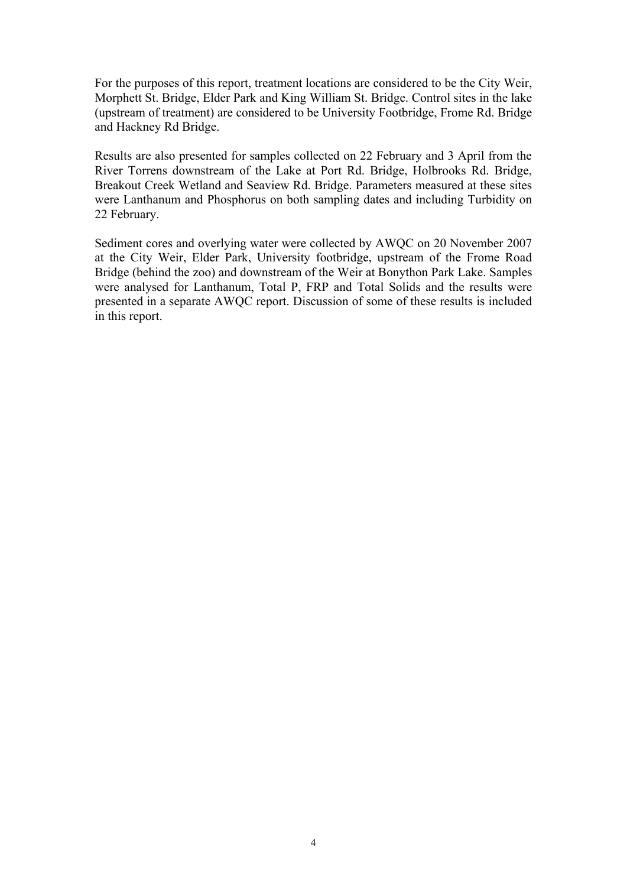For the purposes of this report, treatment locations are considered to be the City Weir, Morphett St. Bridge, Elder Park and King William St. Bridge. Control sites in the lake (upstream of treatment) are considered to be University Footbridge, Frome Rd. Bridge and Hackney Rd Bridge.

Results are also presented for samples collected on 22 February and 3 April from the River Torrens downstream of the Lake at Port Rd. Bridge, Holbrooks Rd. Bridge, Breakout Creek Wetland and Seaview Rd. Bridge. Parameters measured at these sites were Lanthanum and Phosphorus on both sampling dates and including Turbidity on 22 February.

Sediment cores and overlying water were collected by AWQC on 20 November 2007 at the City Weir, Elder Park, University footbridge, upstream of the Frome Road Bridge (behind the zoo) and downstream of the Weir at Bonython Park Lake. Samples were analysed for Lanthanum, Total P, FRP and Total Solids and the results were presented in a separate AWQC report. Discussion of some of these results is included in this report.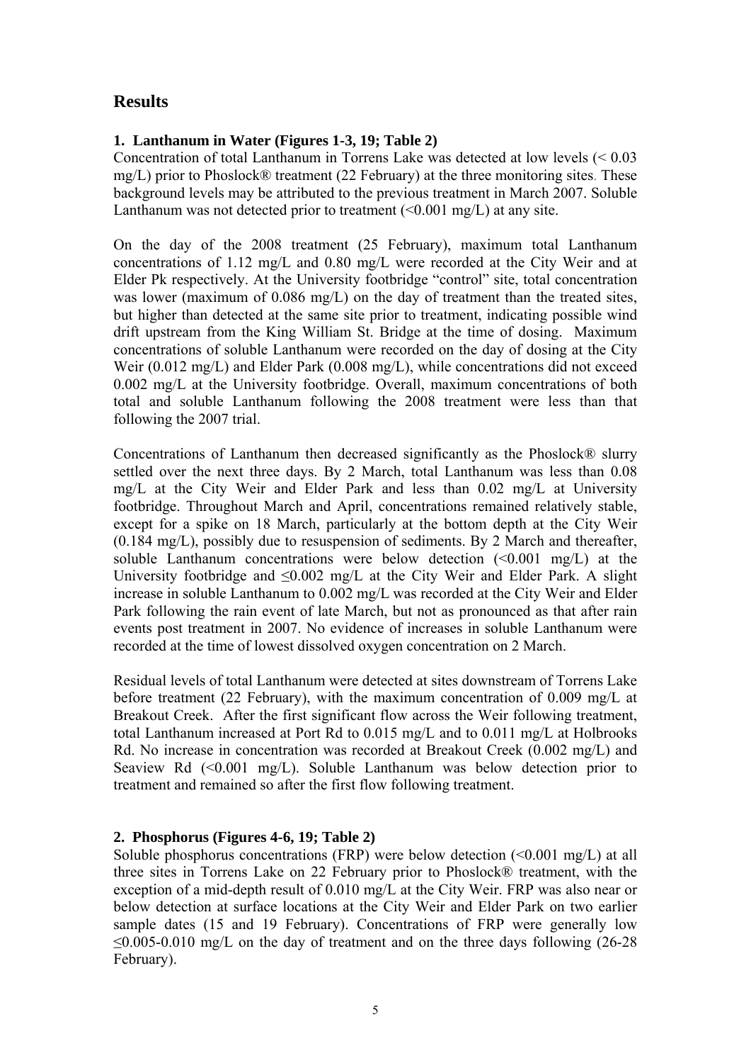# Results

**1. Lanthanum in Water (Figures 1-3, 19; Table 2)**
Concentration of total Lanthanum in Torrens Lake was detected at low levels (< 0.03 mg/L) prior to Phoslock® treatment (22 February) at the three monitoring sites. These background levels may be attributed to the previous treatment in March 2007. Soluble Lanthanum was not detected prior to treatment (<0.001 mg/L) at any site.

On the day of the 2008 treatment (25 February), maximum total Lanthanum concentrations of 1.12 mg/L and 0.80 mg/L were recorded at the City Weir and at Elder Pk respectively. At the University footbridge "control" site, total concentration was lower (maximum of 0.086 mg/L) on the day of treatment than the treated sites, but higher than detected at the same site prior to treatment, indicating possible wind drift upstream from the King William St. Bridge at the time of dosing. Maximum concentrations of soluble Lanthanum were recorded on the day of dosing at the City Weir (0.012 mg/L) and Elder Park (0.008 mg/L), while concentrations did not exceed 0.002 mg/L at the University footbridge. Overall, maximum concentrations of both total and soluble Lanthanum following the 2008 treatment were less than that following the 2007 trial.

Concentrations of Lanthanum then decreased significantly as the Phoslock® slurry settled over the next three days. By 2 March, total Lanthanum was less than 0.08 mg/L at the City Weir and Elder Park and less than 0.02 mg/L at University footbridge. Throughout March and April, concentrations remained relatively stable, except for a spike on 18 March, particularly at the bottom depth at the City Weir (0.184 mg/L), possibly due to resuspension of sediments. By 2 March and thereafter, soluble Lanthanum concentrations were below detection (<0.001 mg/L) at the University footbridge and ≤0.002 mg/L at the City Weir and Elder Park. A slight increase in soluble Lanthanum to 0.002 mg/L was recorded at the City Weir and Elder Park following the rain event of late March, but not as pronounced as that after rain events post treatment in 2007. No evidence of increases in soluble Lanthanum were recorded at the time of lowest dissolved oxygen concentration on 2 March.

Residual levels of total Lanthanum were detected at sites downstream of Torrens Lake before treatment (22 February), with the maximum concentration of 0.009 mg/L at Breakout Creek. After the first significant flow across the Weir following treatment, total Lanthanum increased at Port Rd to 0.015 mg/L and to 0.011 mg/L at Holbrooks Rd. No increase in concentration was recorded at Breakout Creek (0.002 mg/L) and Seaview Rd (<0.001 mg/L). Soluble Lanthanum was below detection prior to treatment and remained so after the first flow following treatment.

**2. Phosphorus (Figures 4-6, 19; Table 2)**
Soluble phosphorus concentrations (FRP) were below detection (<0.001 mg/L) at all three sites in Torrens Lake on 22 February prior to Phoslock® treatment, with the exception of a mid-depth result of 0.010 mg/L at the City Weir. FRP was also near or below detection at surface locations at the City Weir and Elder Park on two earlier sample dates (15 and 19 February). Concentrations of FRP were generally low ≤0.005-0.010 mg/L on the day of treatment and on the three days following (26-28 February).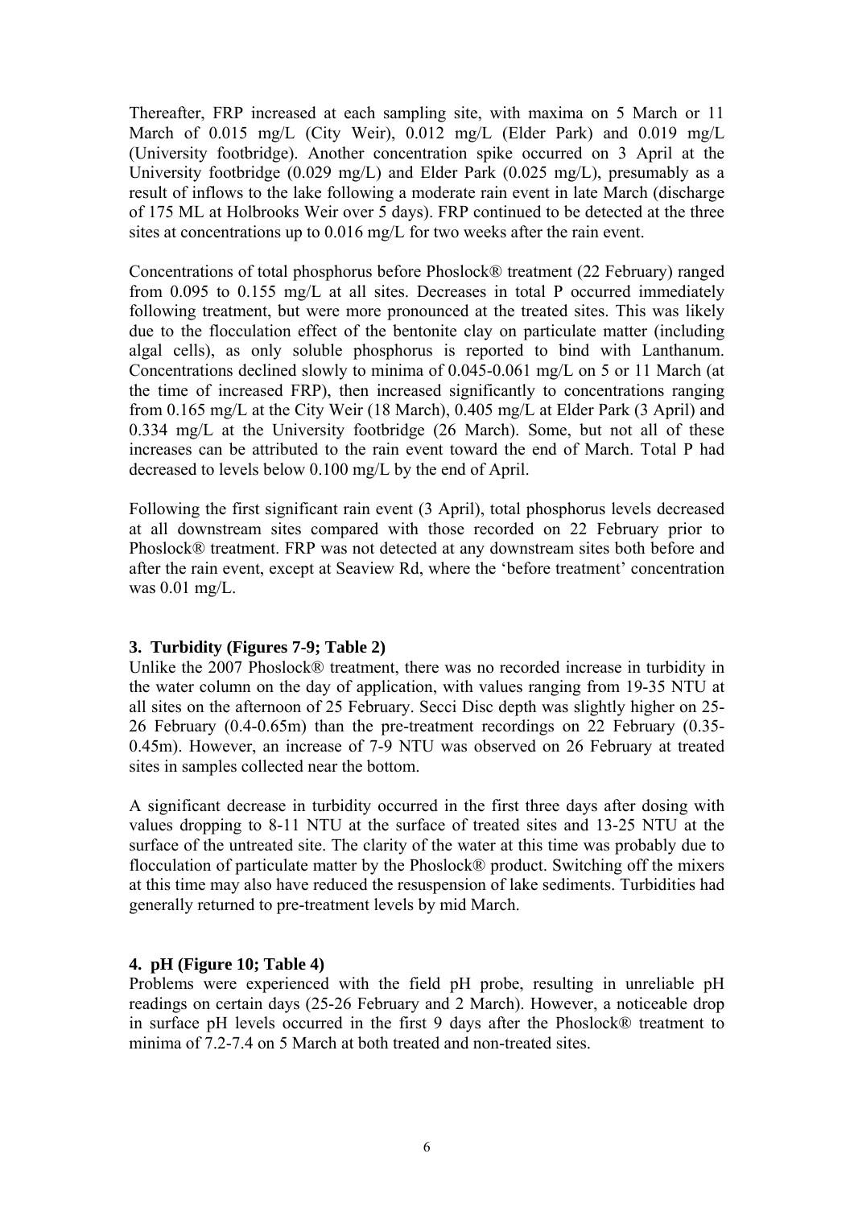Thereafter, FRP increased at each sampling site, with maxima on 5 March or 11 March of 0.015 mg/L (City Weir), 0.012 mg/L (Elder Park) and 0.019 mg/L (University footbridge). Another concentration spike occurred on 3 April at the University footbridge (0.029 mg/L) and Elder Park (0.025 mg/L), presumably as a result of inflows to the lake following a moderate rain event in late March (discharge of 175 ML at Holbrooks Weir over 5 days). FRP continued to be detected at the three sites at concentrations up to 0.016 mg/L for two weeks after the rain event.

Concentrations of total phosphorus before Phoslock® treatment (22 February) ranged from 0.095 to 0.155 mg/L at all sites. Decreases in total P occurred immediately following treatment, but were more pronounced at the treated sites. This was likely due to the flocculation effect of the bentonite clay on particulate matter (including algal cells), as only soluble phosphorus is reported to bind with Lanthanum. Concentrations declined slowly to minima of 0.045-0.061 mg/L on 5 or 11 March (at the time of increased FRP), then increased significantly to concentrations ranging from 0.165 mg/L at the City Weir (18 March), 0.405 mg/L at Elder Park (3 April) and 0.334 mg/L at the University footbridge (26 March). Some, but not all of these increases can be attributed to the rain event toward the end of March. Total P had decreased to levels below 0.100 mg/L by the end of April.

Following the first significant rain event (3 April), total phosphorus levels decreased at all downstream sites compared with those recorded on 22 February prior to Phoslock® treatment. FRP was not detected at any downstream sites both before and after the rain event, except at Seaview Rd, where the 'before treatment' concentration was 0.01 mg/L.

### 3. Turbidity (Figures 7-9; Table 2)

Unlike the 2007 Phoslock® treatment, there was no recorded increase in turbidity in the water column on the day of application, with values ranging from 19-35 NTU at all sites on the afternoon of 25 February. Secci Disc depth was slightly higher on 25-26 February (0.4-0.65m) than the pre-treatment recordings on 22 February (0.35-0.45m). However, an increase of 7-9 NTU was observed on 26 February at treated sites in samples collected near the bottom.

A significant decrease in turbidity occurred in the first three days after dosing with values dropping to 8-11 NTU at the surface of treated sites and 13-25 NTU at the surface of the untreated site. The clarity of the water at this time was probably due to flocculation of particulate matter by the Phoslock® product. Switching off the mixers at this time may also have reduced the resuspension of lake sediments. Turbidities had generally returned to pre-treatment levels by mid March.

### 4. pH (Figure 10; Table 4)

Problems were experienced with the field pH probe, resulting in unreliable pH readings on certain days (25-26 February and 2 March). However, a noticeable drop in surface pH levels occurred in the first 9 days after the Phoslock® treatment to minima of 7.2-7.4 on 5 March at both treated and non-treated sites.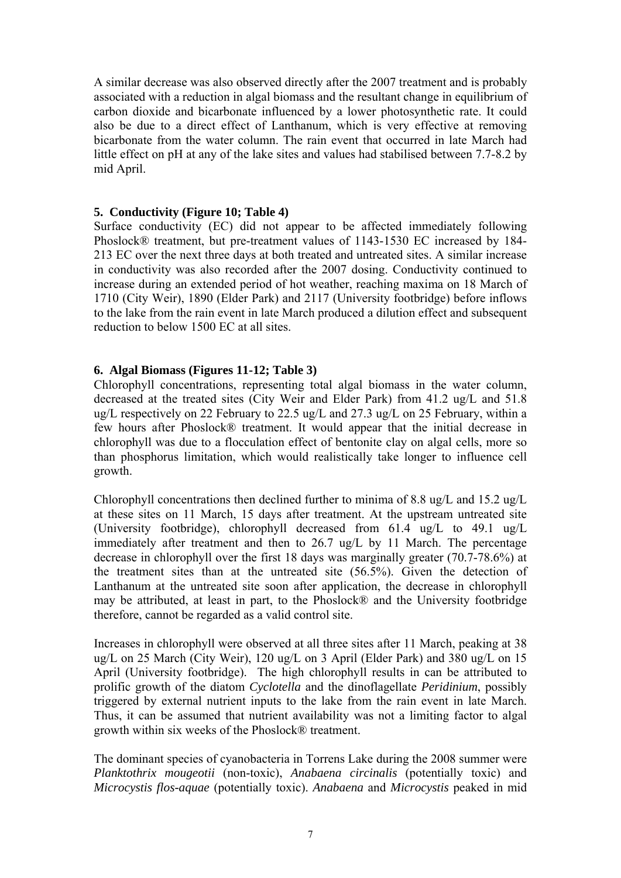A similar decrease was also observed directly after the 2007 treatment and is probably associated with a reduction in algal biomass and the resultant change in equilibrium of carbon dioxide and bicarbonate influenced by a lower photosynthetic rate. It could also be due to a direct effect of Lanthanum, which is very effective at removing bicarbonate from the water column. The rain event that occurred in late March had little effect on pH at any of the lake sites and values had stabilised between 7.7-8.2 by mid April.

### 5. Conductivity (Figure 10; Table 4)

Surface conductivity (EC) did not appear to be affected immediately following Phoslock® treatment, but pre-treatment values of 1143-1530 EC increased by 184-213 EC over the next three days at both treated and untreated sites. A similar increase in conductivity was also recorded after the 2007 dosing. Conductivity continued to increase during an extended period of hot weather, reaching maxima on 18 March of 1710 (City Weir), 1890 (Elder Park) and 2117 (University footbridge) before inflows to the lake from the rain event in late March produced a dilution effect and subsequent reduction to below 1500 EC at all sites.

### 6. Algal Biomass (Figures 11-12; Table 3)

Chlorophyll concentrations, representing total algal biomass in the water column, decreased at the treated sites (City Weir and Elder Park) from 41.2 ug/L and 51.8 ug/L respectively on 22 February to 22.5 ug/L and 27.3 ug/L on 25 February, within a few hours after Phoslock® treatment. It would appear that the initial decrease in chlorophyll was due to a flocculation effect of bentonite clay on algal cells, more so than phosphorus limitation, which would realistically take longer to influence cell growth.

Chlorophyll concentrations then declined further to minima of 8.8 ug/L and 15.2 ug/L at these sites on 11 March, 15 days after treatment. At the upstream untreated site (University footbridge), chlorophyll decreased from 61.4 ug/L to 49.1 ug/L immediately after treatment and then to 26.7 ug/L by 11 March. The percentage decrease in chlorophyll over the first 18 days was marginally greater (70.7-78.6%) at the treatment sites than at the untreated site (56.5%). Given the detection of Lanthanum at the untreated site soon after application, the decrease in chlorophyll may be attributed, at least in part, to the Phoslock® and the University footbridge therefore, cannot be regarded as a valid control site.

Increases in chlorophyll were observed at all three sites after 11 March, peaking at 38 ug/L on 25 March (City Weir), 120 ug/L on 3 April (Elder Park) and 380 ug/L on 15 April (University footbridge). The high chlorophyll results in can be attributed to prolific growth of the diatom *Cyclotella* and the dinoflagellate *Peridinium*, possibly triggered by external nutrient inputs to the lake from the rain event in late March. Thus, it can be assumed that nutrient availability was not a limiting factor to algal growth within six weeks of the Phoslock® treatment.

The dominant species of cyanobacteria in Torrens Lake during the 2008 summer were *Planktothrix mougeotii* (non-toxic), *Anabaena circinalis* (potentially toxic) and *Microcystis flos-aquae* (potentially toxic). *Anabaena* and *Microcystis* peaked in mid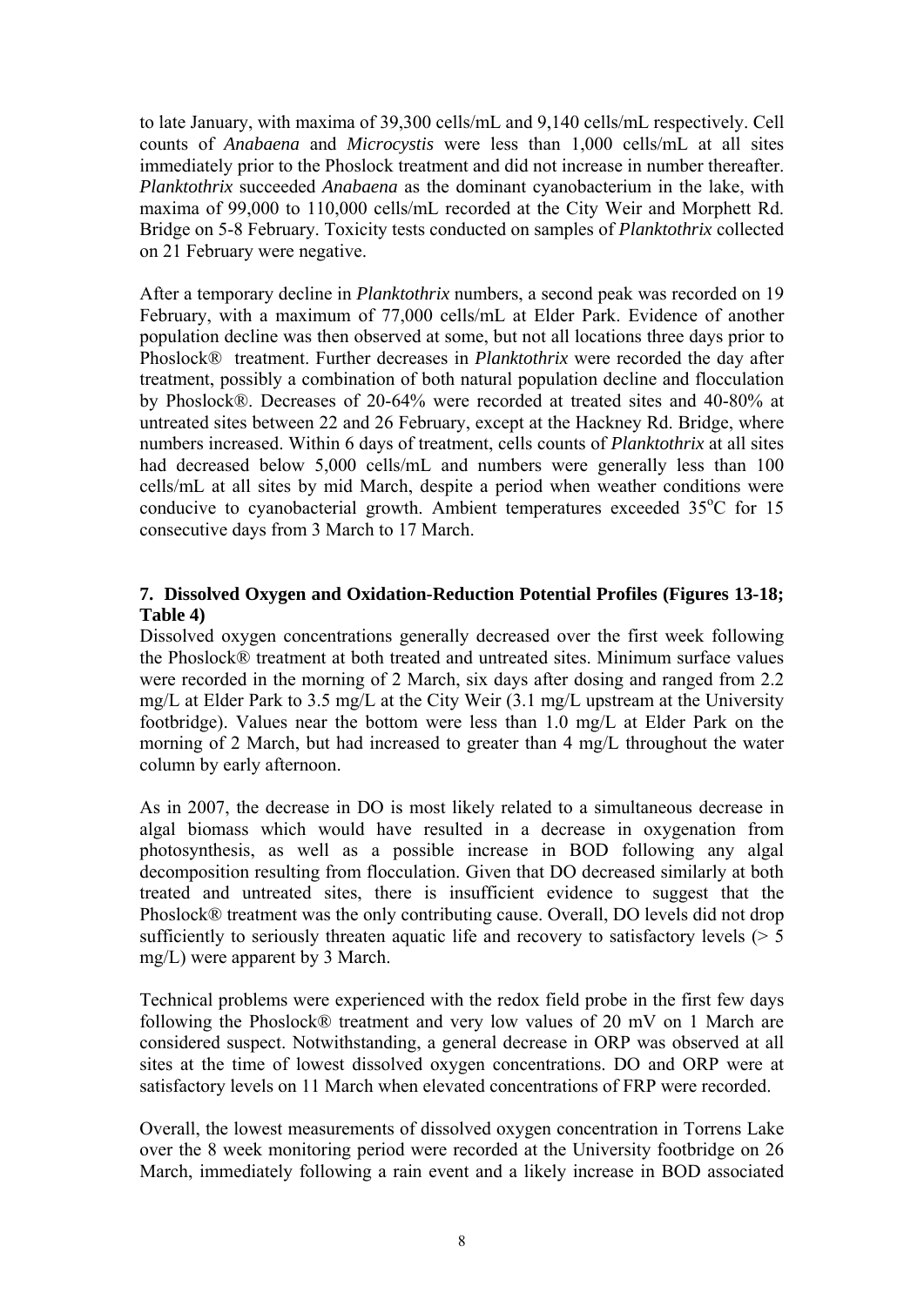to late January, with maxima of 39,300 cells/mL and 9,140 cells/mL respectively. Cell counts of *Anabaena* and *Microcystis* were less than 1,000 cells/mL at all sites immediately prior to the Phoslock treatment and did not increase in number thereafter. *Planktothrix* succeeded *Anabaena* as the dominant cyanobacterium in the lake, with maxima of 99,000 to 110,000 cells/mL recorded at the City Weir and Morphett Rd. Bridge on 5-8 February. Toxicity tests conducted on samples of *Planktothrix* collected on 21 February were negative.

After a temporary decline in *Planktothrix* numbers, a second peak was recorded on 19 February, with a maximum of 77,000 cells/mL at Elder Park. Evidence of another population decline was then observed at some, but not all locations three days prior to Phoslock® treatment. Further decreases in *Planktothrix* were recorded the day after treatment, possibly a combination of both natural population decline and flocculation by Phoslock®. Decreases of 20-64% were recorded at treated sites and 40-80% at untreated sites between 22 and 26 February, except at the Hackney Rd. Bridge, where numbers increased. Within 6 days of treatment, cells counts of *Planktothrix* at all sites had decreased below 5,000 cells/mL and numbers were generally less than 100 cells/mL at all sites by mid March, despite a period when weather conditions were conducive to cyanobacterial growth. Ambient temperatures exceeded 35°C for 15 consecutive days from 3 March to 17 March.

## 7. Dissolved Oxygen and Oxidation-Reduction Potential Profiles (Figures 13-18; Table 4)

Dissolved oxygen concentrations generally decreased over the first week following the Phoslock® treatment at both treated and untreated sites. Minimum surface values were recorded in the morning of 2 March, six days after dosing and ranged from 2.2 mg/L at Elder Park to 3.5 mg/L at the City Weir (3.1 mg/L upstream at the University footbridge). Values near the bottom were less than 1.0 mg/L at Elder Park on the morning of 2 March, but had increased to greater than 4 mg/L throughout the water column by early afternoon.

As in 2007, the decrease in DO is most likely related to a simultaneous decrease in algal biomass which would have resulted in a decrease in oxygenation from photosynthesis, as well as a possible increase in BOD following any algal decomposition resulting from flocculation. Given that DO decreased similarly at both treated and untreated sites, there is insufficient evidence to suggest that the Phoslock® treatment was the only contributing cause. Overall, DO levels did not drop sufficiently to seriously threaten aquatic life and recovery to satisfactory levels (> 5 mg/L) were apparent by 3 March.

Technical problems were experienced with the redox field probe in the first few days following the Phoslock® treatment and very low values of 20 mV on 1 March are considered suspect. Notwithstanding, a general decrease in ORP was observed at all sites at the time of lowest dissolved oxygen concentrations. DO and ORP were at satisfactory levels on 11 March when elevated concentrations of FRP were recorded.

Overall, the lowest measurements of dissolved oxygen concentration in Torrens Lake over the 8 week monitoring period were recorded at the University footbridge on 26 March, immediately following a rain event and a likely increase in BOD associated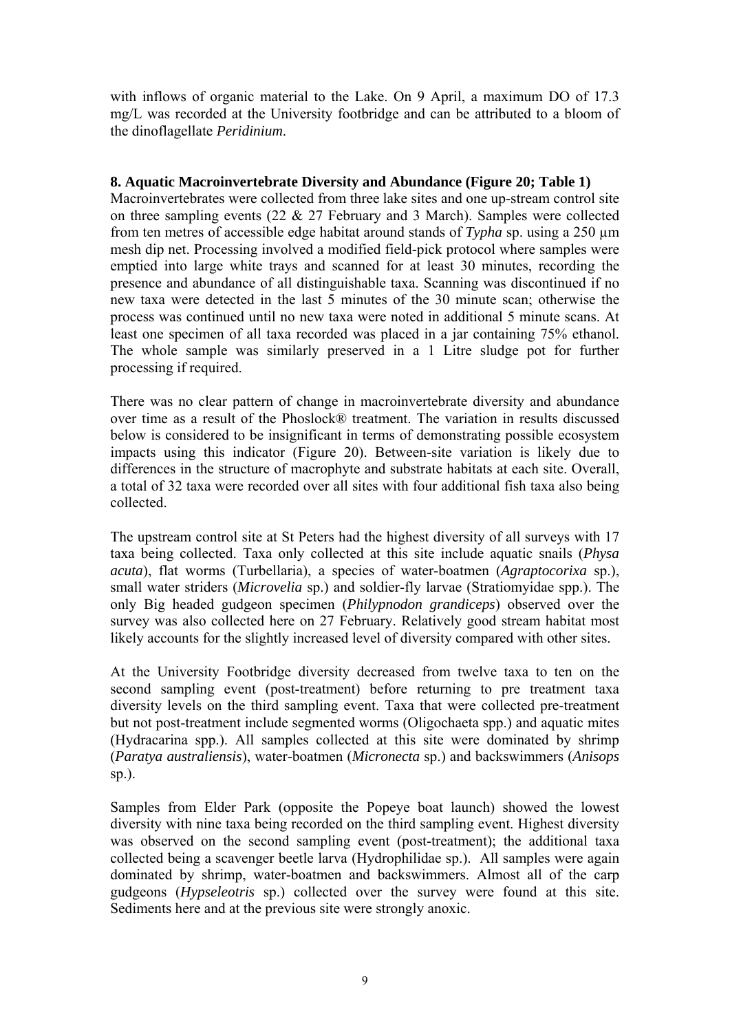with inflows of organic material to the Lake. On 9 April, a maximum DO of 17.3 mg/L was recorded at the University footbridge and can be attributed to a bloom of the dinoflagellate *Peridinium*.

## 8. Aquatic Macroinvertebrate Diversity and Abundance (Figure 20; Table 1)

Macroinvertebrates were collected from three lake sites and one up-stream control site on three sampling events (22 & 27 February and 3 March). Samples were collected from ten metres of accessible edge habitat around stands of *Typha* sp. using a 250 µm mesh dip net. Processing involved a modified field-pick protocol where samples were emptied into large white trays and scanned for at least 30 minutes, recording the presence and abundance of all distinguishable taxa. Scanning was discontinued if no new taxa were detected in the last 5 minutes of the 30 minute scan; otherwise the process was continued until no new taxa were noted in additional 5 minute scans. At least one specimen of all taxa recorded was placed in a jar containing 75% ethanol. The whole sample was similarly preserved in a 1 Litre sludge pot for further processing if required.

There was no clear pattern of change in macroinvertebrate diversity and abundance over time as a result of the Phoslock® treatment. The variation in results discussed below is considered to be insignificant in terms of demonstrating possible ecosystem impacts using this indicator (Figure 20). Between-site variation is likely due to differences in the structure of macrophyte and substrate habitats at each site. Overall, a total of 32 taxa were recorded over all sites with four additional fish taxa also being collected.

The upstream control site at St Peters had the highest diversity of all surveys with 17 taxa being collected. Taxa only collected at this site include aquatic snails (*Physa acuta*), flat worms (Turbellaria), a species of water-boatmen (*Agraptocorixa* sp.), small water striders (*Microvelia* sp.) and soldier-fly larvae (Stratiomyidae spp.). The only Big headed gudgeon specimen (*Philypnodon grandiceps*) observed over the survey was also collected here on 27 February. Relatively good stream habitat most likely accounts for the slightly increased level of diversity compared with other sites.

At the University Footbridge diversity decreased from twelve taxa to ten on the second sampling event (post-treatment) before returning to pre treatment taxa diversity levels on the third sampling event. Taxa that were collected pre-treatment but not post-treatment include segmented worms (Oligochaeta spp.) and aquatic mites (Hydracarina spp.). All samples collected at this site were dominated by shrimp (*Paratya australiensis*), water-boatmen (*Micronecta* sp.) and backswimmers (*Anisops* sp.).

Samples from Elder Park (opposite the Popeye boat launch) showed the lowest diversity with nine taxa being recorded on the third sampling event. Highest diversity was observed on the second sampling event (post-treatment); the additional taxa collected being a scavenger beetle larva (Hydrophilidae sp.). All samples were again dominated by shrimp, water-boatmen and backswimmers. Almost all of the carp gudgeons (*Hypseleotris* sp.) collected over the survey were found at this site. Sediments here and at the previous site were strongly anoxic.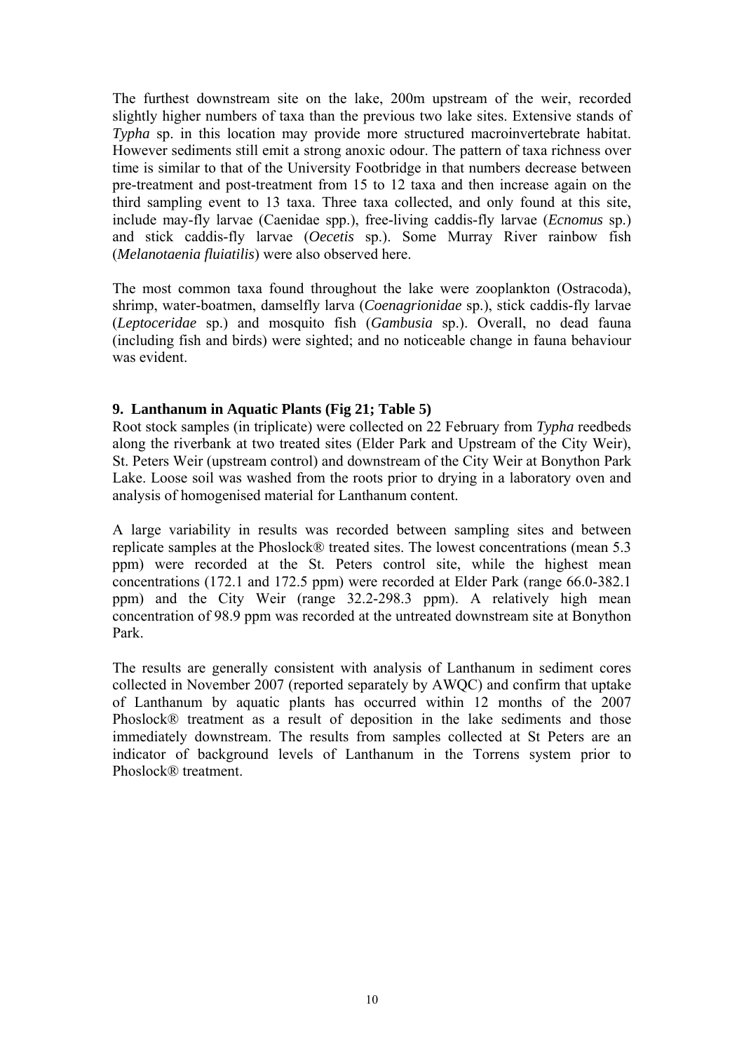The furthest downstream site on the lake, 200m upstream of the weir, recorded slightly higher numbers of taxa than the previous two lake sites. Extensive stands of *Typha* sp. in this location may provide more structured macroinvertebrate habitat. However sediments still emit a strong anoxic odour. The pattern of taxa richness over time is similar to that of the University Footbridge in that numbers decrease between pre-treatment and post-treatment from 15 to 12 taxa and then increase again on the third sampling event to 13 taxa. Three taxa collected, and only found at this site, include may-fly larvae (Caenidae spp.), free-living caddis-fly larvae (*Ecnomus* sp.) and stick caddis-fly larvae (*Oecetis* sp.). Some Murray River rainbow fish (*Melanotaenia fluiatilis*) were also observed here.

The most common taxa found throughout the lake were zooplankton (Ostracoda), shrimp, water-boatmen, damselfly larva (*Coenagrionidae* sp.), stick caddis-fly larvae (*Leptoceridae* sp.) and mosquito fish (*Gambusia* sp.). Overall, no dead fauna (including fish and birds) were sighted; and no noticeable change in fauna behaviour was evident.

## 9. Lanthanum in Aquatic Plants (Fig 21; Table 5)

Root stock samples (in triplicate) were collected on 22 February from *Typha* reedbeds along the riverbank at two treated sites (Elder Park and Upstream of the City Weir), St. Peters Weir (upstream control) and downstream of the City Weir at Bonython Park Lake. Loose soil was washed from the roots prior to drying in a laboratory oven and analysis of homogenised material for Lanthanum content.

A large variability in results was recorded between sampling sites and between replicate samples at the Phoslock® treated sites. The lowest concentrations (mean 5.3 ppm) were recorded at the St. Peters control site, while the highest mean concentrations (172.1 and 172.5 ppm) were recorded at Elder Park (range 66.0-382.1 ppm) and the City Weir (range 32.2-298.3 ppm). A relatively high mean concentration of 98.9 ppm was recorded at the untreated downstream site at Bonython Park.

The results are generally consistent with analysis of Lanthanum in sediment cores collected in November 2007 (reported separately by AWQC) and confirm that uptake of Lanthanum by aquatic plants has occurred within 12 months of the 2007 Phoslock® treatment as a result of deposition in the lake sediments and those immediately downstream. The results from samples collected at St Peters are an indicator of background levels of Lanthanum in the Torrens system prior to Phoslock® treatment.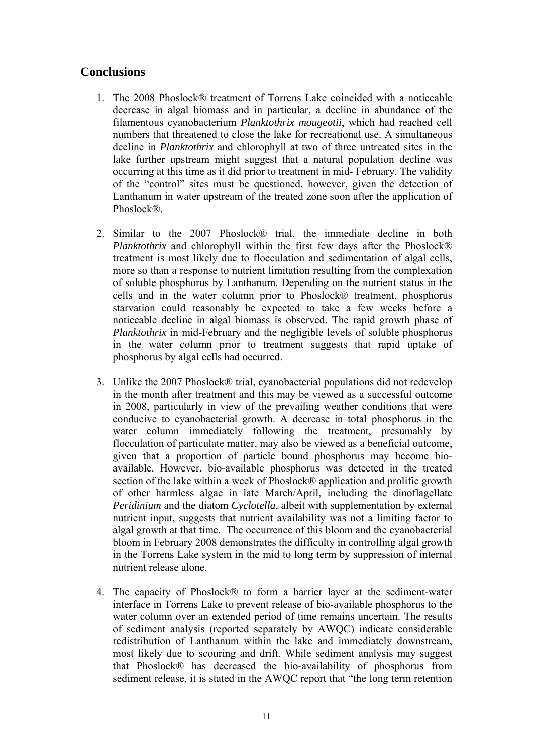## Conclusions

1. The 2008 Phoslock® treatment of Torrens Lake coincided with a noticeable decrease in algal biomass and in particular, a decline in abundance of the filamentous cyanobacterium *Planktothrix mougeotii*, which had reached cell numbers that threatened to close the lake for recreational use. A simultaneous decline in *Planktothrix* and chlorophyll at two of three untreated sites in the lake further upstream might suggest that a natural population decline was occurring at this time as it did prior to treatment in mid- February. The validity of the "control" sites must be questioned, however, given the detection of Lanthanum in water upstream of the treated zone soon after the application of Phoslock®.

2. Similar to the 2007 Phoslock® trial, the immediate decline in both *Planktothrix* and chlorophyll within the first few days after the Phoslock® treatment is most likely due to flocculation and sedimentation of algal cells, more so than a response to nutrient limitation resulting from the complexation of soluble phosphorus by Lanthanum. Depending on the nutrient status in the cells and in the water column prior to Phoslock® treatment, phosphorus starvation could reasonably be expected to take a few weeks before a noticeable decline in algal biomass is observed. The rapid growth phase of *Planktothrix* in mid-February and the negligible levels of soluble phosphorus in the water column prior to treatment suggests that rapid uptake of phosphorus by algal cells had occurred.

3. Unlike the 2007 Phoslock® trial, cyanobacterial populations did not redevelop in the month after treatment and this may be viewed as a successful outcome in 2008, particularly in view of the prevailing weather conditions that were conducive to cyanobacterial growth. A decrease in total phosphorus in the water column immediately following the treatment, presumably by flocculation of particulate matter, may also be viewed as a beneficial outcome, given that a proportion of particle bound phosphorus may become bio-available. However, bio-available phosphorus was detected in the treated section of the lake within a week of Phoslock® application and prolific growth of other harmless algae in late March/April, including the dinoflagellate *Peridinium* and the diatom *Cyclotella*, albeit with supplementation by external nutrient input, suggests that nutrient availability was not a limiting factor to algal growth at that time. The occurrence of this bloom and the cyanobacterial bloom in February 2008 demonstrates the difficulty in controlling algal growth in the Torrens Lake system in the mid to long term by suppression of internal nutrient release alone.

4. The capacity of Phoslock® to form a barrier layer at the sediment-water interface in Torrens Lake to prevent release of bio-available phosphorus to the water column over an extended period of time remains uncertain. The results of sediment analysis (reported separately by AWQC) indicate considerable redistribution of Lanthanum within the lake and immediately downstream, most likely due to scouring and drift. While sediment analysis may suggest that Phoslock® has decreased the bio-availability of phosphorus from sediment release, it is stated in the AWQC report that "the long term retention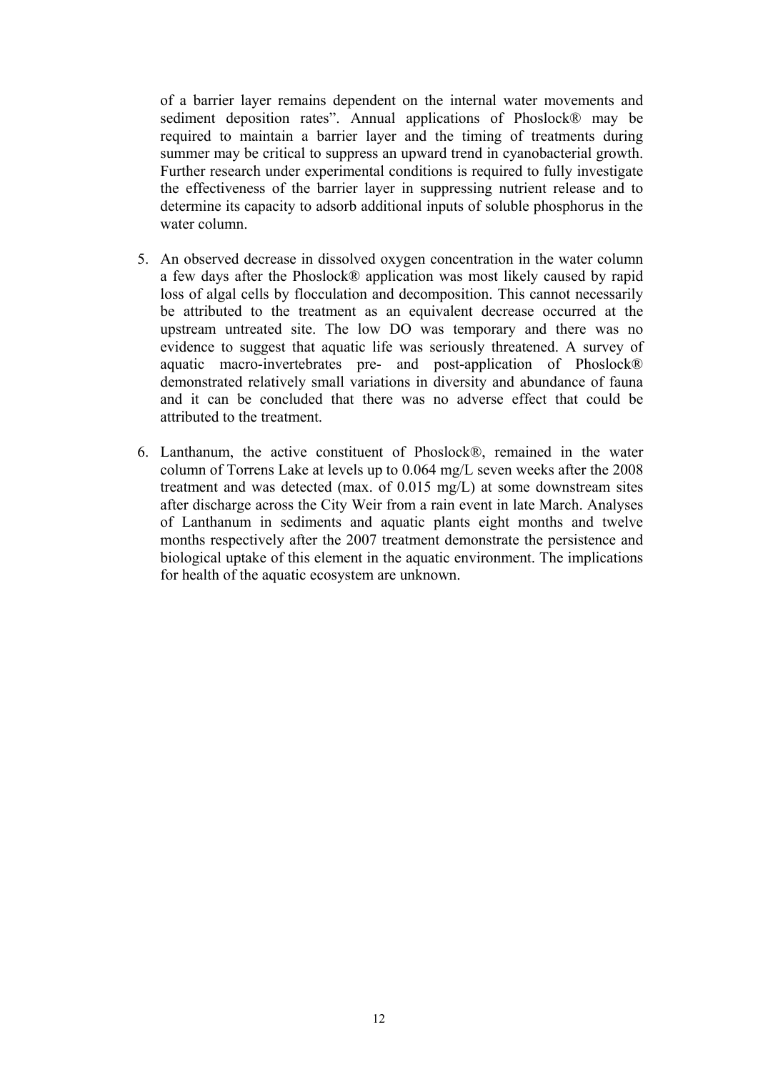of a barrier layer remains dependent on the internal water movements and sediment deposition rates". Annual applications of Phoslock® may be required to maintain a barrier layer and the timing of treatments during summer may be critical to suppress an upward trend in cyanobacterial growth. Further research under experimental conditions is required to fully investigate the effectiveness of the barrier layer in suppressing nutrient release and to determine its capacity to adsorb additional inputs of soluble phosphorus in the water column.

5. An observed decrease in dissolved oxygen concentration in the water column a few days after the Phoslock® application was most likely caused by rapid loss of algal cells by flocculation and decomposition. This cannot necessarily be attributed to the treatment as an equivalent decrease occurred at the upstream untreated site. The low DO was temporary and there was no evidence to suggest that aquatic life was seriously threatened. A survey of aquatic macro-invertebrates pre- and post-application of Phoslock® demonstrated relatively small variations in diversity and abundance of fauna and it can be concluded that there was no adverse effect that could be attributed to the treatment.

6. Lanthanum, the active constituent of Phoslock®, remained in the water column of Torrens Lake at levels up to 0.064 mg/L seven weeks after the 2008 treatment and was detected (max. of 0.015 mg/L) at some downstream sites after discharge across the City Weir from a rain event in late March. Analyses of Lanthanum in sediments and aquatic plants eight months and twelve months respectively after the 2007 treatment demonstrate the persistence and biological uptake of this element in the aquatic environment. The implications for health of the aquatic ecosystem are unknown.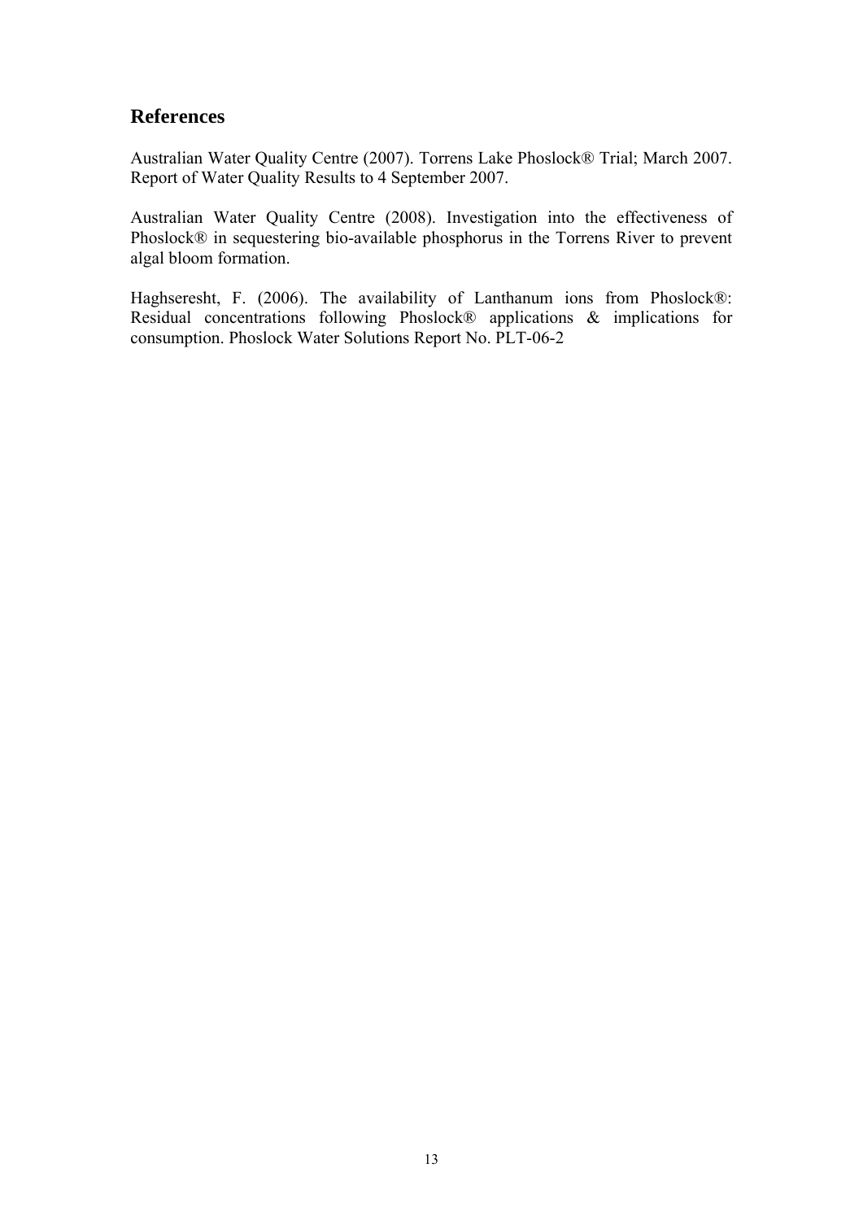## References

Australian Water Quality Centre (2007). Torrens Lake Phoslock® Trial; March 2007. Report of Water Quality Results to 4 September 2007.

Australian Water Quality Centre (2008). Investigation into the effectiveness of Phoslock® in sequestering bio-available phosphorus in the Torrens River to prevent algal bloom formation.

Haghseresht, F. (2006). The availability of Lanthanum ions from Phoslock®: Residual concentrations following Phoslock® applications & implications for consumption. Phoslock Water Solutions Report No. PLT-06-2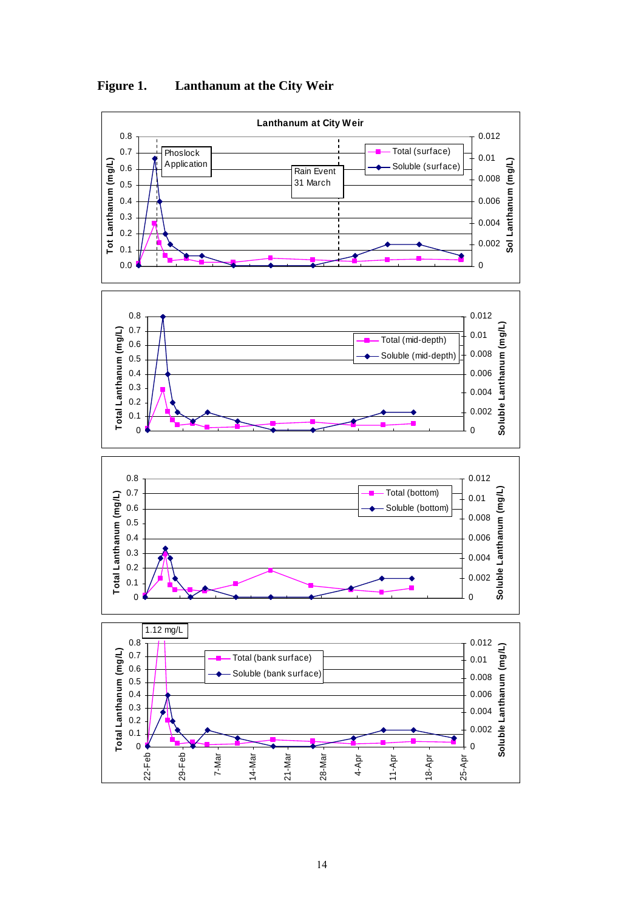**Figure 1. Lanthanum at the City Weir**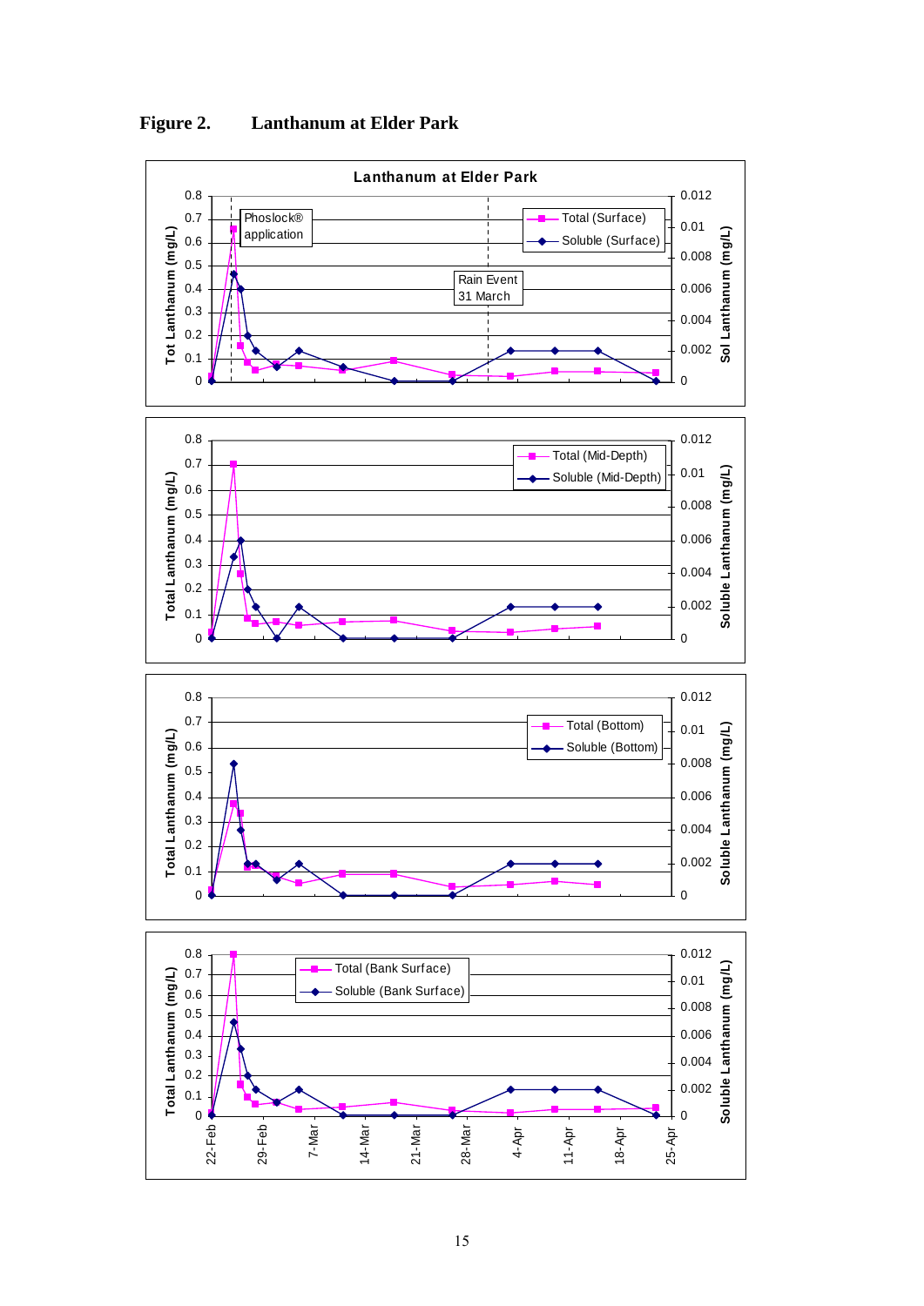**Figure 2. Lanthanum at Elder Park**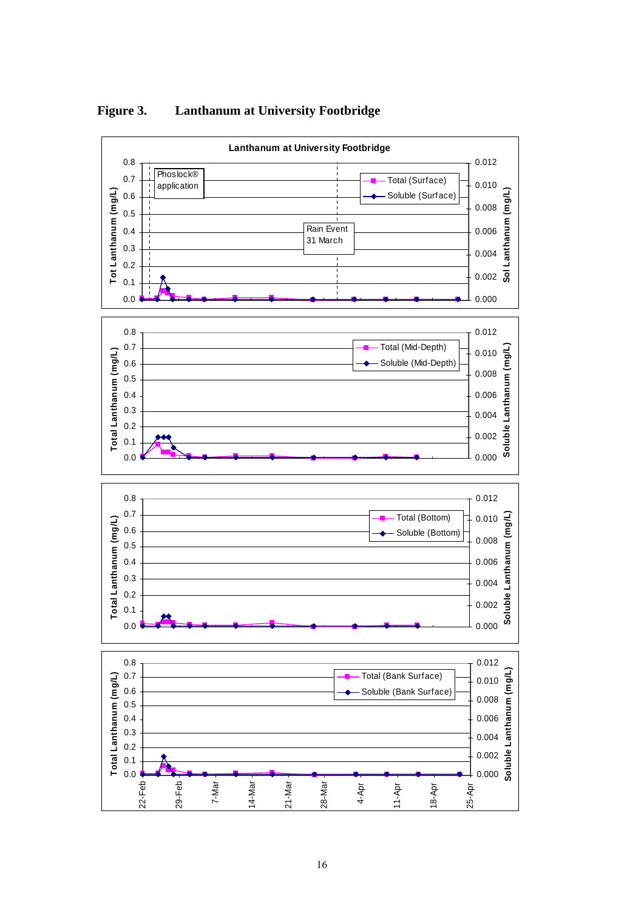**Figure 3. Lanthanum at University Footbridge**

Lanthanum at University Footbridge

Phoslock® application

Rain Event 31 March

Total (Surface)

Soluble (Surface)

Tot Lanthanum (mg/L)

Sol Lanthanum (mg/L)

Total (Mid-Depth)

Soluble (Mid-Depth)

Total Lanthanum (mg/L)

Soluble Lanthanum (mg/L)

Total (Bottom)

Soluble (Bottom)

Total Lanthanum (mg/L)

Soluble Lanthanum (mg/L)

Total (Bank Surface)

Soluble (Bank Surface)

Total Lanthanum (mg/L)

Soluble Lanthanum (mg/L)

22-Feb 29-Feb 7-Mar 14-Mar 21-Mar 28-Mar 4-Apr 11-Apr 18-Apr 25-Apr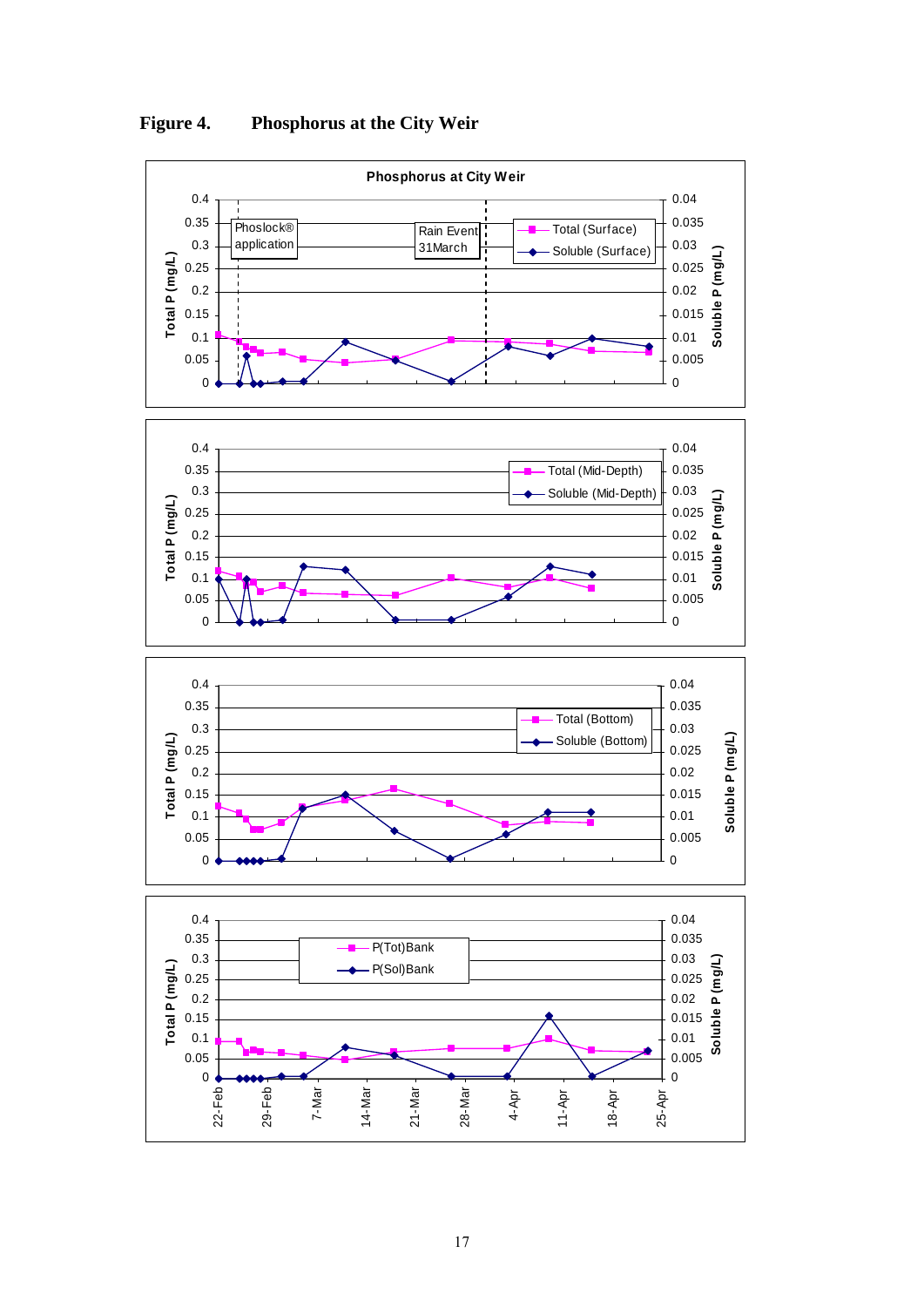**Figure 4. Phosphorus at the City Weir**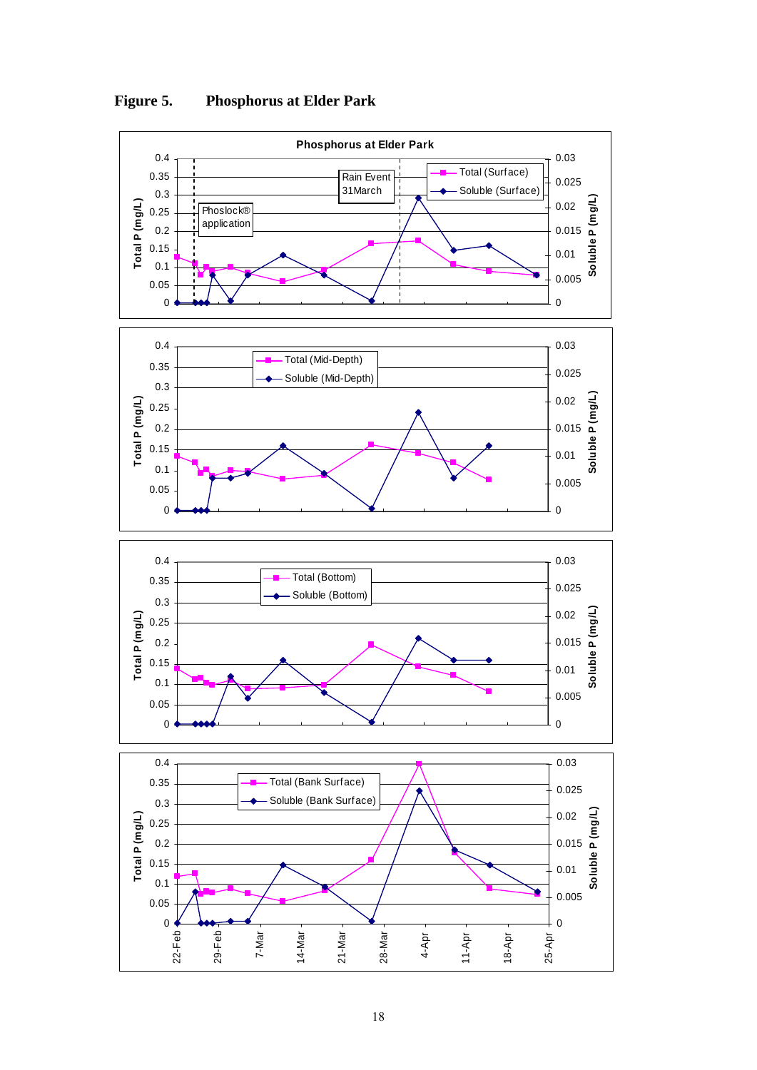**Figure 5. Phosphorus at Elder Park**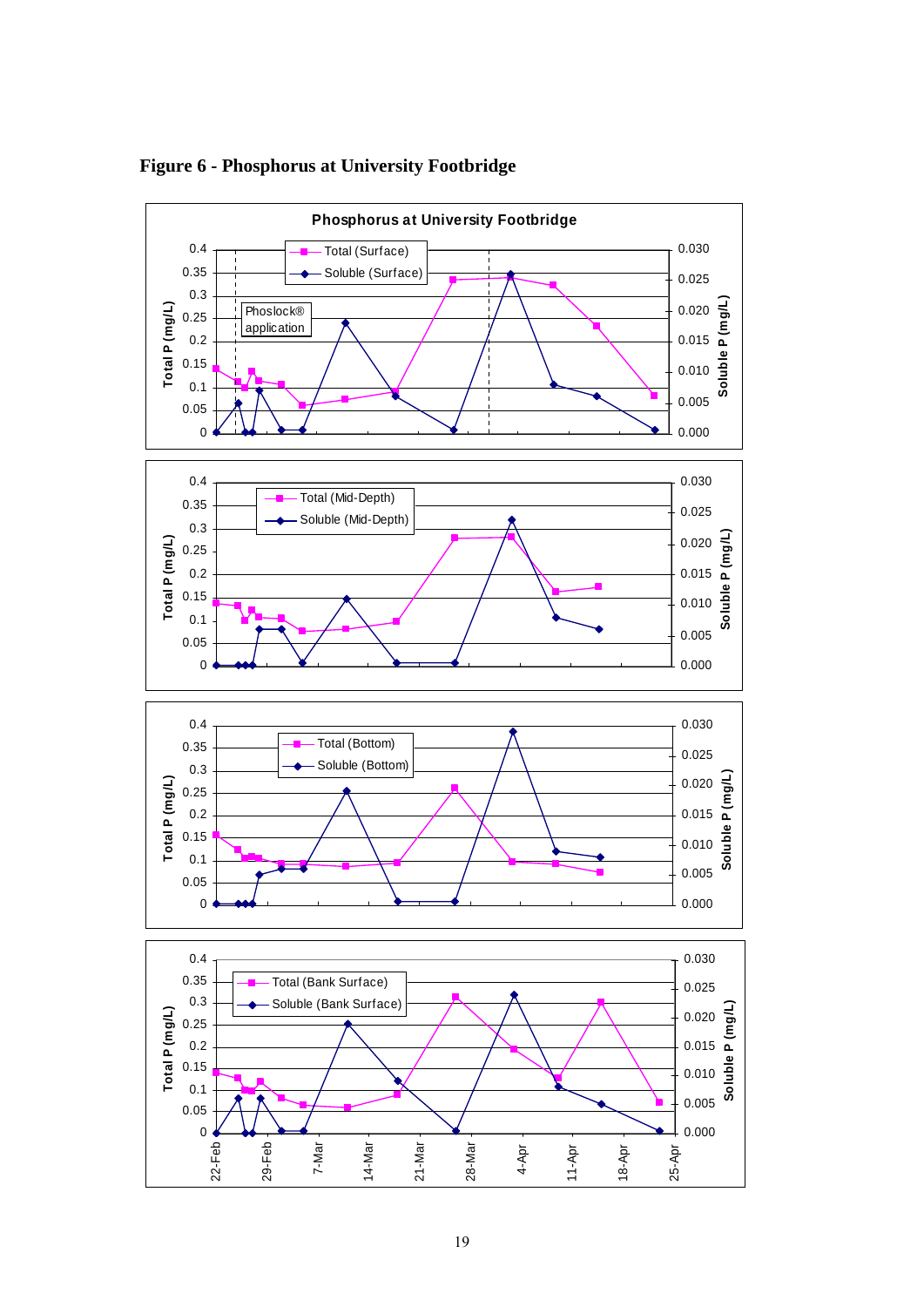# Figure 6 - Phosphorus at University Footbridge

**Phosphorus at University Footbridge**

Total P (mg/L) | Soluble P (mg/L)

Legend: Total (Surface), Soluble (Surface)

Phoslock® application

Legend: Total (Mid-Depth), Soluble (Mid-Depth)

Legend: Total (Bottom), Soluble (Bottom)

Legend: Total (Bank Surface), Soluble (Bank Surface)

22-Feb, 29-Feb, 7-Mar, 14-Mar, 21-Mar, 28-Mar, 4-Apr, 11-Apr, 18-Apr, 25-Apr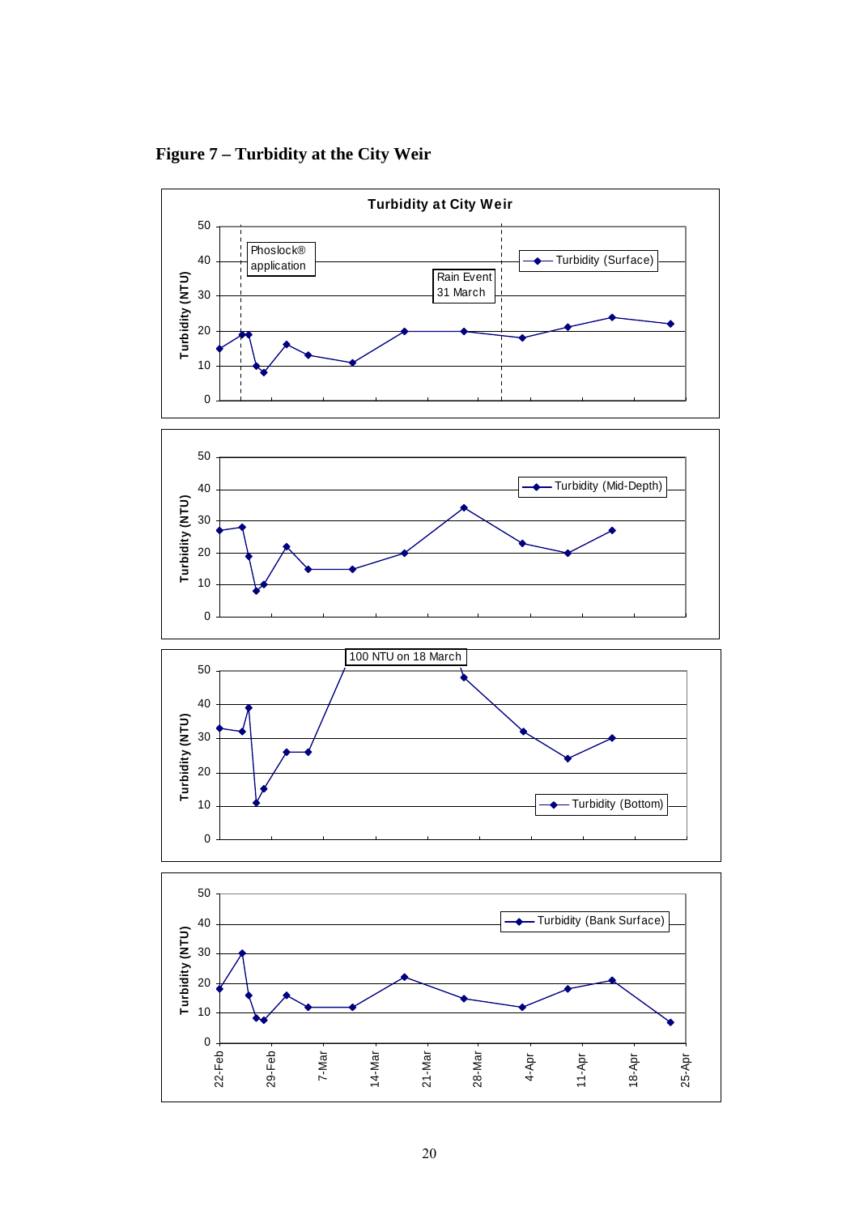**Figure 7 – Turbidity at the City Weir**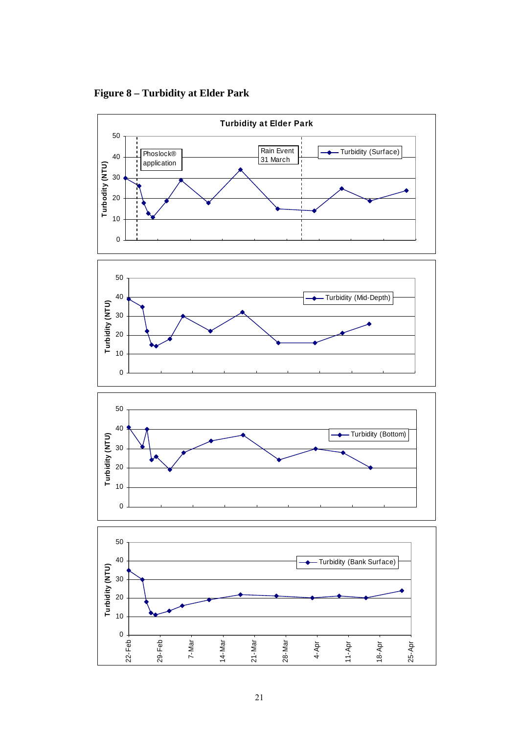**Figure 8 – Turbidity at Elder Park**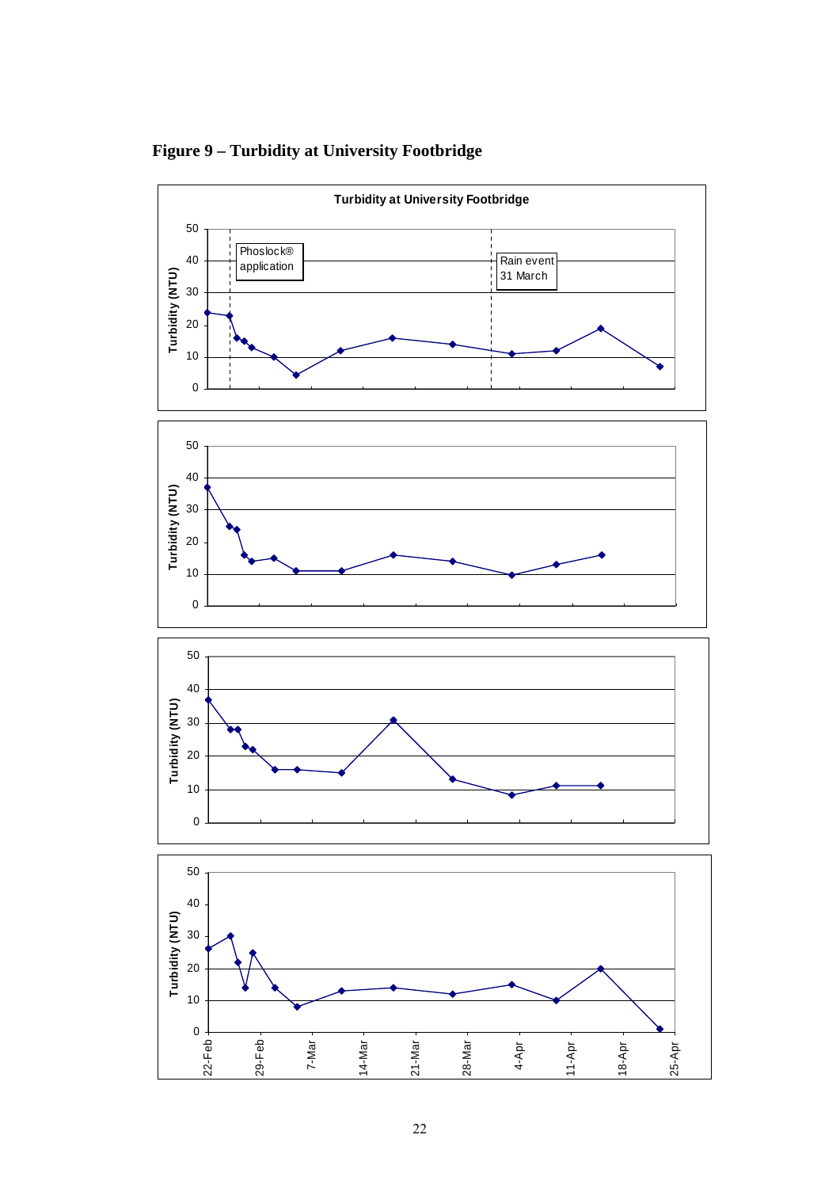**Figure 9 – Turbidity at University Footbridge**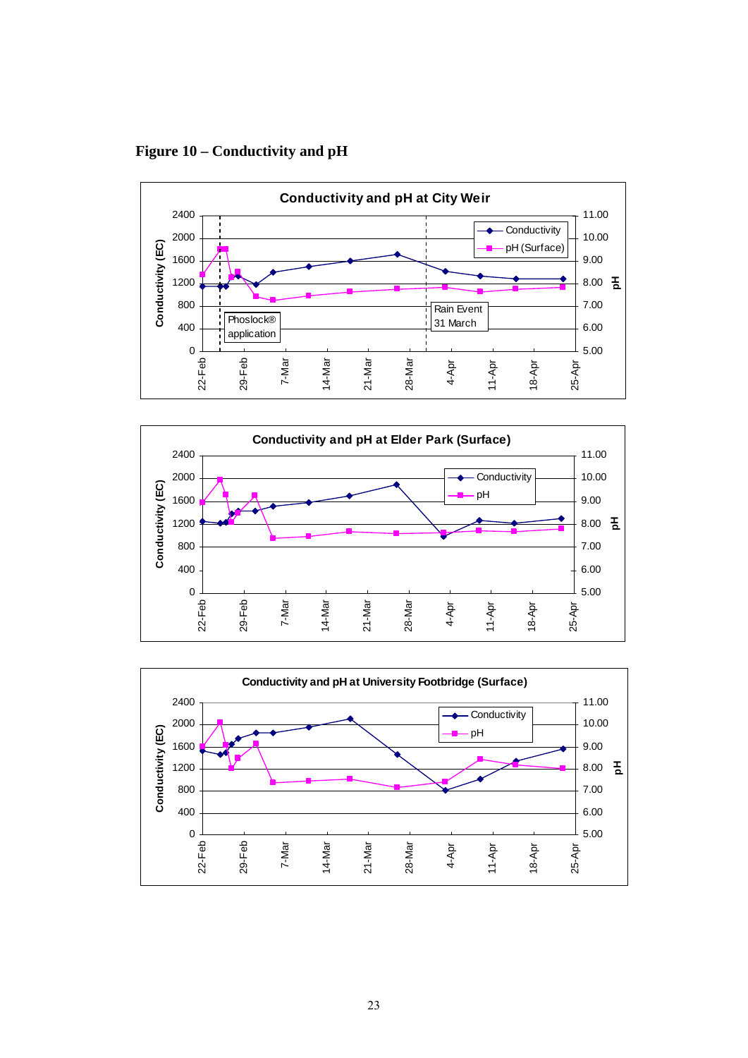**Figure 10 – Conductivity and pH**

**Conductivity and pH at City Weir**

**Conductivity and pH at Elder Park (Surface)**

**Conductivity and pH at University Footbridge (Surface)**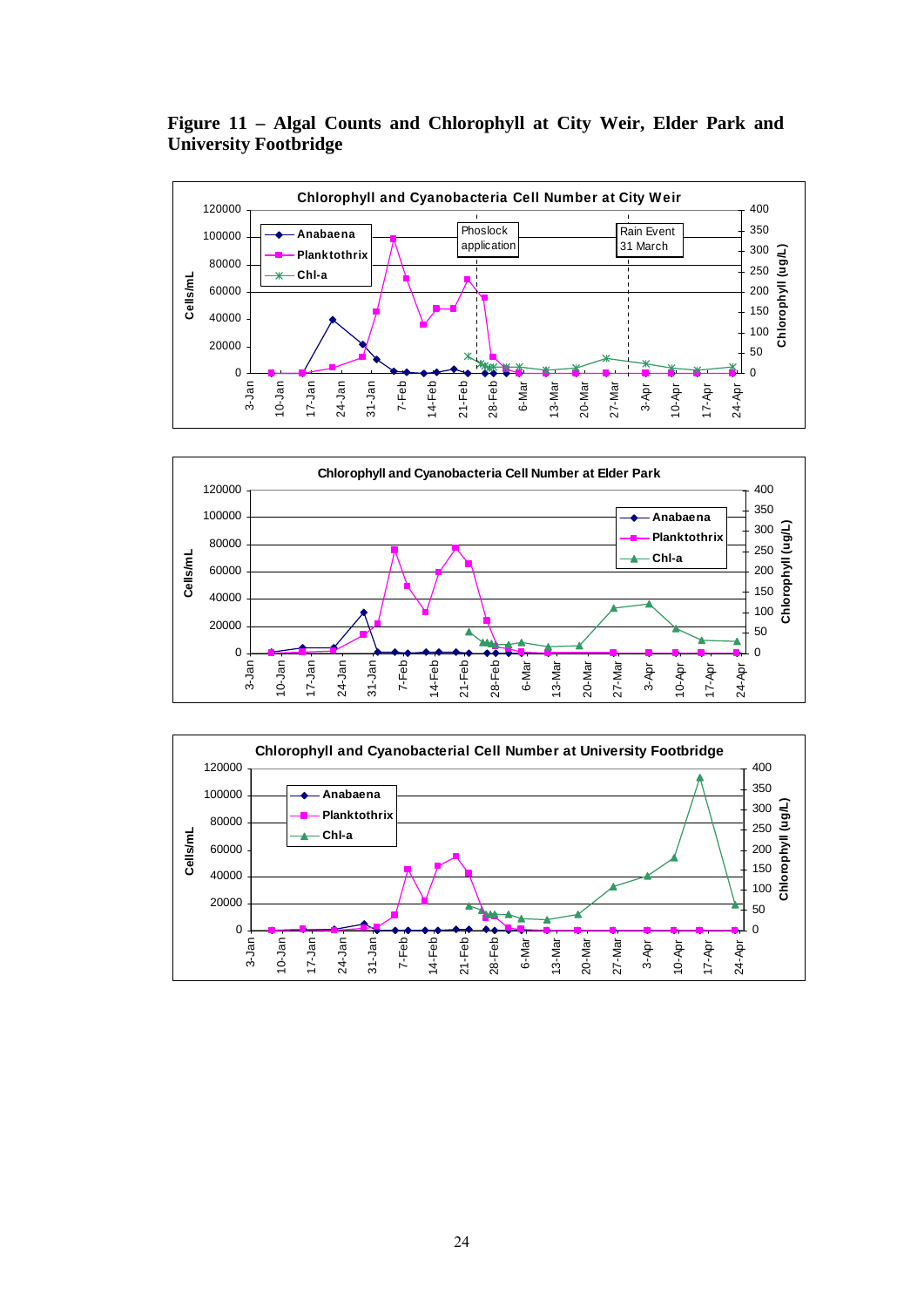**Figure 11 – Algal Counts and Chlorophyll at City Weir, Elder Park and University Footbridge**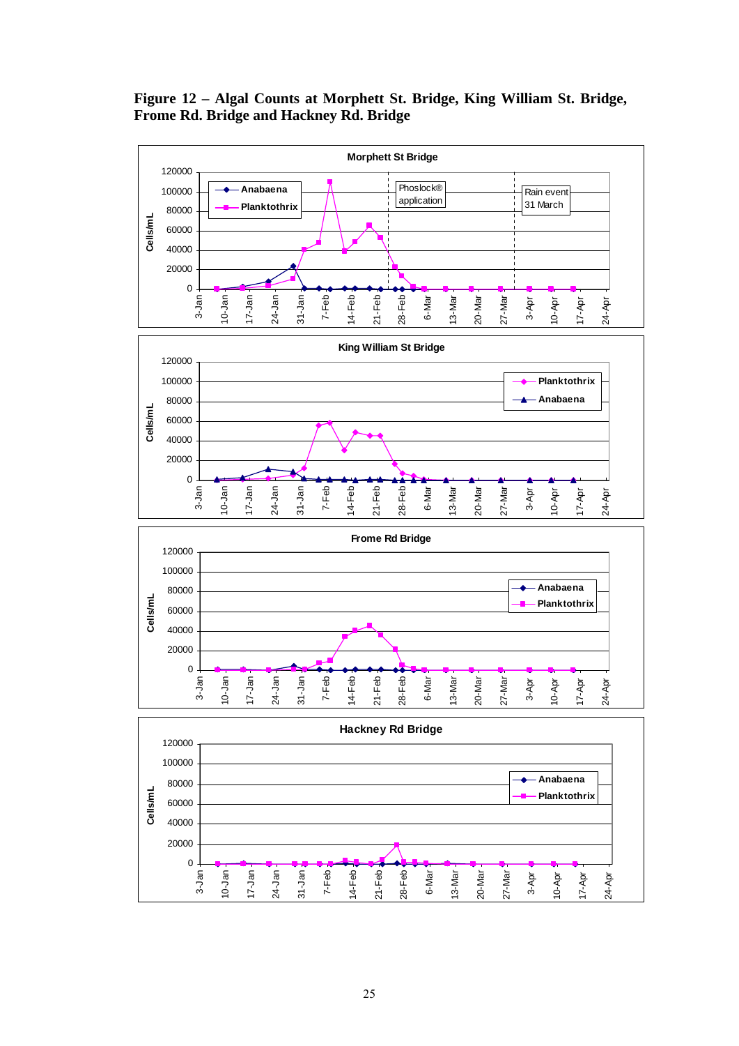**Figure 12 – Algal Counts at Morphett St. Bridge, King William St. Bridge, Frome Rd. Bridge and Hackney Rd. Bridge**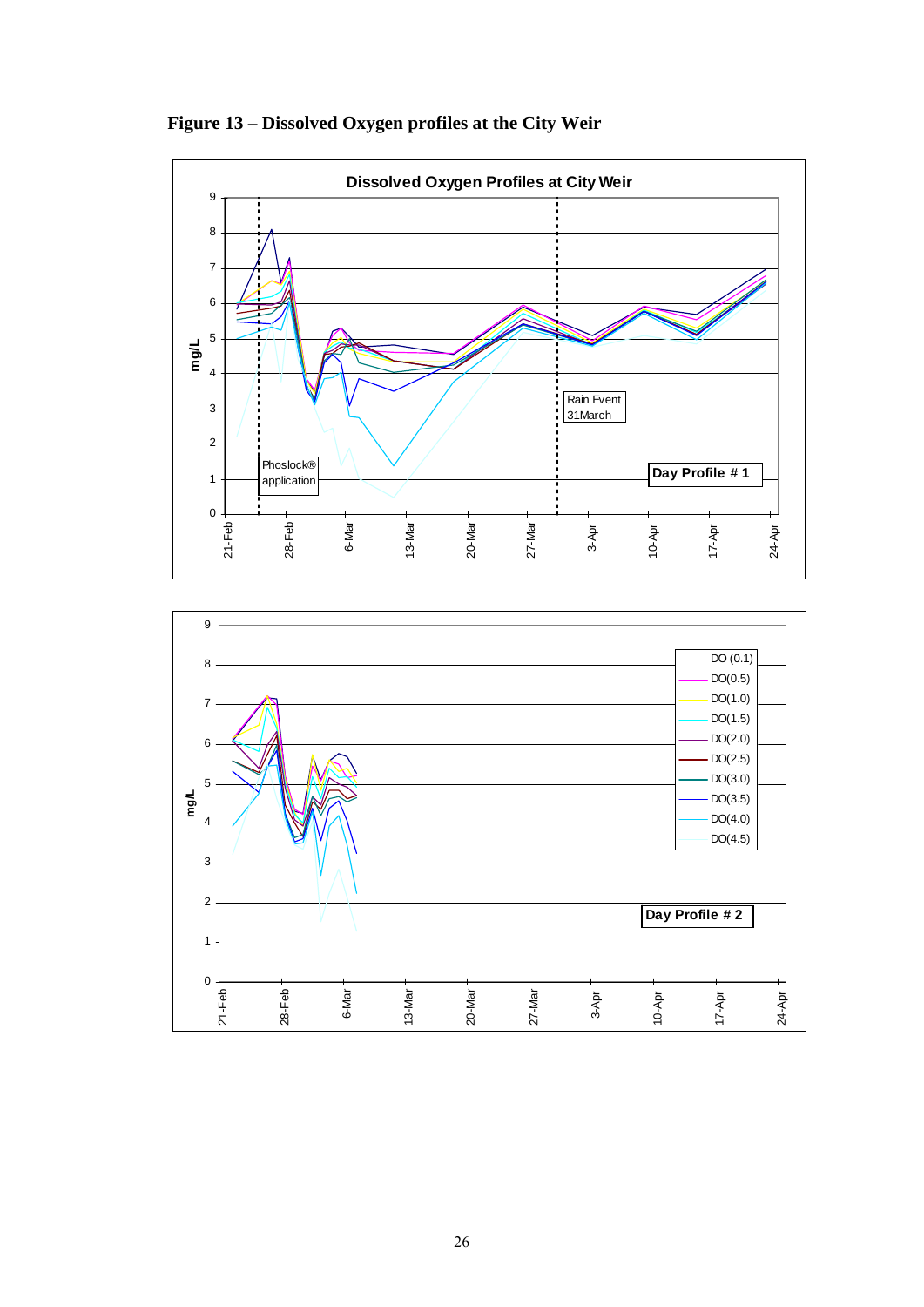**Figure 13 – Dissolved Oxygen profiles at the City Weir**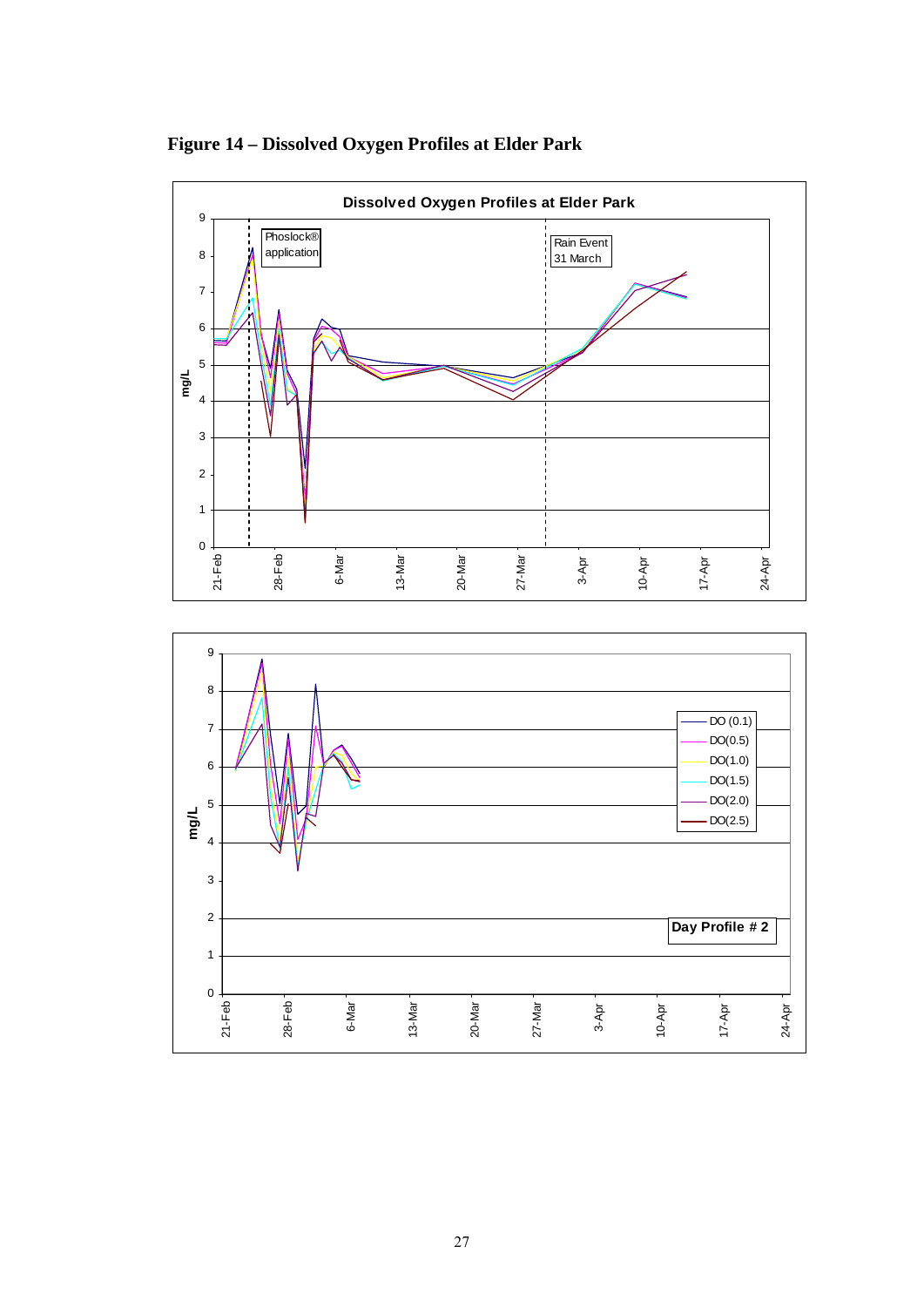**Figure 14 – Dissolved Oxygen Profiles at Elder Park**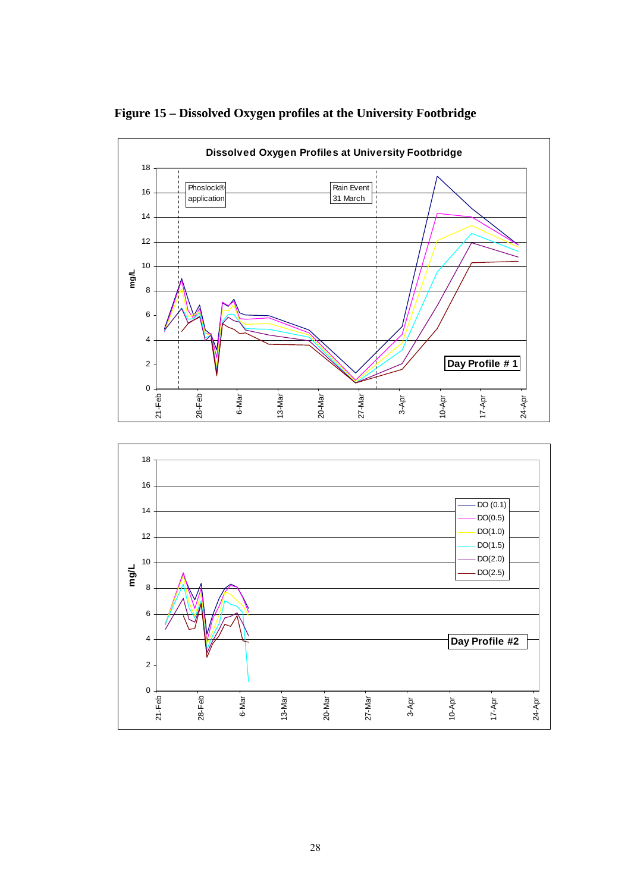**Figure 15 – Dissolved Oxygen profiles at the University Footbridge**

**Dissolved Oxygen Profiles at University Footbridge**

Phoslock® application

Rain Event 31 March

Day Profile # 1

DO (0.1)
DO(0.5)
DO(1.0)
DO(1.5)
DO(2.0)
DO(2.5)

Day Profile #2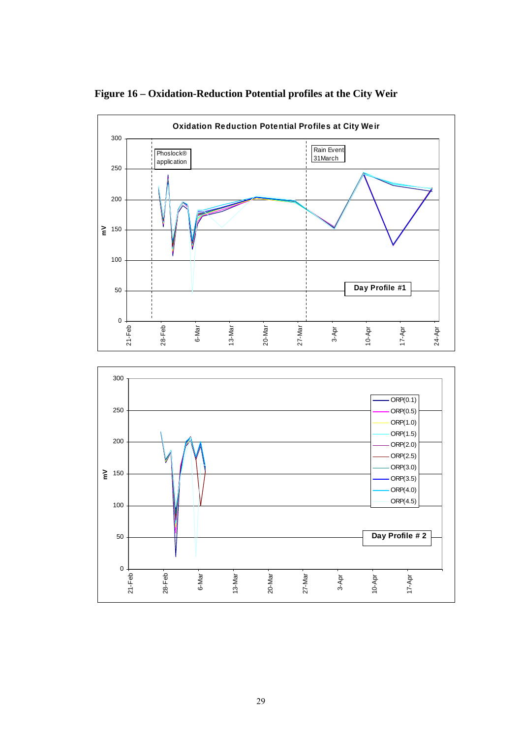**Figure 16 – Oxidation-Reduction Potential profiles at the City Weir**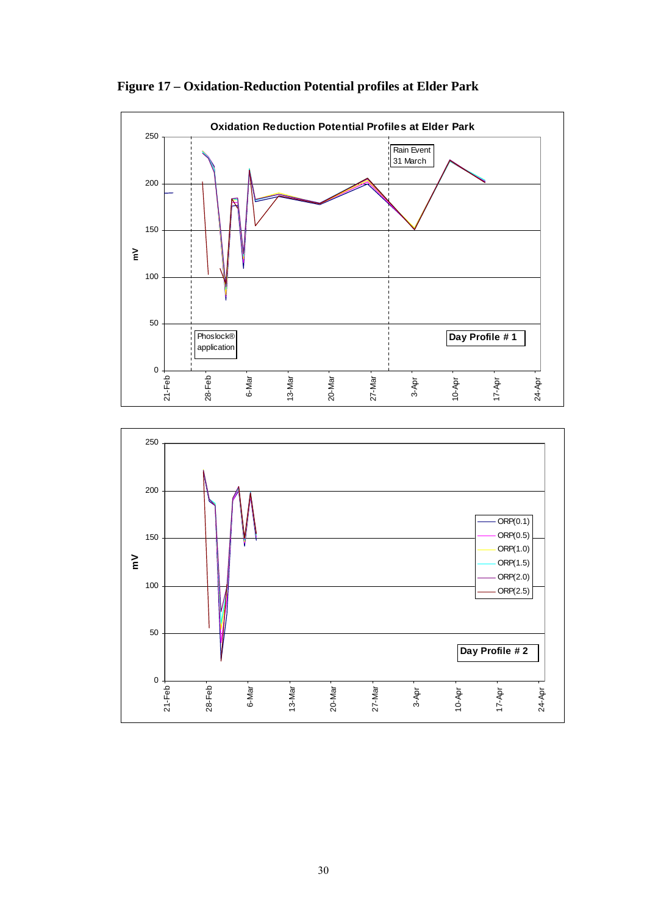**Figure 17 – Oxidation-Reduction Potential profiles at Elder Park**

Oxidation Reduction Potential Profiles at Elder Park

Rain Event 31 March

Phoslock® application

Day Profile # 1

Day Profile # 2

ORP(0.1)
ORP(0.5)
ORP(1.0)
ORP(1.5)
ORP(2.0)
ORP(2.5)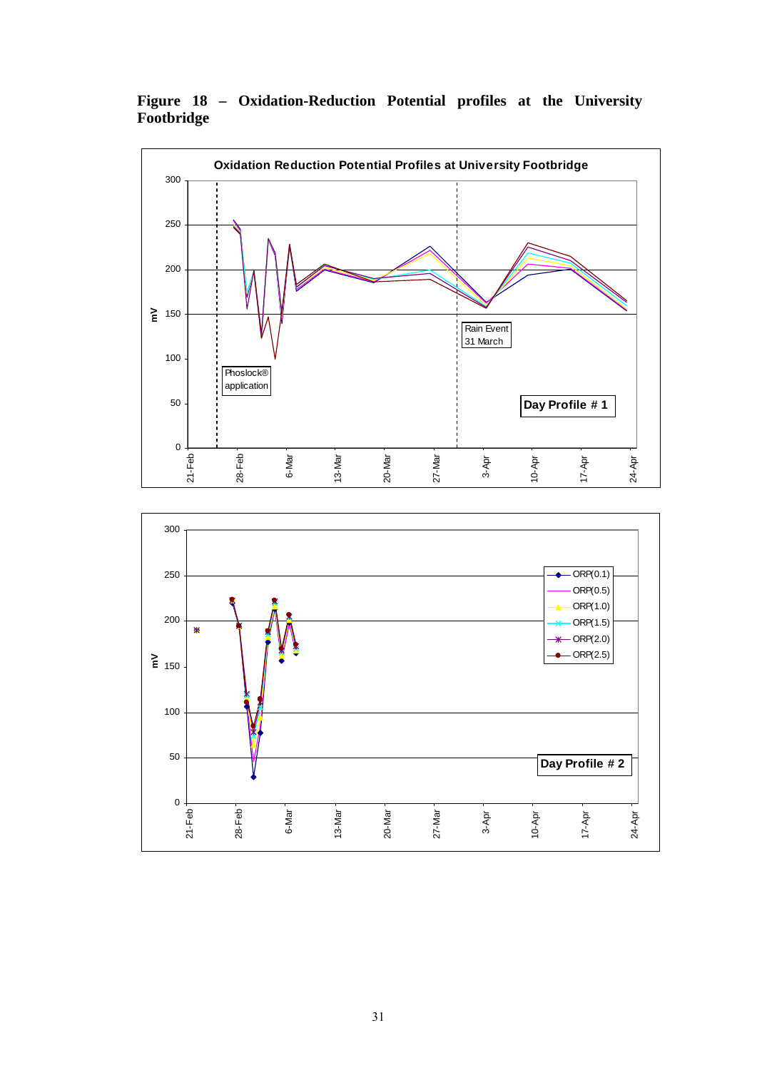**Figure 18 – Oxidation-Reduction Potential profiles at the University Footbridge**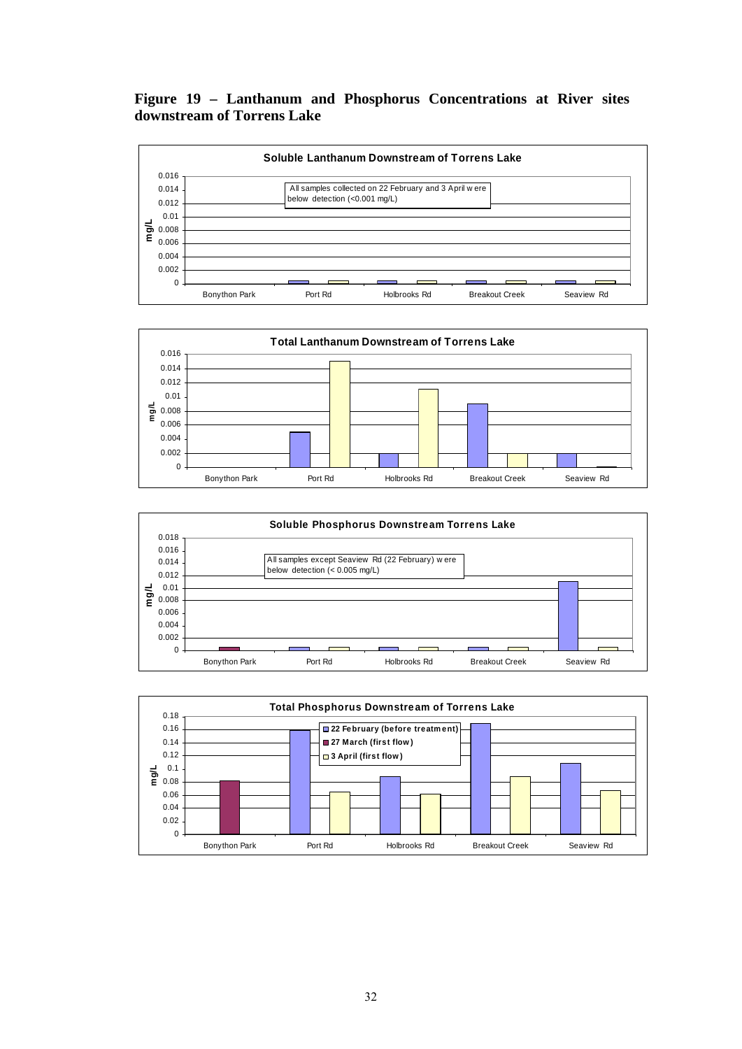**Figure 19 – Lanthanum and Phosphorus Concentrations at River sites downstream of Torrens Lake**

**Soluble Lanthanum Downstream of Torrens Lake**

All samples collected on 22 February and 3 April were below detection (<0.001 mg/L)

**Total Lanthanum Downstream of Torrens Lake**

**Soluble Phosphorus Downstream Torrens Lake**

All samples except Seaview Rd (22 February) were below detection (< 0.005 mg/L)

**Total Phosphorus Downstream of Torrens Lake**

- 22 February (before treatment)
- 27 March (first flow)
- 3 April (first flow)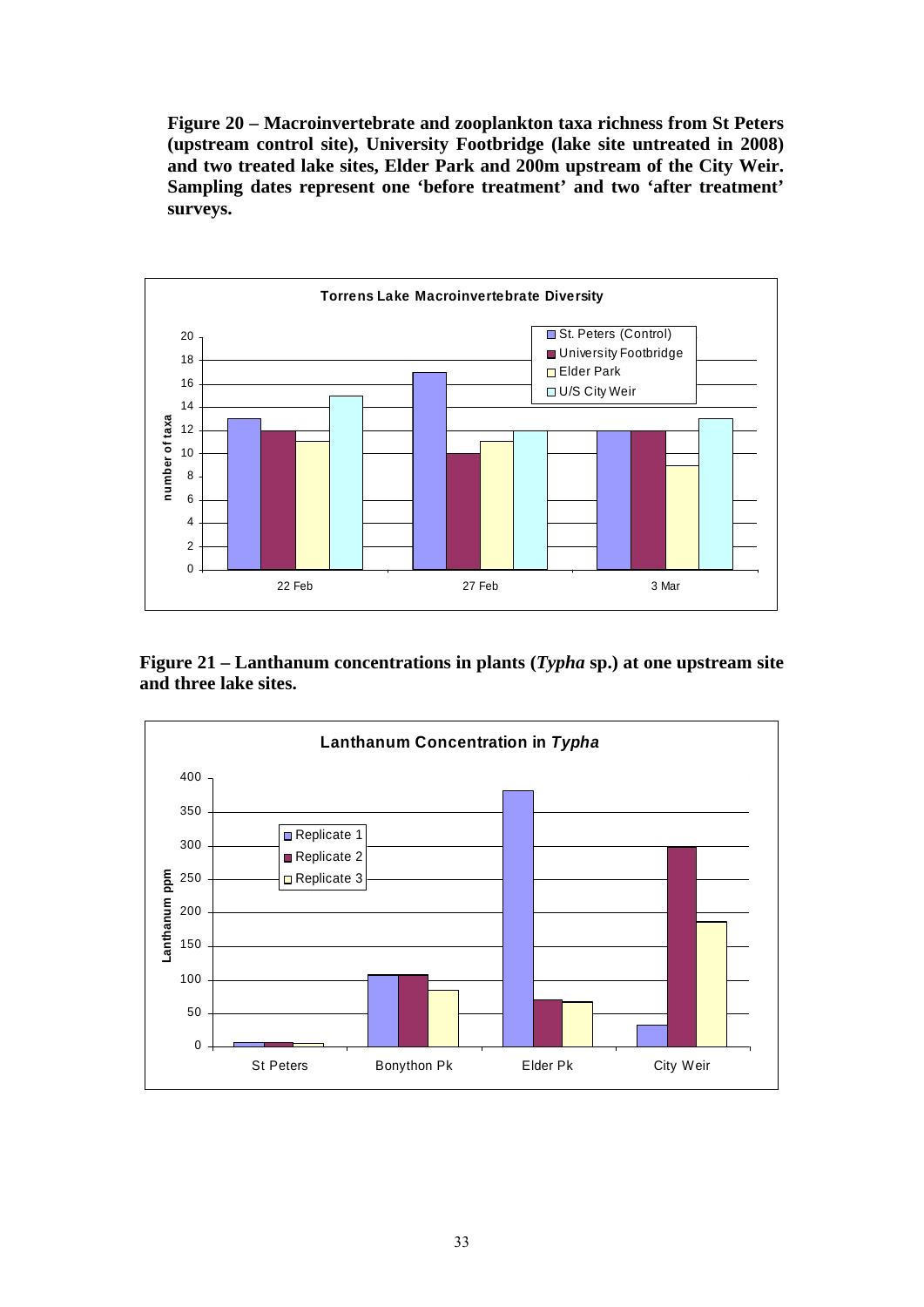**Figure 20 – Macroinvertebrate and zooplankton taxa richness from St Peters (upstream control site), University Footbridge (lake site untreated in 2008) and two treated lake sites, Elder Park and 200m upstream of the City Weir. Sampling dates represent one 'before treatment' and two 'after treatment' surveys.**

**Figure 21 – Lanthanum concentrations in plants (*Typha* sp.) at one upstream site and three lake sites.**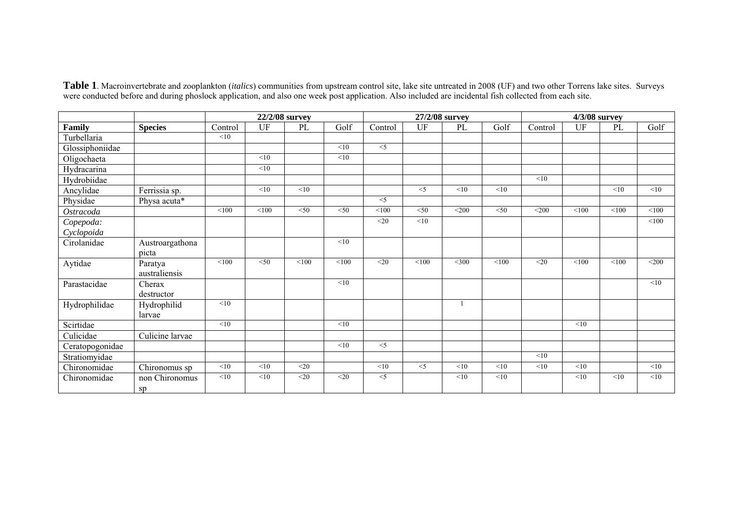**Table 1**. Macroinvertebrate and zooplankton (*italics*) communities from upstream control site, lake site untreated in 2008 (UF) and two other Torrens lake sites. Surveys were conducted before and during phoslock application, and also one week post application. Also included are incidental fish collected from each site.

| | | 22/2/08 survey | | | | 27/2/08 survey | | | | 4/3/08 survey | | | |
|---|---|---|---|---|---|---|---|---|---|---|---|---|---|
| **Family** | **Species** | Control | UF | PL | Golf | Control | UF | PL | Golf | Control | UF | PL | Golf |
| Turbellaria | | <10 | | | | | | | | | | | |
| Glossiphoniidae | | | | | <10 | <5 | | | | | | | |
| Oligochaeta | | | <10 | | <10 | | | | | | | | |
| Hydracarina | | | <10 | | | | | | | | | | |
| Hydrobiidae | | | | | | | | | | <10 | | | |
| Ancylidae | Ferrissia sp. | | <10 | <10 | | | <5 | <10 | <10 | | | <10 | <10 |
| Physidae | Physa acuta* | | | | | <5 | | | | | | | |
| *Ostracoda* | | <100 | <100 | <50 | <50 | <100 | <50 | <200 | <50 | <200 | <100 | <100 | <100 |
| *Copepoda: Cyclopoida* | | | | | | <20 | <10 | | | | | | <100 |
| Cirolanidae | Austroargathona picta | | | | <10 | | | | | | | | |
| Aytidae | Paratya australiensis | <100 | <50 | <100 | <100 | <20 | <100 | <300 | <100 | <20 | <100 | <100 | <200 |
| Parastacidae | Cherax destructor | | | | <10 | | | | | | | | <10 |
| Hydrophilidae | Hydrophilid larvae | <10 | | | | | | 1 | | | | | |
| Scirtidae | | <10 | | | <10 | | | | | | <10 | | |
| Culicidae | Culicine larvae | | | | | | | | | | | | |
| Ceratopogonidae | | | | | <10 | <5 | | | | | | | |
| Stratiomyidae | | | | | | | | | | <10 | | | |
| Chironomidae | Chironomus sp | <10 | <10 | <20 | | <10 | <5 | <10 | <10 | <10 | <10 | | <10 |
| Chironomidae | non Chironomus sp | <10 | <10 | <20 | <20 | <5 | | <10 | <10 | | <10 | <10 | <10 |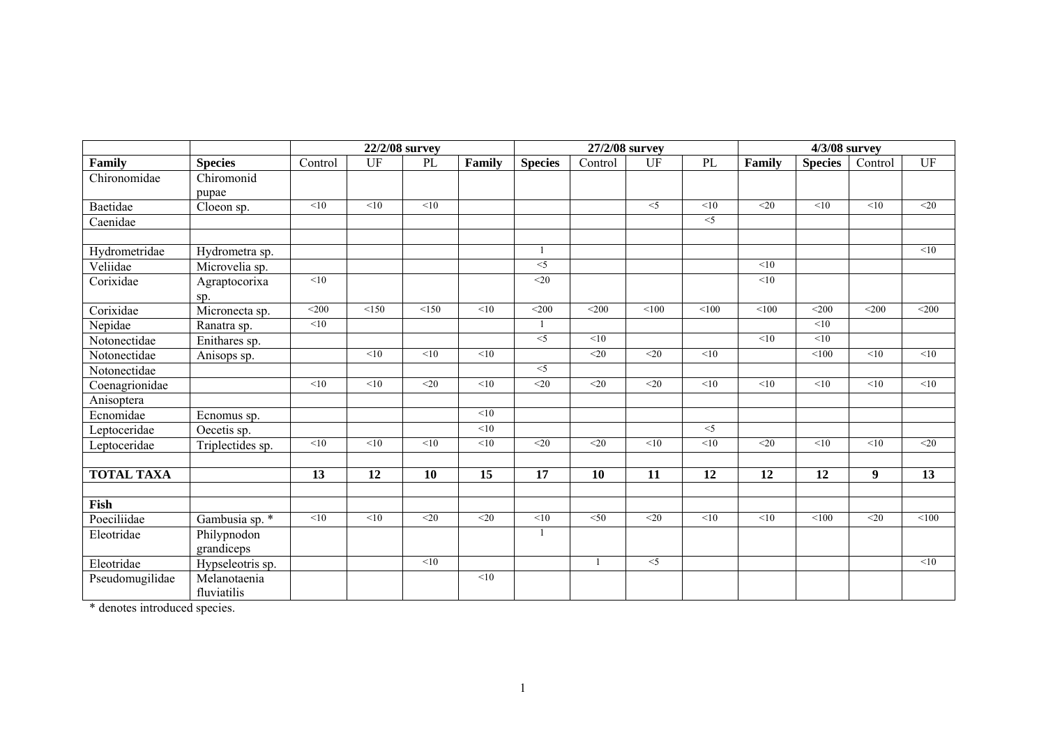| | | 22/2/08 survey | | | | 27/2/08 survey | | | | 4/3/08 survey | | | |
|---|---|---|---|---|---|---|---|---|---|---|---|---|---|
| **Family** | **Species** | Control | UF | PL | **Family** | **Species** | Control | UF | PL | **Family** | **Species** | Control | UF |
| Chironomidae | Chiromonid pupae | | | | | | | | | | | | |
| Baetidae | Cloeon sp. | <10 | <10 | <10 | | | | <5 | <10 | <20 | <10 | <10 | <20 |
| Caenidae | | | | | | | | | <5 | | | | |
| | | | | | | | | | | | | | |
| Hydrometridae | Hydrometra sp. | | | | | 1 | | | | | | | <10 |
| Veliidae | Microvelia sp. | | | | | <5 | | | | <10 | | | |
| Corixidae | Agraptocorixa sp. | <10 | | | | <20 | | | | <10 | | | |
| Corixidae | Micronecta sp. | <200 | <150 | <150 | <10 | <200 | <200 | <100 | <100 | <100 | <200 | <200 | <200 |
| Nepidae | Ranatra sp. | <10 | | | | 1 | | | | | <10 | | |
| Notonectidae | Enithares sp. | | | | | <5 | <10 | | | <10 | <10 | | |
| Notonectidae | Anisops sp. | | <10 | <10 | <10 | | <20 | <20 | <10 | | <100 | <10 | <10 |
| Notonectidae | | | | | | <5 | | | | | | | |
| Coenagrionidae | | <10 | <10 | <20 | <10 | <20 | <20 | <20 | <10 | <10 | <10 | <10 | <10 |
| Anisoptera | | | | | | | | | | | | | |
| Ecnomidae | Ecnomus sp. | | | | <10 | | | | | | | | |
| Leptoceridae | Oecetis sp. | | | | <10 | | | | <5 | | | | |
| Leptoceridae | Triplectides sp. | <10 | <10 | <10 | <10 | <20 | <20 | <10 | <10 | <20 | <10 | <10 | <20 |
| | | | | | | | | | | | | | |
| **TOTAL TAXA** | | **13** | **12** | **10** | **15** | **17** | **10** | **11** | **12** | **12** | **12** | **9** | **13** |
| | | | | | | | | | | | | | |
| **Fish** | | | | | | | | | | | | | |
| Poeciliidae | Gambusia sp. * | <10 | <10 | <20 | <20 | <10 | <50 | <20 | <10 | <10 | <100 | <20 | <100 |
| Eleotridae | Philypnodon grandiceps | | | | | 1 | | | | | | | |
| Eleotridae | Hypseleotris sp. | | | <10 | | | 1 | <5 | | | | | <10 |
| Pseudomugilidae | Melanotaenia fluviatilis | | | | <10 | | | | | | | | |

* denotes introduced species.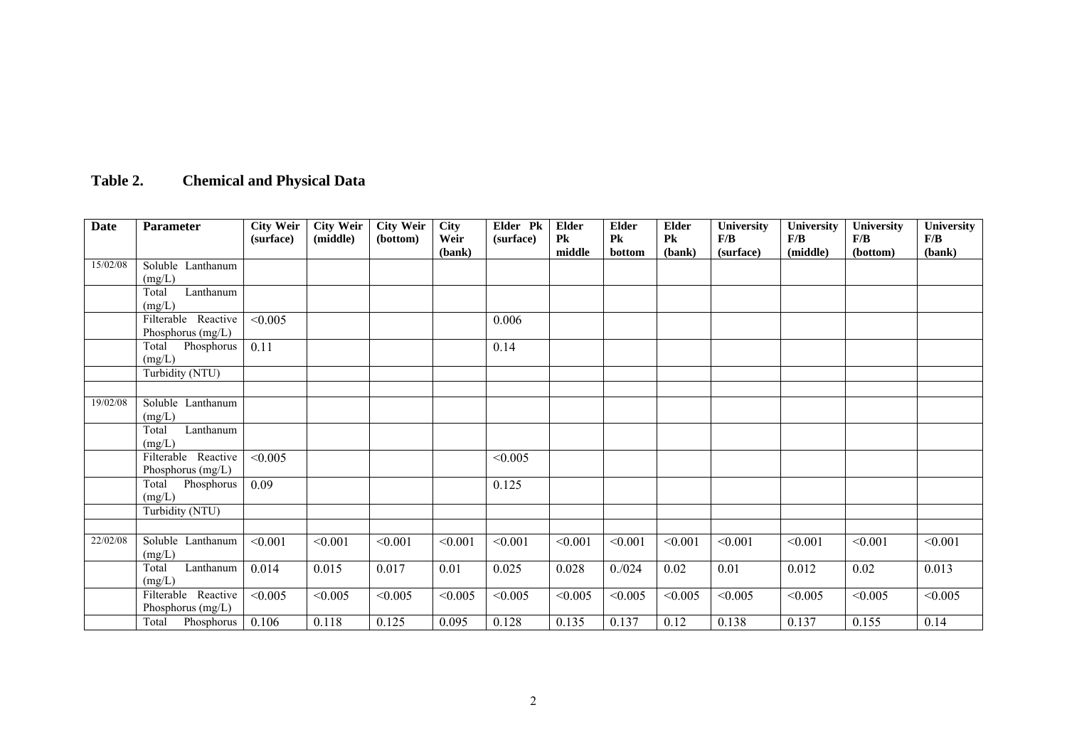**Table 2. Chemical and Physical Data**

| Date | Parameter | City Weir (surface) | City Weir (middle) | City Weir (bottom) | City Weir (bank) | Elder Pk (surface) | Elder Pk middle | Elder Pk bottom | Elder Pk (bank) | University F/B (surface) | University F/B (middle) | University F/B (bottom) | University F/B (bank) |
|---|---|---|---|---|---|---|---|---|---|---|---|---|---|
| 15/02/08 | Soluble Lanthanum (mg/L) | | | | | | | | | | | | |
| | Total Lanthanum (mg/L) | | | | | | | | | | | | |
| | Filterable Reactive Phosphorus (mg/L) | <0.005 | | | | 0.006 | | | | | | | |
| | Total Phosphorus (mg/L) | 0.11 | | | | 0.14 | | | | | | | |
| | Turbidity (NTU) | | | | | | | | | | | | |
| | | | | | | | | | | | | | |
| 19/02/08 | Soluble Lanthanum (mg/L) | | | | | | | | | | | | |
| | Total Lanthanum (mg/L) | | | | | | | | | | | | |
| | Filterable Reactive Phosphorus (mg/L) | <0.005 | | | | <0.005 | | | | | | | |
| | Total Phosphorus (mg/L) | 0.09 | | | | 0.125 | | | | | | | |
| | Turbidity (NTU) | | | | | | | | | | | | |
| | | | | | | | | | | | | | |
| 22/02/08 | Soluble Lanthanum (mg/L) | <0.001 | <0.001 | <0.001 | <0.001 | <0.001 | <0.001 | <0.001 | <0.001 | <0.001 | <0.001 | <0.001 | <0.001 |
| | Total Lanthanum (mg/L) | 0.014 | 0.015 | 0.017 | 0.01 | 0.025 | 0.028 | 0./024 | 0.02 | 0.01 | 0.012 | 0.02 | 0.013 |
| | Filterable Reactive Phosphorus (mg/L) | <0.005 | <0.005 | <0.005 | <0.005 | <0.005 | <0.005 | <0.005 | <0.005 | <0.005 | <0.005 | <0.005 | <0.005 |
| | Total Phosphorus | 0.106 | 0.118 | 0.125 | 0.095 | 0.128 | 0.135 | 0.137 | 0.12 | 0.138 | 0.137 | 0.155 | 0.14 |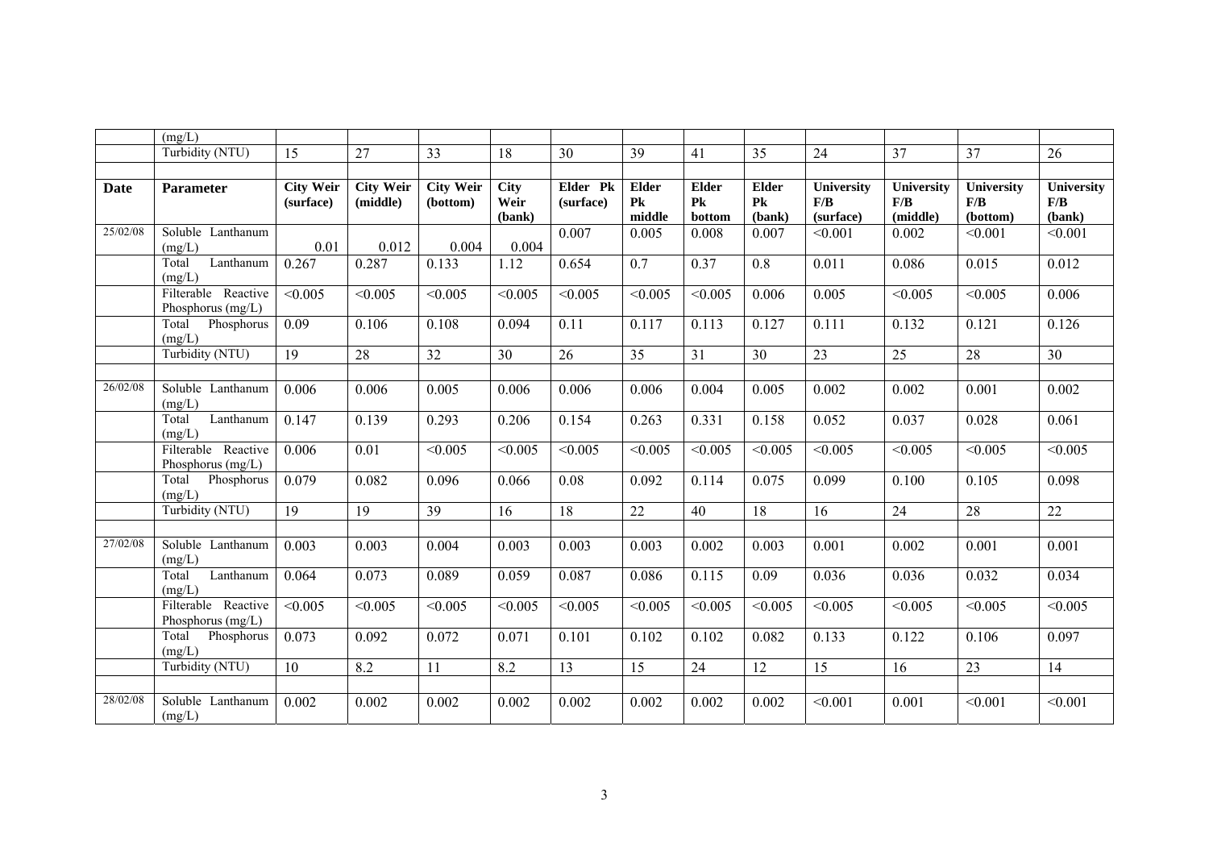| | (mg/L) | | | | | | | | | | | | |
|---|---|---|---|---|---|---|---|---|---|---|---|---|---|
| | Turbidity (NTU) | 15 | 27 | 33 | 18 | 30 | 39 | 41 | 35 | 24 | 37 | 37 | 26 |
| | | | | | | | | | | | | | |
| **Date** | **Parameter** | **City Weir (surface)** | **City Weir (middle)** | **City Weir (bottom)** | **City Weir (bank)** | **Elder Pk (surface)** | **Elder Pk middle** | **Elder Pk bottom** | **Elder Pk (bank)** | **University F/B (surface)** | **University F/B (middle)** | **University F/B (bottom)** | **University F/B (bank)** |
| 25/02/08 | Soluble Lanthanum (mg/L) | 0.01 | 0.012 | 0.004 | 0.004 | 0.007 | 0.005 | 0.008 | 0.007 | <0.001 | 0.002 | <0.001 | <0.001 |
| | Total Lanthanum (mg/L) | 0.267 | 0.287 | 0.133 | 1.12 | 0.654 | 0.7 | 0.37 | 0.8 | 0.011 | 0.086 | 0.015 | 0.012 |
| | Filterable Reactive Phosphorus (mg/L) | <0.005 | <0.005 | <0.005 | <0.005 | <0.005 | <0.005 | <0.005 | 0.006 | 0.005 | <0.005 | <0.005 | 0.006 |
| | Total Phosphorus (mg/L) | 0.09 | 0.106 | 0.108 | 0.094 | 0.11 | 0.117 | 0.113 | 0.127 | 0.111 | 0.132 | 0.121 | 0.126 |
| | Turbidity (NTU) | 19 | 28 | 32 | 30 | 26 | 35 | 31 | 30 | 23 | 25 | 28 | 30 |
| | | | | | | | | | | | | | |
| 26/02/08 | Soluble Lanthanum (mg/L) | 0.006 | 0.006 | 0.005 | 0.006 | 0.006 | 0.006 | 0.004 | 0.005 | 0.002 | 0.002 | 0.001 | 0.002 |
| | Total Lanthanum (mg/L) | 0.147 | 0.139 | 0.293 | 0.206 | 0.154 | 0.263 | 0.331 | 0.158 | 0.052 | 0.037 | 0.028 | 0.061 |
| | Filterable Reactive Phosphorus (mg/L) | 0.006 | 0.01 | <0.005 | <0.005 | <0.005 | <0.005 | <0.005 | <0.005 | <0.005 | <0.005 | <0.005 | <0.005 |
| | Total Phosphorus (mg/L) | 0.079 | 0.082 | 0.096 | 0.066 | 0.08 | 0.092 | 0.114 | 0.075 | 0.099 | 0.100 | 0.105 | 0.098 |
| | Turbidity (NTU) | 19 | 19 | 39 | 16 | 18 | 22 | 40 | 18 | 16 | 24 | 28 | 22 |
| | | | | | | | | | | | | | |
| 27/02/08 | Soluble Lanthanum (mg/L) | 0.003 | 0.003 | 0.004 | 0.003 | 0.003 | 0.003 | 0.002 | 0.003 | 0.001 | 0.002 | 0.001 | 0.001 |
| | Total Lanthanum (mg/L) | 0.064 | 0.073 | 0.089 | 0.059 | 0.087 | 0.086 | 0.115 | 0.09 | 0.036 | 0.036 | 0.032 | 0.034 |
| | Filterable Reactive Phosphorus (mg/L) | <0.005 | <0.005 | <0.005 | <0.005 | <0.005 | <0.005 | <0.005 | <0.005 | <0.005 | <0.005 | <0.005 | <0.005 |
| | Total Phosphorus (mg/L) | 0.073 | 0.092 | 0.072 | 0.071 | 0.101 | 0.102 | 0.102 | 0.082 | 0.133 | 0.122 | 0.106 | 0.097 |
| | Turbidity (NTU) | 10 | 8.2 | 11 | 8.2 | 13 | 15 | 24 | 12 | 15 | 16 | 23 | 14 |
| | | | | | | | | | | | | | |
| 28/02/08 | Soluble Lanthanum (mg/L) | 0.002 | 0.002 | 0.002 | 0.002 | 0.002 | 0.002 | 0.002 | 0.002 | <0.001 | 0.001 | <0.001 | <0.001 |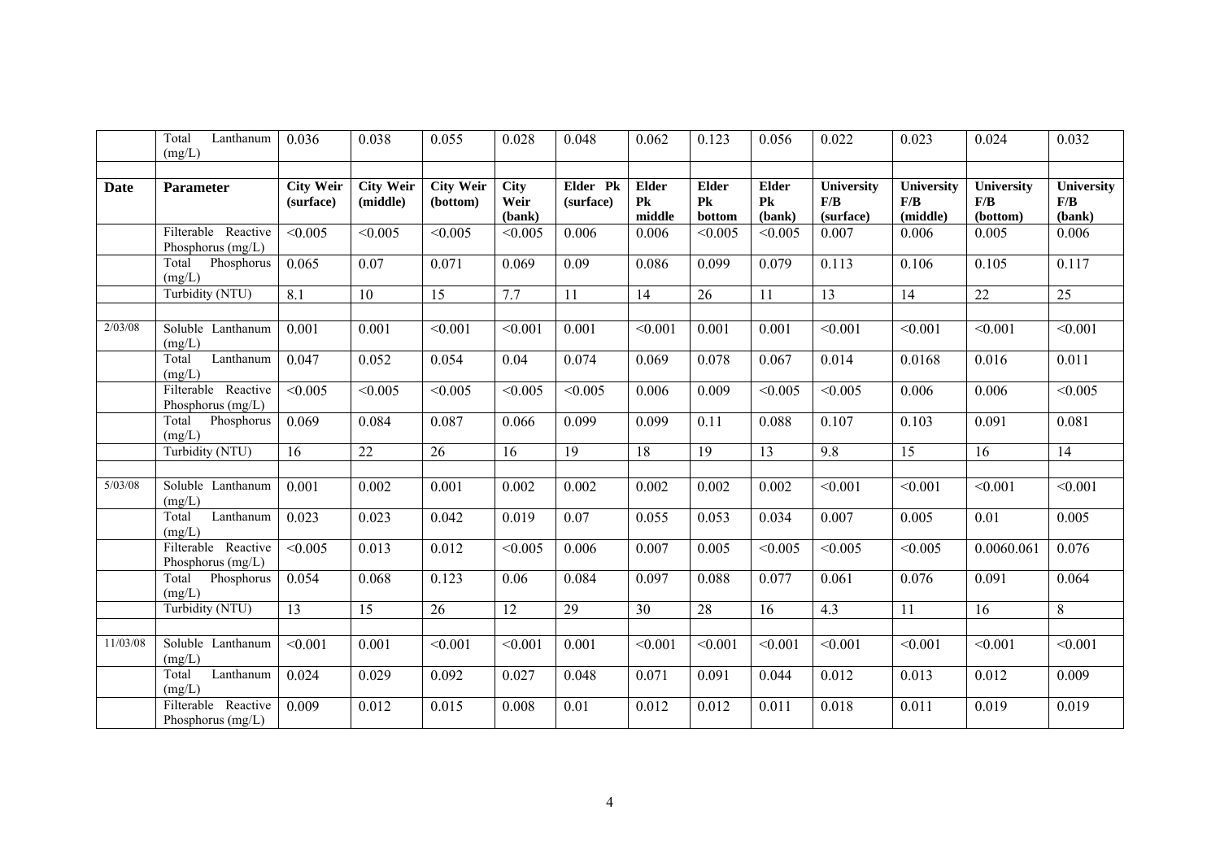|  | Total Lanthanum (mg/L) | 0.036 | 0.038 | 0.055 | 0.028 | 0.048 | 0.062 | 0.123 | 0.056 | 0.022 | 0.023 | 0.024 | 0.032 |
|---|---|---|---|---|---|---|---|---|---|---|---|---|---|
|  |  |  |  |  |  |  |  |  |  |  |  |  |  |
| **Date** | **Parameter** | **City Weir (surface)** | **City Weir (middle)** | **City Weir (bottom)** | **City Weir (bank)** | **Elder Pk (surface)** | **Elder Pk middle** | **Elder Pk bottom** | **Elder Pk (bank)** | **University F/B (surface)** | **University F/B (middle)** | **University F/B (bottom)** | **University F/B (bank)** |
|  | Filterable Reactive Phosphorus (mg/L) | <0.005 | <0.005 | <0.005 | <0.005 | 0.006 | 0.006 | <0.005 | <0.005 | 0.007 | 0.006 | 0.005 | 0.006 |
|  | Total Phosphorus (mg/L) | 0.065 | 0.07 | 0.071 | 0.069 | 0.09 | 0.086 | 0.099 | 0.079 | 0.113 | 0.106 | 0.105 | 0.117 |
|  | Turbidity (NTU) | 8.1 | 10 | 15 | 7.7 | 11 | 14 | 26 | 11 | 13 | 14 | 22 | 25 |
|  |  |  |  |  |  |  |  |  |  |  |  |  |  |
| 2/03/08 | Soluble Lanthanum (mg/L) | 0.001 | 0.001 | <0.001 | <0.001 | 0.001 | <0.001 | 0.001 | 0.001 | <0.001 | <0.001 | <0.001 | <0.001 |
|  | Total Lanthanum (mg/L) | 0.047 | 0.052 | 0.054 | 0.04 | 0.074 | 0.069 | 0.078 | 0.067 | 0.014 | 0.0168 | 0.016 | 0.011 |
|  | Filterable Reactive Phosphorus (mg/L) | <0.005 | <0.005 | <0.005 | <0.005 | <0.005 | 0.006 | 0.009 | <0.005 | <0.005 | 0.006 | 0.006 | <0.005 |
|  | Total Phosphorus (mg/L) | 0.069 | 0.084 | 0.087 | 0.066 | 0.099 | 0.099 | 0.11 | 0.088 | 0.107 | 0.103 | 0.091 | 0.081 |
|  | Turbidity (NTU) | 16 | 22 | 26 | 16 | 19 | 18 | 19 | 13 | 9.8 | 15 | 16 | 14 |
|  |  |  |  |  |  |  |  |  |  |  |  |  |  |
| 5/03/08 | Soluble Lanthanum (mg/L) | 0.001 | 0.002 | 0.001 | 0.002 | 0.002 | 0.002 | 0.002 | 0.002 | <0.001 | <0.001 | <0.001 | <0.001 |
|  | Total Lanthanum (mg/L) | 0.023 | 0.023 | 0.042 | 0.019 | 0.07 | 0.055 | 0.053 | 0.034 | 0.007 | 0.005 | 0.01 | 0.005 |
|  | Filterable Reactive Phosphorus (mg/L) | <0.005 | 0.013 | 0.012 | <0.005 | 0.006 | 0.007 | 0.005 | <0.005 | <0.005 | <0.005 | 0.0060.061 | 0.076 |
|  | Total Phosphorus (mg/L) | 0.054 | 0.068 | 0.123 | 0.06 | 0.084 | 0.097 | 0.088 | 0.077 | 0.061 | 0.076 | 0.091 | 0.064 |
|  | Turbidity (NTU) | 13 | 15 | 26 | 12 | 29 | 30 | 28 | 16 | 4.3 | 11 | 16 | 8 |
|  |  |  |  |  |  |  |  |  |  |  |  |  |  |
| 11/03/08 | Soluble Lanthanum (mg/L) | <0.001 | 0.001 | <0.001 | <0.001 | 0.001 | <0.001 | <0.001 | <0.001 | <0.001 | <0.001 | <0.001 | <0.001 |
|  | Total Lanthanum (mg/L) | 0.024 | 0.029 | 0.092 | 0.027 | 0.048 | 0.071 | 0.091 | 0.044 | 0.012 | 0.013 | 0.012 | 0.009 |
|  | Filterable Reactive Phosphorus (mg/L) | 0.009 | 0.012 | 0.015 | 0.008 | 0.01 | 0.012 | 0.012 | 0.011 | 0.018 | 0.011 | 0.019 | 0.019 |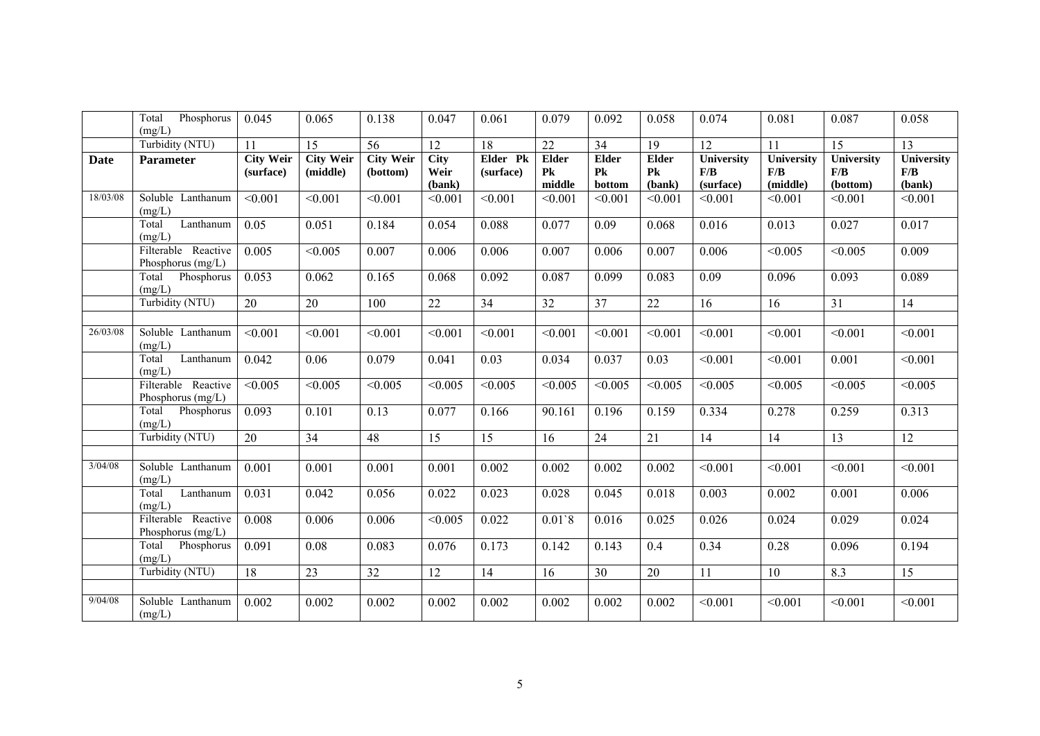| | Total Phosphorus (mg/L) | 0.045 | 0.065 | 0.138 | 0.047 | 0.061 | 0.079 | 0.092 | 0.058 | 0.074 | 0.081 | 0.087 | 0.058 |
|---|---|---|---|---|---|---|---|---|---|---|---|---|---|
| | Turbidity (NTU) | 11 | 15 | 56 | 12 | 18 | 22 | 34 | 19 | 12 | 11 | 15 | 13 |
| **Date** | **Parameter** | **City Weir (surface)** | **City Weir (middle)** | **City Weir (bottom)** | **City Weir (bank)** | **Elder Pk (surface)** | **Elder Pk middle** | **Elder Pk bottom** | **Elder Pk (bank)** | **University F/B (surface)** | **University F/B (middle)** | **University F/B (bottom)** | **University F/B (bank)** |
| 18/03/08 | Soluble Lanthanum (mg/L) | <0.001 | <0.001 | <0.001 | <0.001 | <0.001 | <0.001 | <0.001 | <0.001 | <0.001 | <0.001 | <0.001 | <0.001 |
| | Total Lanthanum (mg/L) | 0.05 | 0.051 | 0.184 | 0.054 | 0.088 | 0.077 | 0.09 | 0.068 | 0.016 | 0.013 | 0.027 | 0.017 |
| | Filterable Reactive Phosphorus (mg/L) | 0.005 | <0.005 | 0.007 | 0.006 | 0.006 | 0.007 | 0.006 | 0.007 | 0.006 | <0.005 | <0.005 | 0.009 |
| | Total Phosphorus (mg/L) | 0.053 | 0.062 | 0.165 | 0.068 | 0.092 | 0.087 | 0.099 | 0.083 | 0.09 | 0.096 | 0.093 | 0.089 |
| | Turbidity (NTU) | 20 | 20 | 100 | 22 | 34 | 32 | 37 | 22 | 16 | 16 | 31 | 14 |
| | | | | | | | | | | | | | |
| 26/03/08 | Soluble Lanthanum (mg/L) | <0.001 | <0.001 | <0.001 | <0.001 | <0.001 | <0.001 | <0.001 | <0.001 | <0.001 | <0.001 | <0.001 | <0.001 |
| | Total Lanthanum (mg/L) | 0.042 | 0.06 | 0.079 | 0.041 | 0.03 | 0.034 | 0.037 | 0.03 | <0.001 | <0.001 | 0.001 | <0.001 |
| | Filterable Reactive Phosphorus (mg/L) | <0.005 | <0.005 | <0.005 | <0.005 | <0.005 | <0.005 | <0.005 | <0.005 | <0.005 | <0.005 | <0.005 | <0.005 |
| | Total Phosphorus (mg/L) | 0.093 | 0.101 | 0.13 | 0.077 | 0.166 | 90.161 | 0.196 | 0.159 | 0.334 | 0.278 | 0.259 | 0.313 |
| | Turbidity (NTU) | 20 | 34 | 48 | 15 | 15 | 16 | 24 | 21 | 14 | 14 | 13 | 12 |
| | | | | | | | | | | | | | |
| 3/04/08 | Soluble Lanthanum (mg/L) | 0.001 | 0.001 | 0.001 | 0.001 | 0.002 | 0.002 | 0.002 | 0.002 | <0.001 | <0.001 | <0.001 | <0.001 |
| | Total Lanthanum (mg/L) | 0.031 | 0.042 | 0.056 | 0.022 | 0.023 | 0.028 | 0.045 | 0.018 | 0.003 | 0.002 | 0.001 | 0.006 |
| | Filterable Reactive Phosphorus (mg/L) | 0.008 | 0.006 | 0.006 | <0.005 | 0.022 | 0.01`8 | 0.016 | 0.025 | 0.026 | 0.024 | 0.029 | 0.024 |
| | Total Phosphorus (mg/L) | 0.091 | 0.08 | 0.083 | 0.076 | 0.173 | 0.142 | 0.143 | 0.4 | 0.34 | 0.28 | 0.096 | 0.194 |
| | Turbidity (NTU) | 18 | 23 | 32 | 12 | 14 | 16 | 30 | 20 | 11 | 10 | 8.3 | 15 |
| | | | | | | | | | | | | | |
| 9/04/08 | Soluble Lanthanum (mg/L) | 0.002 | 0.002 | 0.002 | 0.002 | 0.002 | 0.002 | 0.002 | 0.002 | <0.001 | <0.001 | <0.001 | <0.001 |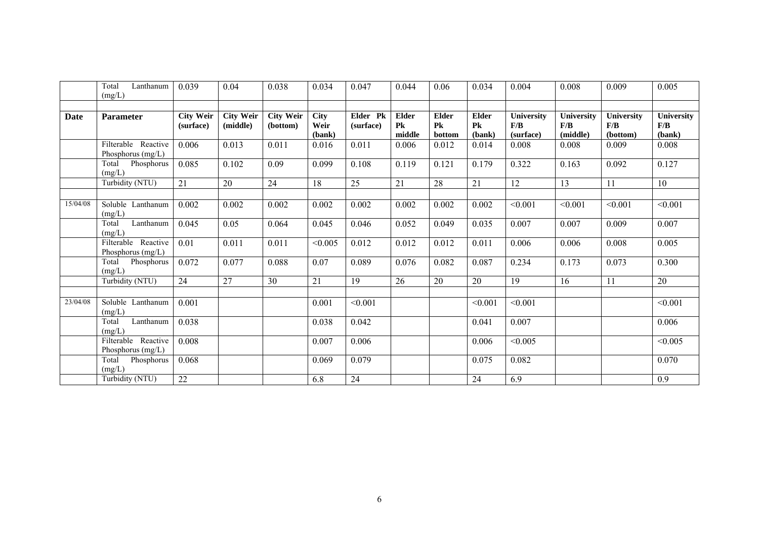| Date | Parameter | City Weir (surface) | City Weir (middle) | City Weir (bottom) | City Weir (bank) | Elder Pk (surface) | Elder Pk middle | Elder Pk bottom | Elder Pk (bank) | University F/B (surface) | University F/B (middle) | University F/B (bottom) | University F/B (bank) |
|---|---|---|---|---|---|---|---|---|---|---|---|---|---|
| | Total Lanthanum (mg/L) | 0.039 | 0.04 | 0.038 | 0.034 | 0.047 | 0.044 | 0.06 | 0.034 | 0.004 | 0.008 | 0.009 | 0.005 |
| | | | | | | | | | | | | | |
| | Filterable Reactive Phosphorus (mg/L) | 0.006 | 0.013 | 0.011 | 0.016 | 0.011 | 0.006 | 0.012 | 0.014 | 0.008 | 0.008 | 0.009 | 0.008 |
| | Total Phosphorus (mg/L) | 0.085 | 0.102 | 0.09 | 0.099 | 0.108 | 0.119 | 0.121 | 0.179 | 0.322 | 0.163 | 0.092 | 0.127 |
| | Turbidity (NTU) | 21 | 20 | 24 | 18 | 25 | 21 | 28 | 21 | 12 | 13 | 11 | 10 |
| | | | | | | | | | | | | | |
| 15/04/08 | Soluble Lanthanum (mg/L) | 0.002 | 0.002 | 0.002 | 0.002 | 0.002 | 0.002 | 0.002 | 0.002 | <0.001 | <0.001 | <0.001 | <0.001 |
| | Total Lanthanum (mg/L) | 0.045 | 0.05 | 0.064 | 0.045 | 0.046 | 0.052 | 0.049 | 0.035 | 0.007 | 0.007 | 0.009 | 0.007 |
| | Filterable Reactive Phosphorus (mg/L) | 0.01 | 0.011 | 0.011 | <0.005 | 0.012 | 0.012 | 0.012 | 0.011 | 0.006 | 0.006 | 0.008 | 0.005 |
| | Total Phosphorus (mg/L) | 0.072 | 0.077 | 0.088 | 0.07 | 0.089 | 0.076 | 0.082 | 0.087 | 0.234 | 0.173 | 0.073 | 0.300 |
| | Turbidity (NTU) | 24 | 27 | 30 | 21 | 19 | 26 | 20 | 20 | 19 | 16 | 11 | 20 |
| | | | | | | | | | | | | | |
| 23/04/08 | Soluble Lanthanum (mg/L) | 0.001 | | | 0.001 | <0.001 | | | <0.001 | <0.001 | | | <0.001 |
| | Total Lanthanum (mg/L) | 0.038 | | | 0.038 | 0.042 | | | 0.041 | 0.007 | | | 0.006 |
| | Filterable Reactive Phosphorus (mg/L) | 0.008 | | | 0.007 | 0.006 | | | 0.006 | <0.005 | | | <0.005 |
| | Total Phosphorus (mg/L) | 0.068 | | | 0.069 | 0.079 | | | 0.075 | 0.082 | | | 0.070 |
| | Turbidity (NTU) | 22 | | | 6.8 | 24 | | | 24 | 6.9 | | | 0.9 |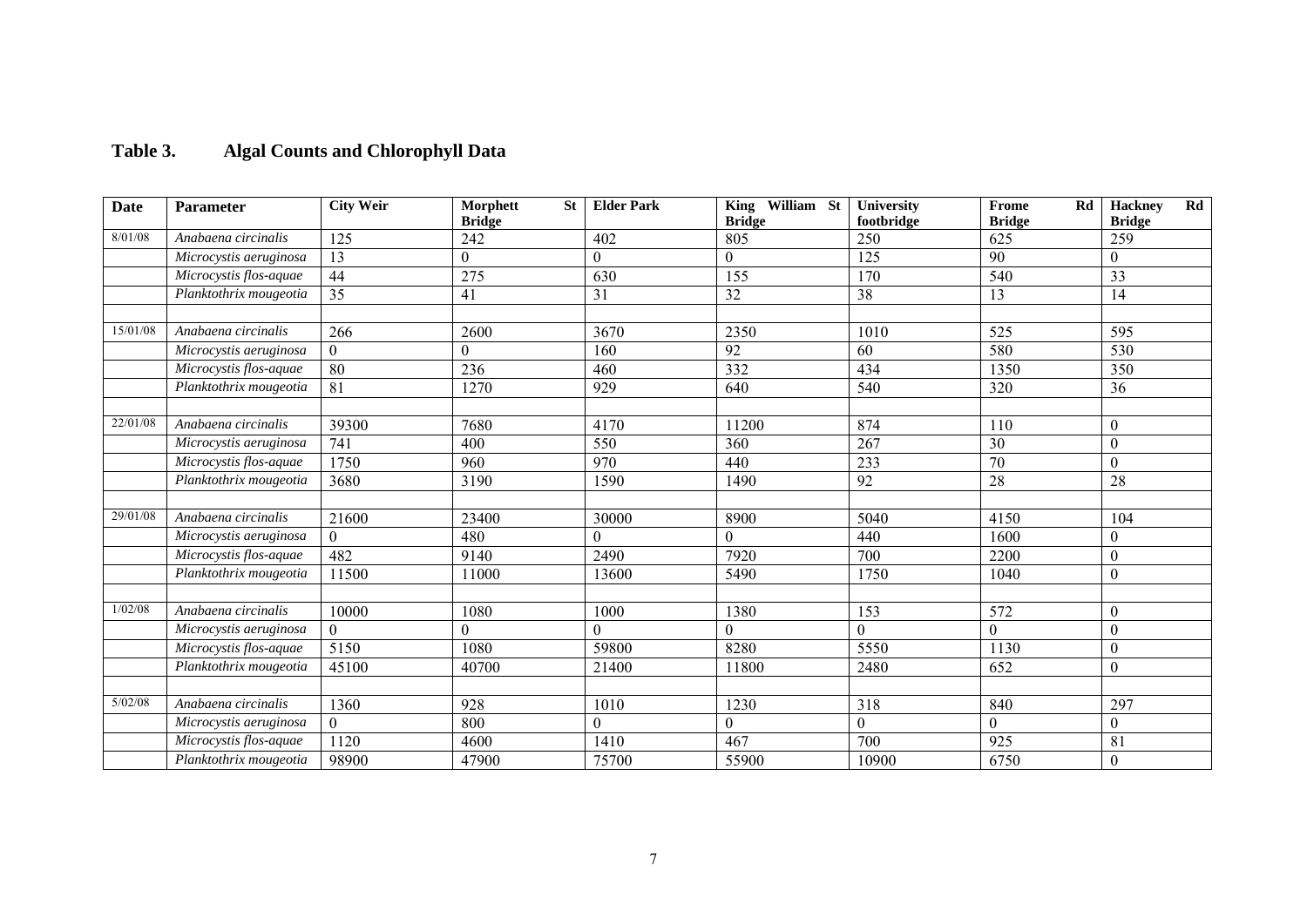## Table 3. Algal Counts and Chlorophyll Data

| Date | Parameter | City Weir | Morphett St Bridge | Elder Park | King William St Bridge | University footbridge | Frome Rd Bridge | Hackney Rd Bridge |
|---|---|---|---|---|---|---|---|---|
| 8/01/08 | *Anabaena circinalis* | 125 | 242 | 402 | 805 | 250 | 625 | 259 |
| | *Microcystis aeruginosa* | 13 | 0 | 0 | 0 | 125 | 90 | 0 |
| | *Microcystis flos-aquae* | 44 | 275 | 630 | 155 | 170 | 540 | 33 |
| | *Planktothrix mougeotia* | 35 | 41 | 31 | 32 | 38 | 13 | 14 |
| | | | | | | | | |
| 15/01/08 | *Anabaena circinalis* | 266 | 2600 | 3670 | 2350 | 1010 | 525 | 595 |
| | *Microcystis aeruginosa* | 0 | 0 | 160 | 92 | 60 | 580 | 530 |
| | *Microcystis flos-aquae* | 80 | 236 | 460 | 332 | 434 | 1350 | 350 |
| | *Planktothrix mougeotia* | 81 | 1270 | 929 | 640 | 540 | 320 | 36 |
| | | | | | | | | |
| 22/01/08 | *Anabaena circinalis* | 39300 | 7680 | 4170 | 11200 | 874 | 110 | 0 |
| | *Microcystis aeruginosa* | 741 | 400 | 550 | 360 | 267 | 30 | 0 |
| | *Microcystis flos-aquae* | 1750 | 960 | 970 | 440 | 233 | 70 | 0 |
| | *Planktothrix mougeotia* | 3680 | 3190 | 1590 | 1490 | 92 | 28 | 28 |
| | | | | | | | | |
| 29/01/08 | *Anabaena circinalis* | 21600 | 23400 | 30000 | 8900 | 5040 | 4150 | 104 |
| | *Microcystis aeruginosa* | 0 | 480 | 0 | 0 | 440 | 1600 | 0 |
| | *Microcystis flos-aquae* | 482 | 9140 | 2490 | 7920 | 700 | 2200 | 0 |
| | *Planktothrix mougeotia* | 11500 | 11000 | 13600 | 5490 | 1750 | 1040 | 0 |
| | | | | | | | | |
| 1/02/08 | *Anabaena circinalis* | 10000 | 1080 | 1000 | 1380 | 153 | 572 | 0 |
| | *Microcystis aeruginosa* | 0 | 0 | 0 | 0 | 0 | 0 | 0 |
| | *Microcystis flos-aquae* | 5150 | 1080 | 59800 | 8280 | 5550 | 1130 | 0 |
| | *Planktothrix mougeotia* | 45100 | 40700 | 21400 | 11800 | 2480 | 652 | 0 |
| | | | | | | | | |
| 5/02/08 | *Anabaena circinalis* | 1360 | 928 | 1010 | 1230 | 318 | 840 | 297 |
| | *Microcystis aeruginosa* | 0 | 800 | 0 | 0 | 0 | 0 | 0 |
| | *Microcystis flos-aquae* | 1120 | 4600 | 1410 | 467 | 700 | 925 | 81 |
| | *Planktothrix mougeotia* | 98900 | 47900 | 75700 | 55900 | 10900 | 6750 | 0 |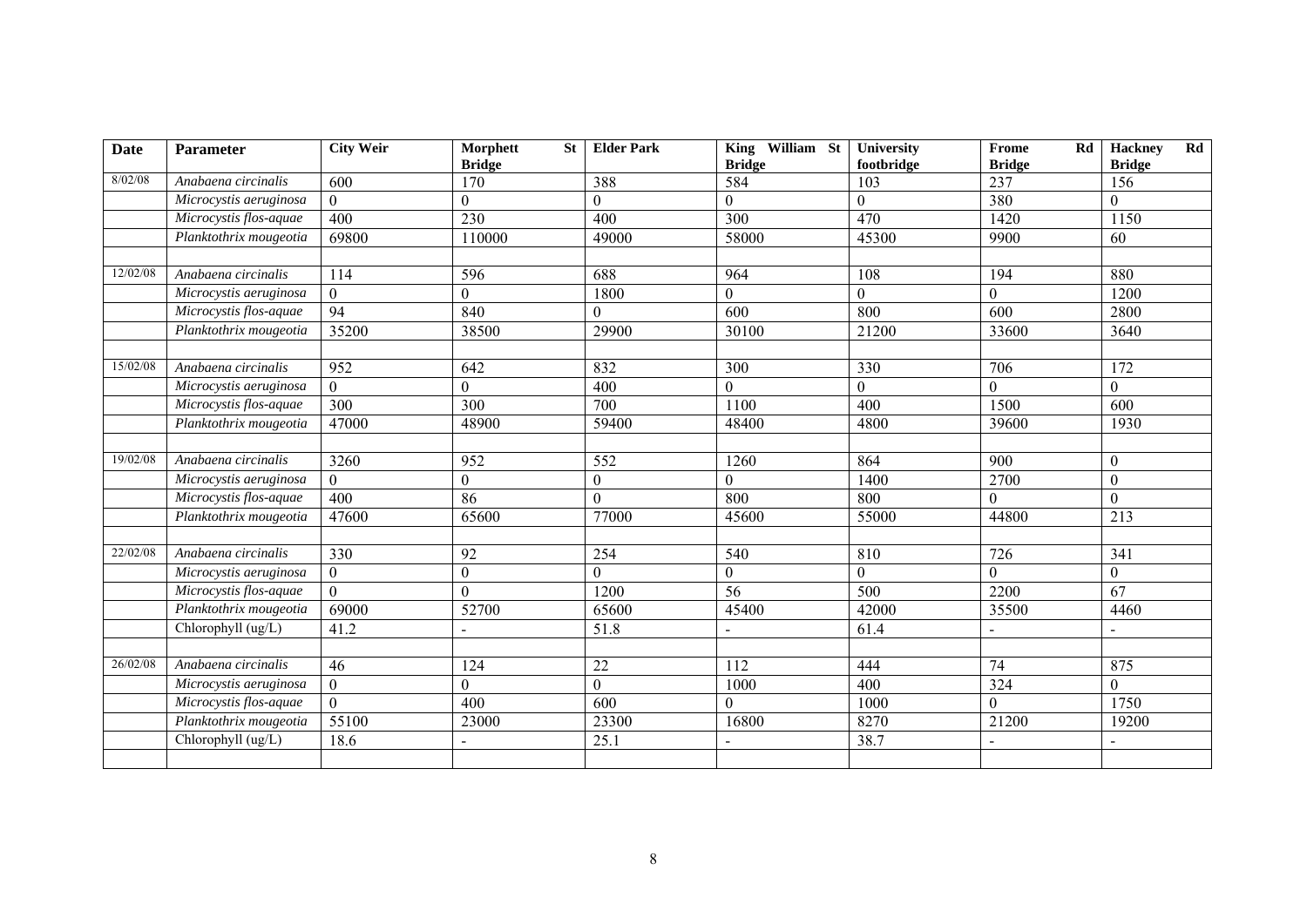| Date | Parameter | City Weir | Morphett St Bridge | Elder Park | King William St Bridge | University footbridge | Frome Rd Bridge | Hackney Rd Bridge |
|---|---|---|---|---|---|---|---|---|
| 8/02/08 | *Anabaena circinalis* | 600 | 170 | 388 | 584 | 103 | 237 | 156 |
| | *Microcystis aeruginosa* | 0 | 0 | 0 | 0 | 0 | 380 | 0 |
| | *Microcystis flos-aquae* | 400 | 230 | 400 | 300 | 470 | 1420 | 1150 |
| | *Planktothrix mougeotia* | 69800 | 110000 | 49000 | 58000 | 45300 | 9900 | 60 |
| | | | | | | | | |
| 12/02/08 | *Anabaena circinalis* | 114 | 596 | 688 | 964 | 108 | 194 | 880 |
| | *Microcystis aeruginosa* | 0 | 0 | 1800 | 0 | 0 | 0 | 1200 |
| | *Microcystis flos-aquae* | 94 | 840 | 0 | 600 | 800 | 600 | 2800 |
| | *Planktothrix mougeotia* | 35200 | 38500 | 29900 | 30100 | 21200 | 33600 | 3640 |
| | | | | | | | | |
| 15/02/08 | *Anabaena circinalis* | 952 | 642 | 832 | 300 | 330 | 706 | 172 |
| | *Microcystis aeruginosa* | 0 | 0 | 400 | 0 | 0 | 0 | 0 |
| | *Microcystis flos-aquae* | 300 | 300 | 700 | 1100 | 400 | 1500 | 600 |
| | *Planktothrix mougeotia* | 47000 | 48900 | 59400 | 48400 | 4800 | 39600 | 1930 |
| | | | | | | | | |
| 19/02/08 | *Anabaena circinalis* | 3260 | 952 | 552 | 1260 | 864 | 900 | 0 |
| | *Microcystis aeruginosa* | 0 | 0 | 0 | 0 | 1400 | 2700 | 0 |
| | *Microcystis flos-aquae* | 400 | 86 | 0 | 800 | 800 | 0 | 0 |
| | *Planktothrix mougeotia* | 47600 | 65600 | 77000 | 45600 | 55000 | 44800 | 213 |
| | | | | | | | | |
| 22/02/08 | *Anabaena circinalis* | 330 | 92 | 254 | 540 | 810 | 726 | 341 |
| | *Microcystis aeruginosa* | 0 | 0 | 0 | 0 | 0 | 0 | 0 |
| | *Microcystis flos-aquae* | 0 | 0 | 1200 | 56 | 500 | 2200 | 67 |
| | *Planktothrix mougeotia* | 69000 | 52700 | 65600 | 45400 | 42000 | 35500 | 4460 |
| | Chlorophyll (ug/L) | 41.2 | - | 51.8 | - | 61.4 | - | - |
| | | | | | | | | |
| 26/02/08 | *Anabaena circinalis* | 46 | 124 | 22 | 112 | 444 | 74 | 875 |
| | *Microcystis aeruginosa* | 0 | 0 | 0 | 1000 | 400 | 324 | 0 |
| | *Microcystis flos-aquae* | 0 | 400 | 600 | 0 | 1000 | 0 | 1750 |
| | *Planktothrix mougeotia* | 55100 | 23000 | 23300 | 16800 | 8270 | 21200 | 19200 |
| | Chlorophyll (ug/L) | 18.6 | - | 25.1 | - | 38.7 | - | - |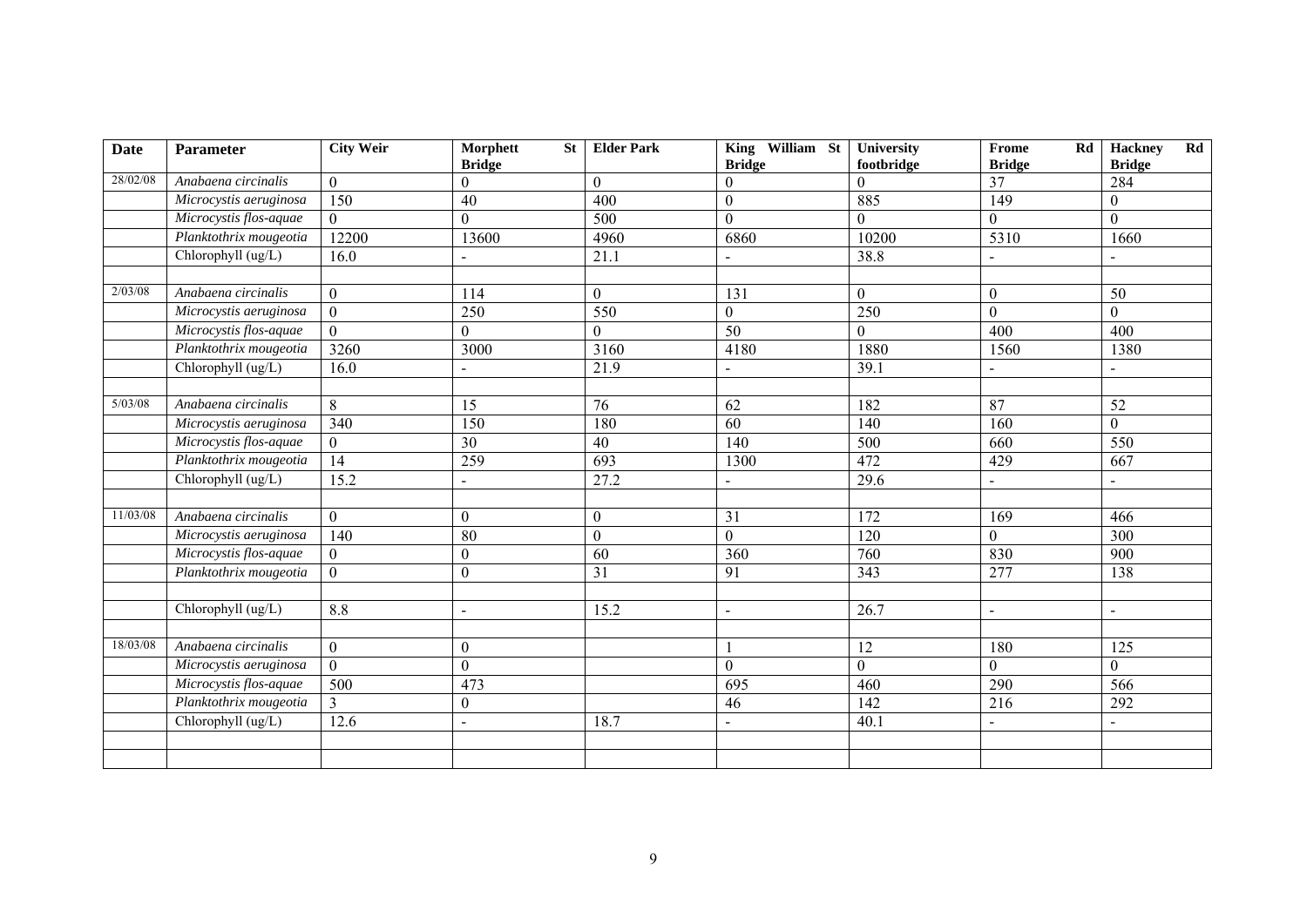| Date | Parameter | City Weir | Morphett St Bridge | Elder Park | King William St Bridge | University footbridge | Frome Rd Bridge | Hackney Rd Bridge |
|---|---|---|---|---|---|---|---|---|
| 28/02/08 | *Anabaena circinalis* | 0 | 0 | 0 | 0 | 0 | 37 | 284 |
| | *Microcystis aeruginosa* | 150 | 40 | 400 | 0 | 885 | 149 | 0 |
| | *Microcystis flos-aquae* | 0 | 0 | 500 | 0 | 0 | 0 | 0 |
| | *Planktothrix mougeotia* | 12200 | 13600 | 4960 | 6860 | 10200 | 5310 | 1660 |
| | Chlorophyll (ug/L) | 16.0 | - | 21.1 | - | 38.8 | - | - |
| | | | | | | | | |
| 2/03/08 | *Anabaena circinalis* | 0 | 114 | 0 | 131 | 0 | 0 | 50 |
| | *Microcystis aeruginosa* | 0 | 250 | 550 | 0 | 250 | 0 | 0 |
| | *Microcystis flos-aquae* | 0 | 0 | 0 | 50 | 0 | 400 | 400 |
| | *Planktothrix mougeotia* | 3260 | 3000 | 3160 | 4180 | 1880 | 1560 | 1380 |
| | Chlorophyll (ug/L) | 16.0 | - | 21.9 | - | 39.1 | - | - |
| | | | | | | | | |
| 5/03/08 | *Anabaena circinalis* | 8 | 15 | 76 | 62 | 182 | 87 | 52 |
| | *Microcystis aeruginosa* | 340 | 150 | 180 | 60 | 140 | 160 | 0 |
| | *Microcystis flos-aquae* | 0 | 30 | 40 | 140 | 500 | 660 | 550 |
| | *Planktothrix mougeotia* | 14 | 259 | 693 | 1300 | 472 | 429 | 667 |
| | Chlorophyll (ug/L) | 15.2 | - | 27.2 | - | 29.6 | - | - |
| | | | | | | | | |
| 11/03/08 | *Anabaena circinalis* | 0 | 0 | 0 | 31 | 172 | 169 | 466 |
| | *Microcystis aeruginosa* | 140 | 80 | 0 | 0 | 120 | 0 | 300 |
| | *Microcystis flos-aquae* | 0 | 0 | 60 | 360 | 760 | 830 | 900 |
| | *Planktothrix mougeotia* | 0 | 0 | 31 | 91 | 343 | 277 | 138 |
| | | | | | | | | |
| | Chlorophyll (ug/L) | 8.8 | - | 15.2 | - | 26.7 | - | - |
| | | | | | | | | |
| 18/03/08 | *Anabaena circinalis* | 0 | 0 | | 1 | 12 | 180 | 125 |
| | *Microcystis aeruginosa* | 0 | 0 | | 0 | 0 | 0 | 0 |
| | *Microcystis flos-aquae* | 500 | 473 | | 695 | 460 | 290 | 566 |
| | *Planktothrix mougeotia* | 3 | 0 | | 46 | 142 | 216 | 292 |
| | Chlorophyll (ug/L) | 12.6 | - | 18.7 | - | 40.1 | - | - |
| | | | | | | | | |
| | | | | | | | | |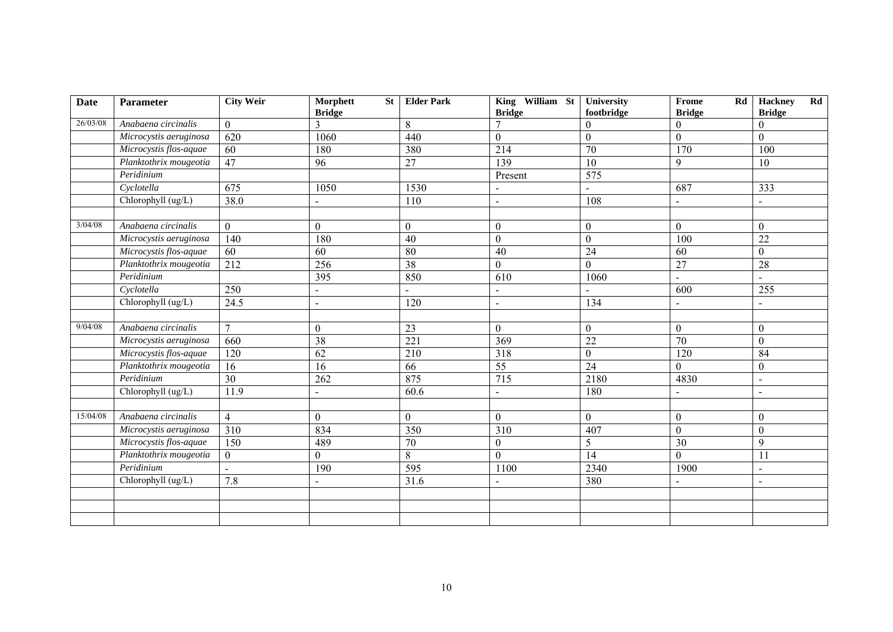| Date | Parameter | City Weir | Morphett St Bridge | Elder Park | King William St Bridge | University footbridge | Frome Rd Bridge | Hackney Rd Bridge |
|---|---|---|---|---|---|---|---|---|
| 26/03/08 | *Anabaena circinalis* | 0 | 3 | 8 | 7 | 0 | 0 | 0 |
| | *Microcystis aeruginosa* | 620 | 1060 | 440 | 0 | 0 | 0 | 0 |
| | *Microcystis flos-aquae* | 60 | 180 | 380 | 214 | 70 | 170 | 100 |
| | *Planktothrix mougeotia* | 47 | 96 | 27 | 139 | 10 | 9 | 10 |
| | *Peridinium* | | | | Present | 575 | | |
| | *Cyclotella* | 675 | 1050 | 1530 | - | - | 687 | 333 |
| | Chlorophyll (ug/L) | 38.0 | - | 110 | - | 108 | - | - |
| | | | | | | | | |
| 3/04/08 | *Anabaena circinalis* | 0 | 0 | 0 | 0 | 0 | 0 | 0 |
| | *Microcystis aeruginosa* | 140 | 180 | 40 | 0 | 0 | 100 | 22 |
| | *Microcystis flos-aquae* | 60 | 60 | 80 | 40 | 24 | 60 | 0 |
| | *Planktothrix mougeotia* | 212 | 256 | 38 | 0 | 0 | 27 | 28 |
| | *Peridinium* | | 395 | 850 | 610 | 1060 | - | - |
| | *Cyclotella* | 250 | - | - | - | - | 600 | 255 |
| | Chlorophyll (ug/L) | 24.5 | - | 120 | - | 134 | - | - |
| | | | | | | | | |
| 9/04/08 | *Anabaena circinalis* | 7 | 0 | 23 | 0 | 0 | 0 | 0 |
| | *Microcystis aeruginosa* | 660 | 38 | 221 | 369 | 22 | 70 | 0 |
| | *Microcystis flos-aquae* | 120 | 62 | 210 | 318 | 0 | 120 | 84 |
| | *Planktothrix mougeotia* | 16 | 16 | 66 | 55 | 24 | 0 | 0 |
| | *Peridinium* | 30 | 262 | 875 | 715 | 2180 | 4830 | - |
| | Chlorophyll (ug/L) | 11.9 | - | 60.6 | - | 180 | - | - |
| | | | | | | | | |
| 15/04/08 | *Anabaena circinalis* | 4 | 0 | 0 | 0 | 0 | 0 | 0 |
| | *Microcystis aeruginosa* | 310 | 834 | 350 | 310 | 407 | 0 | 0 |
| | *Microcystis flos-aquae* | 150 | 489 | 70 | 0 | 5 | 30 | 9 |
| | *Planktothrix mougeotia* | 0 | 0 | 8 | 0 | 14 | 0 | 11 |
| | *Peridinium* | - | 190 | 595 | 1100 | 2340 | 1900 | - |
| | Chlorophyll (ug/L) | 7.8 | - | 31.6 | - | 380 | - | - |
| | | | | | | | | |
| | | | | | | | | |
| | | | | | | | | |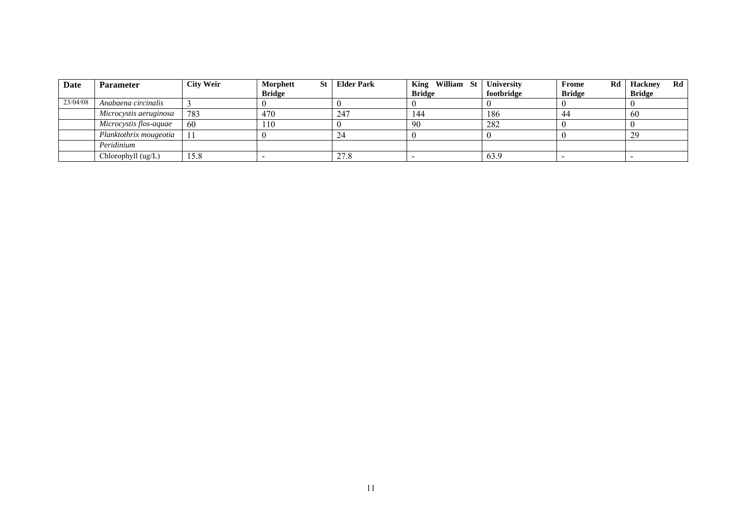| Date | Parameter | City Weir | Morphett St Bridge | Elder Park | King William St Bridge | University footbridge | Frome Rd Bridge | Hackney Rd Bridge |
|---|---|---|---|---|---|---|---|---|
| 23/04/08 | *Anabaena circinalis* | 3 | 0 | 0 | 0 | 0 | 0 | 0 |
| | *Microcystis aeruginosa* | 783 | 470 | 247 | 144 | 186 | 44 | 60 |
| | *Microcystis flos-aquae* | 60 | 110 | 0 | 90 | 282 | 0 | 0 |
| | *Planktothrix mougeotia* | 11 | 0 | 24 | 0 | 0 | 0 | 29 |
| | *Peridinium* | | | | | | | |
| | Chlorophyll (ug/L) | 15.8 | - | 27.8 | - | 63.9 | - | - |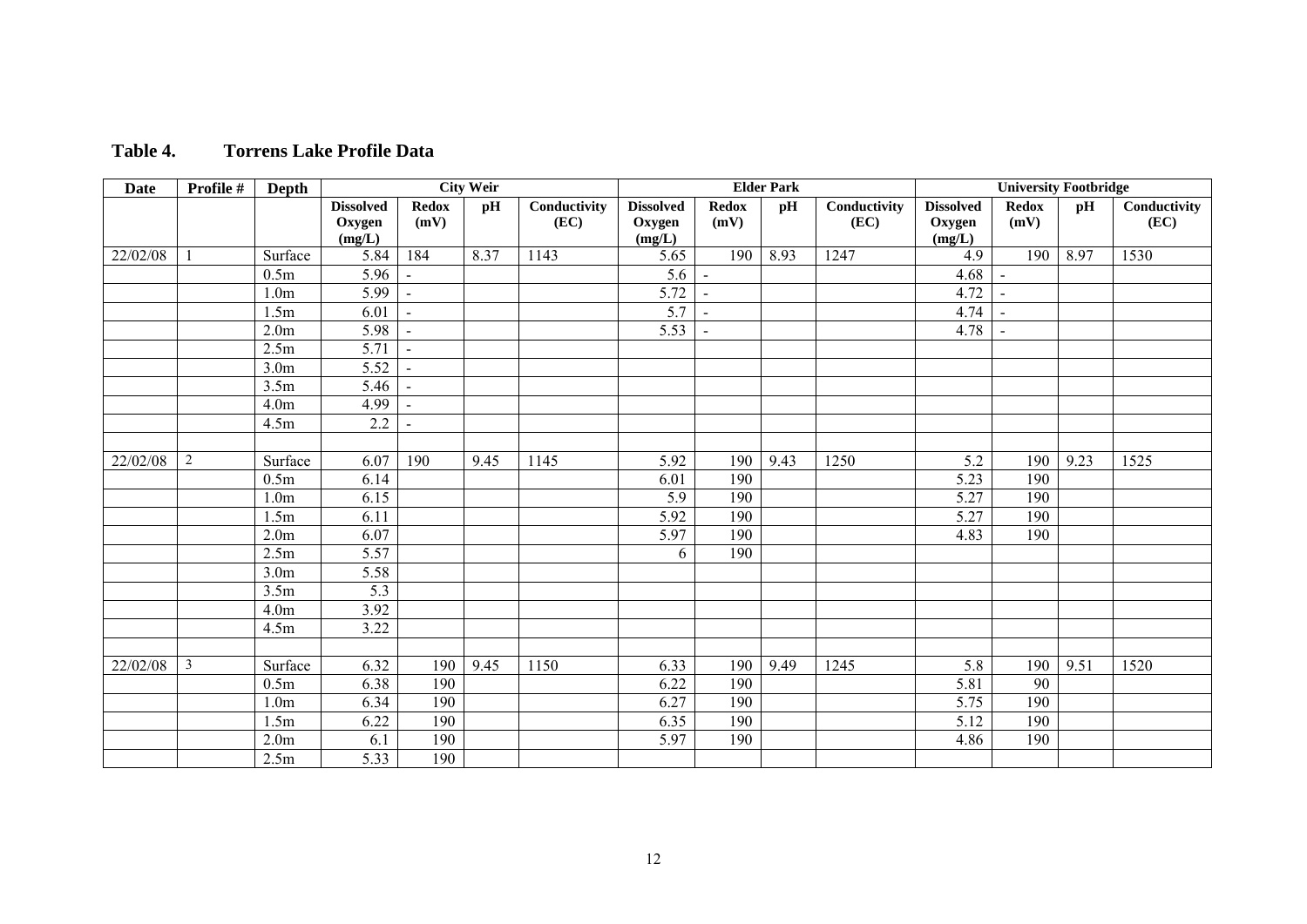## Table 4. Torrens Lake Profile Data

| Date | Profile # | Depth | City Weir | | | | Elder Park | | | | University Footbridge | | | |
|---|---|---|---|---|---|---|---|---|---|---|---|---|---|---|
| | | | Dissolved Oxygen (mg/L) | Redox (mV) | pH | Conductivity (EC) | Dissolved Oxygen (mg/L) | Redox (mV) | pH | Conductivity (EC) | Dissolved Oxygen (mg/L) | Redox (mV) | pH | Conductivity (EC) |
| 22/02/08 | 1 | Surface | 5.84 | 184 | 8.37 | 1143 | 5.65 | 190 | 8.93 | 1247 | 4.9 | 190 | 8.97 | 1530 |
| | | 0.5m | 5.96 | - | | | 5.6 | - | | | 4.68 | - | | |
| | | 1.0m | 5.99 | - | | | 5.72 | - | | | 4.72 | - | | |
| | | 1.5m | 6.01 | - | | | 5.7 | - | | | 4.74 | - | | |
| | | 2.0m | 5.98 | - | | | 5.53 | - | | | 4.78 | - | | |
| | | 2.5m | 5.71 | - | | | | | | | | | | |
| | | 3.0m | 5.52 | - | | | | | | | | | | |
| | | 3.5m | 5.46 | - | | | | | | | | | | |
| | | 4.0m | 4.99 | - | | | | | | | | | | |
| | | 4.5m | 2.2 | - | | | | | | | | | | |
| | | | | | | | | | | | | | | |
| 22/02/08 | 2 | Surface | 6.07 | 190 | 9.45 | 1145 | 5.92 | 190 | 9.43 | 1250 | 5.2 | 190 | 9.23 | 1525 |
| | | 0.5m | 6.14 | | | | 6.01 | 190 | | | 5.23 | 190 | | |
| | | 1.0m | 6.15 | | | | 5.9 | 190 | | | 5.27 | 190 | | |
| | | 1.5m | 6.11 | | | | 5.92 | 190 | | | 5.27 | 190 | | |
| | | 2.0m | 6.07 | | | | 5.97 | 190 | | | 4.83 | 190 | | |
| | | 2.5m | 5.57 | | | | 6 | 190 | | | | | | |
| | | 3.0m | 5.58 | | | | | | | | | | | |
| | | 3.5m | 5.3 | | | | | | | | | | | |
| | | 4.0m | 3.92 | | | | | | | | | | | |
| | | 4.5m | 3.22 | | | | | | | | | | | |
| | | | | | | | | | | | | | | |
| 22/02/08 | 3 | Surface | 6.32 | 190 | 9.45 | 1150 | 6.33 | 190 | 9.49 | 1245 | 5.8 | 190 | 9.51 | 1520 |
| | | 0.5m | 6.38 | 190 | | | 6.22 | 190 | | | 5.81 | 90 | | |
| | | 1.0m | 6.34 | 190 | | | 6.27 | 190 | | | 5.75 | 190 | | |
| | | 1.5m | 6.22 | 190 | | | 6.35 | 190 | | | 5.12 | 190 | | |
| | | 2.0m | 6.1 | 190 | | | 5.97 | 190 | | | 4.86 | 190 | | |
| | | 2.5m | 5.33 | 190 | | | | | | | | | | |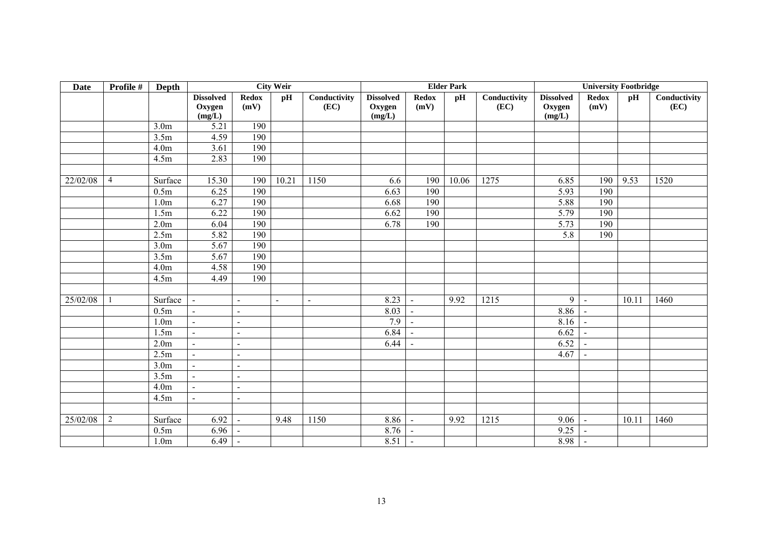| Date | Profile # | Depth | City Weir | | | | Elder Park | | | | University Footbridge | | | |
|---|---|---|---|---|---|---|---|---|---|---|---|---|---|---|
| | | | Dissolved Oxygen (mg/L) | Redox (mV) | pH | Conductivity (EC) | Dissolved Oxygen (mg/L) | Redox (mV) | pH | Conductivity (EC) | Dissolved Oxygen (mg/L) | Redox (mV) | pH | Conductivity (EC) |
| | | 3.0m | 5.21 | 190 | | | | | | | | | | |
| | | 3.5m | 4.59 | 190 | | | | | | | | | | |
| | | 4.0m | 3.61 | 190 | | | | | | | | | | |
| | | 4.5m | 2.83 | 190 | | | | | | | | | | |
| | | | | | | | | | | | | | | |
| 22/02/08 | 4 | Surface | 15.30 | 190 | 10.21 | 1150 | 6.6 | 190 | 10.06 | 1275 | 6.85 | 190 | 9.53 | 1520 |
| | | 0.5m | 6.25 | 190 | | | 6.63 | 190 | | | 5.93 | 190 | | |
| | | 1.0m | 6.27 | 190 | | | 6.68 | 190 | | | 5.88 | 190 | | |
| | | 1.5m | 6.22 | 190 | | | 6.62 | 190 | | | 5.79 | 190 | | |
| | | 2.0m | 6.04 | 190 | | | 6.78 | 190 | | | 5.73 | 190 | | |
| | | 2.5m | 5.82 | 190 | | | | | | | 5.8 | 190 | | |
| | | 3.0m | 5.67 | 190 | | | | | | | | | | |
| | | 3.5m | 5.67 | 190 | | | | | | | | | | |
| | | 4.0m | 4.58 | 190 | | | | | | | | | | |
| | | 4.5m | 4.49 | 190 | | | | | | | | | | |
| | | | | | | | | | | | | | | |
| 25/02/08 | 1 | Surface | - | - | - | - | 8.23 | - | 9.92 | 1215 | 9 | - | 10.11 | 1460 |
| | | 0.5m | - | - | | | 8.03 | - | | | 8.86 | - | | |
| | | 1.0m | - | - | | | 7.9 | - | | | 8.16 | - | | |
| | | 1.5m | - | - | | | 6.84 | - | | | 6.62 | - | | |
| | | 2.0m | - | - | | | 6.44 | - | | | 6.52 | - | | |
| | | 2.5m | - | - | | | | | | | 4.67 | - | | |
| | | 3.0m | - | - | | | | | | | | | | |
| | | 3.5m | - | - | | | | | | | | | | |
| | | 4.0m | - | - | | | | | | | | | | |
| | | 4.5m | - | - | | | | | | | | | | |
| | | | | | | | | | | | | | | |
| 25/02/08 | 2 | Surface | 6.92 | - | 9.48 | 1150 | 8.86 | - | 9.92 | 1215 | 9.06 | - | 10.11 | 1460 |
| | | 0.5m | 6.96 | - | | | 8.76 | - | | | 9.25 | - | | |
| | | 1.0m | 6.49 | - | | | 8.51 | - | | | 8.98 | - | | |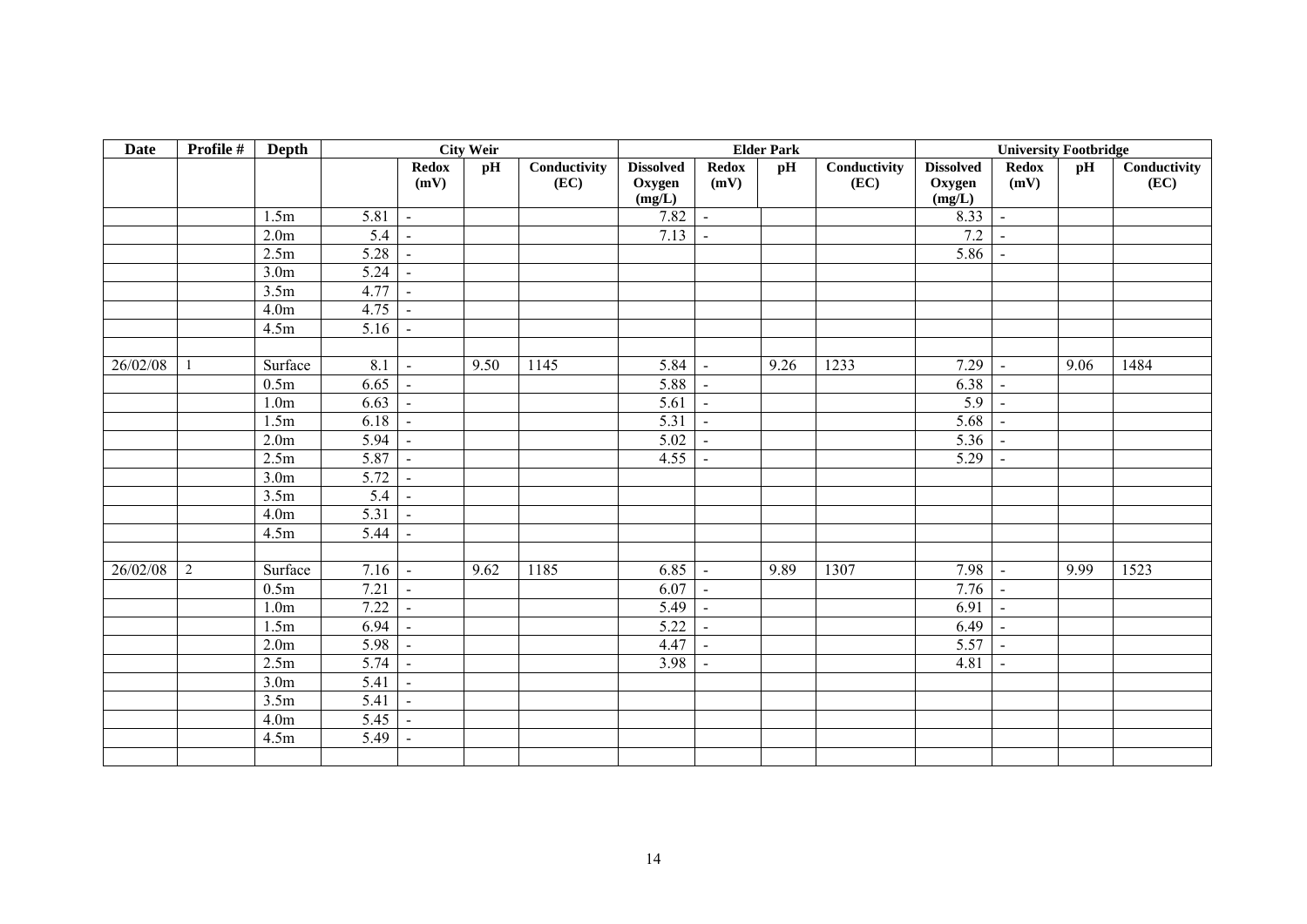| Date | Profile # | Depth | City Weir | | | | Elder Park | | | | University Footbridge | | | |
|---|---|---|---|---|---|---|---|---|---|---|---|---|---|---|
| | | | | Redox (mV) | pH | Conductivity (EC) | Dissolved Oxygen (mg/L) | Redox (mV) | pH | Conductivity (EC) | Dissolved Oxygen (mg/L) | Redox (mV) | pH | Conductivity (EC) |
| | | 1.5m | 5.81 | - | | | 7.82 | - | | | 8.33 | - | | |
| | | 2.0m | 5.4 | - | | | 7.13 | - | | | 7.2 | - | | |
| | | 2.5m | 5.28 | - | | | | | | | 5.86 | - | | |
| | | 3.0m | 5.24 | - | | | | | | | | | | |
| | | 3.5m | 4.77 | - | | | | | | | | | | |
| | | 4.0m | 4.75 | - | | | | | | | | | | |
| | | 4.5m | 5.16 | - | | | | | | | | | | |
| | | | | | | | | | | | | | | |
| 26/02/08 | 1 | Surface | 8.1 | - | 9.50 | 1145 | 5.84 | - | 9.26 | 1233 | 7.29 | - | 9.06 | 1484 |
| | | 0.5m | 6.65 | - | | | 5.88 | - | | | 6.38 | - | | |
| | | 1.0m | 6.63 | - | | | 5.61 | - | | | 5.9 | - | | |
| | | 1.5m | 6.18 | - | | | 5.31 | - | | | 5.68 | - | | |
| | | 2.0m | 5.94 | - | | | 5.02 | - | | | 5.36 | - | | |
| | | 2.5m | 5.87 | - | | | 4.55 | - | | | 5.29 | - | | |
| | | 3.0m | 5.72 | - | | | | | | | | | | |
| | | 3.5m | 5.4 | - | | | | | | | | | | |
| | | 4.0m | 5.31 | - | | | | | | | | | | |
| | | 4.5m | 5.44 | - | | | | | | | | | | |
| | | | | | | | | | | | | | | |
| 26/02/08 | 2 | Surface | 7.16 | - | 9.62 | 1185 | 6.85 | - | 9.89 | 1307 | 7.98 | - | 9.99 | 1523 |
| | | 0.5m | 7.21 | - | | | 6.07 | - | | | 7.76 | - | | |
| | | 1.0m | 7.22 | - | | | 5.49 | - | | | 6.91 | - | | |
| | | 1.5m | 6.94 | - | | | 5.22 | - | | | 6.49 | - | | |
| | | 2.0m | 5.98 | - | | | 4.47 | - | | | 5.57 | - | | |
| | | 2.5m | 5.74 | - | | | 3.98 | - | | | 4.81 | - | | |
| | | 3.0m | 5.41 | - | | | | | | | | | | |
| | | 3.5m | 5.41 | - | | | | | | | | | | |
| | | 4.0m | 5.45 | - | | | | | | | | | | |
| | | 4.5m | 5.49 | - | | | | | | | | | | |
| | | | | | | | | | | | | | | |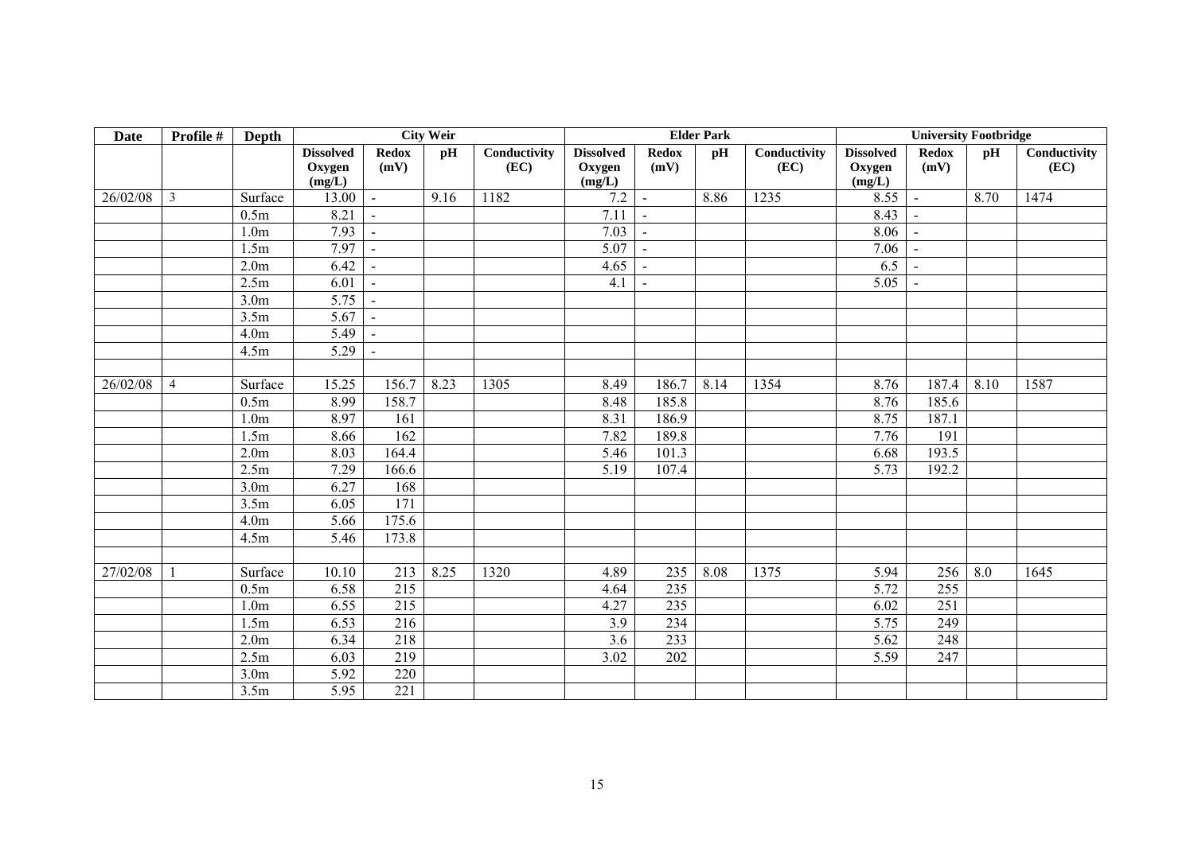| Date | Profile # | Depth | City Weir | | | | Elder Park | | | | University Footbridge | | | |
|---|---|---|---|---|---|---|---|---|---|---|---|---|---|---|
| | | | Dissolved Oxygen (mg/L) | Redox (mV) | pH | Conductivity (EC) | Dissolved Oxygen (mg/L) | Redox (mV) | pH | Conductivity (EC) | Dissolved Oxygen (mg/L) | Redox (mV) | pH | Conductivity (EC) |
| 26/02/08 | 3 | Surface | 13.00 | - | 9.16 | 1182 | 7.2 | - | 8.86 | 1235 | 8.55 | - | 8.70 | 1474 |
| | | 0.5m | 8.21 | - | | | 7.11 | - | | | 8.43 | - | | |
| | | 1.0m | 7.93 | - | | | 7.03 | - | | | 8.06 | - | | |
| | | 1.5m | 7.97 | - | | | 5.07 | - | | | 7.06 | - | | |
| | | 2.0m | 6.42 | - | | | 4.65 | - | | | 6.5 | - | | |
| | | 2.5m | 6.01 | - | | | 4.1 | - | | | 5.05 | - | | |
| | | 3.0m | 5.75 | - | | | | | | | | | | |
| | | 3.5m | 5.67 | - | | | | | | | | | | |
| | | 4.0m | 5.49 | - | | | | | | | | | | |
| | | 4.5m | 5.29 | - | | | | | | | | | | |
| | | | | | | | | | | | | | | |
| 26/02/08 | 4 | Surface | 15.25 | 156.7 | 8.23 | 1305 | 8.49 | 186.7 | 8.14 | 1354 | 8.76 | 187.4 | 8.10 | 1587 |
| | | 0.5m | 8.99 | 158.7 | | | 8.48 | 185.8 | | | 8.76 | 185.6 | | |
| | | 1.0m | 8.97 | 161 | | | 8.31 | 186.9 | | | 8.75 | 187.1 | | |
| | | 1.5m | 8.66 | 162 | | | 7.82 | 189.8 | | | 7.76 | 191 | | |
| | | 2.0m | 8.03 | 164.4 | | | 5.46 | 101.3 | | | 6.68 | 193.5 | | |
| | | 2.5m | 7.29 | 166.6 | | | 5.19 | 107.4 | | | 5.73 | 192.2 | | |
| | | 3.0m | 6.27 | 168 | | | | | | | | | | |
| | | 3.5m | 6.05 | 171 | | | | | | | | | | |
| | | 4.0m | 5.66 | 175.6 | | | | | | | | | | |
| | | 4.5m | 5.46 | 173.8 | | | | | | | | | | |
| | | | | | | | | | | | | | | |
| 27/02/08 | 1 | Surface | 10.10 | 213 | 8.25 | 1320 | 4.89 | 235 | 8.08 | 1375 | 5.94 | 256 | 8.0 | 1645 |
| | | 0.5m | 6.58 | 215 | | | 4.64 | 235 | | | 5.72 | 255 | | |
| | | 1.0m | 6.55 | 215 | | | 4.27 | 235 | | | 6.02 | 251 | | |
| | | 1.5m | 6.53 | 216 | | | 3.9 | 234 | | | 5.75 | 249 | | |
| | | 2.0m | 6.34 | 218 | | | 3.6 | 233 | | | 5.62 | 248 | | |
| | | 2.5m | 6.03 | 219 | | | 3.02 | 202 | | | 5.59 | 247 | | |
| | | 3.0m | 5.92 | 220 | | | | | | | | | | |
| | | 3.5m | 5.95 | 221 | | | | | | | | | | |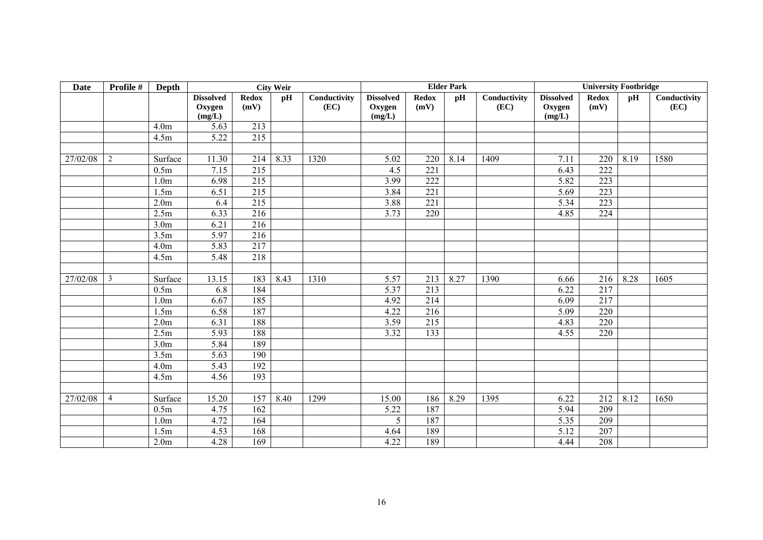| Date | Profile # | Depth | City Weir | | | | Elder Park | | | | University Footbridge | | | |
|---|---|---|---|---|---|---|---|---|---|---|---|---|---|---|
| | | | Dissolved Oxygen (mg/L) | Redox (mV) | pH | Conductivity (EC) | Dissolved Oxygen (mg/L) | Redox (mV) | pH | Conductivity (EC) | Dissolved Oxygen (mg/L) | Redox (mV) | pH | Conductivity (EC) |
| | | 4.0m | 5.63 | 213 | | | | | | | | | | |
| | | 4.5m | 5.22 | 215 | | | | | | | | | | |
| | | | | | | | | | | | | | | |
| 27/02/08 | 2 | Surface | 11.30 | 214 | 8.33 | 1320 | 5.02 | 220 | 8.14 | 1409 | 7.11 | 220 | 8.19 | 1580 |
| | | 0.5m | 7.15 | 215 | | | 4.5 | 221 | | | 6.43 | 222 | | |
| | | 1.0m | 6.98 | 215 | | | 3.99 | 222 | | | 5.82 | 223 | | |
| | | 1.5m | 6.51 | 215 | | | 3.84 | 221 | | | 5.69 | 223 | | |
| | | 2.0m | 6.4 | 215 | | | 3.88 | 221 | | | 5.34 | 223 | | |
| | | 2.5m | 6.33 | 216 | | | 3.73 | 220 | | | 4.85 | 224 | | |
| | | 3.0m | 6.21 | 216 | | | | | | | | | | |
| | | 3.5m | 5.97 | 216 | | | | | | | | | | |
| | | 4.0m | 5.83 | 217 | | | | | | | | | | |
| | | 4.5m | 5.48 | 218 | | | | | | | | | | |
| | | | | | | | | | | | | | | |
| 27/02/08 | 3 | Surface | 13.15 | 183 | 8.43 | 1310 | 5.57 | 213 | 8.27 | 1390 | 6.66 | 216 | 8.28 | 1605 |
| | | 0.5m | 6.8 | 184 | | | 5.37 | 213 | | | 6.22 | 217 | | |
| | | 1.0m | 6.67 | 185 | | | 4.92 | 214 | | | 6.09 | 217 | | |
| | | 1.5m | 6.58 | 187 | | | 4.22 | 216 | | | 5.09 | 220 | | |
| | | 2.0m | 6.31 | 188 | | | 3.59 | 215 | | | 4.83 | 220 | | |
| | | 2.5m | 5.93 | 188 | | | 3.32 | 133 | | | 4.55 | 220 | | |
| | | 3.0m | 5.84 | 189 | | | | | | | | | | |
| | | 3.5m | 5.63 | 190 | | | | | | | | | | |
| | | 4.0m | 5.43 | 192 | | | | | | | | | | |
| | | 4.5m | 4.56 | 193 | | | | | | | | | | |
| | | | | | | | | | | | | | | |
| 27/02/08 | 4 | Surface | 15.20 | 157 | 8.40 | 1299 | 15.00 | 186 | 8.29 | 1395 | 6.22 | 212 | 8.12 | 1650 |
| | | 0.5m | 4.75 | 162 | | | 5.22 | 187 | | | 5.94 | 209 | | |
| | | 1.0m | 4.72 | 164 | | | 5 | 187 | | | 5.35 | 209 | | |
| | | 1.5m | 4.53 | 168 | | | 4.64 | 189 | | | 5.12 | 207 | | |
| | | 2.0m | 4.28 | 169 | | | 4.22 | 189 | | | 4.44 | 208 | | |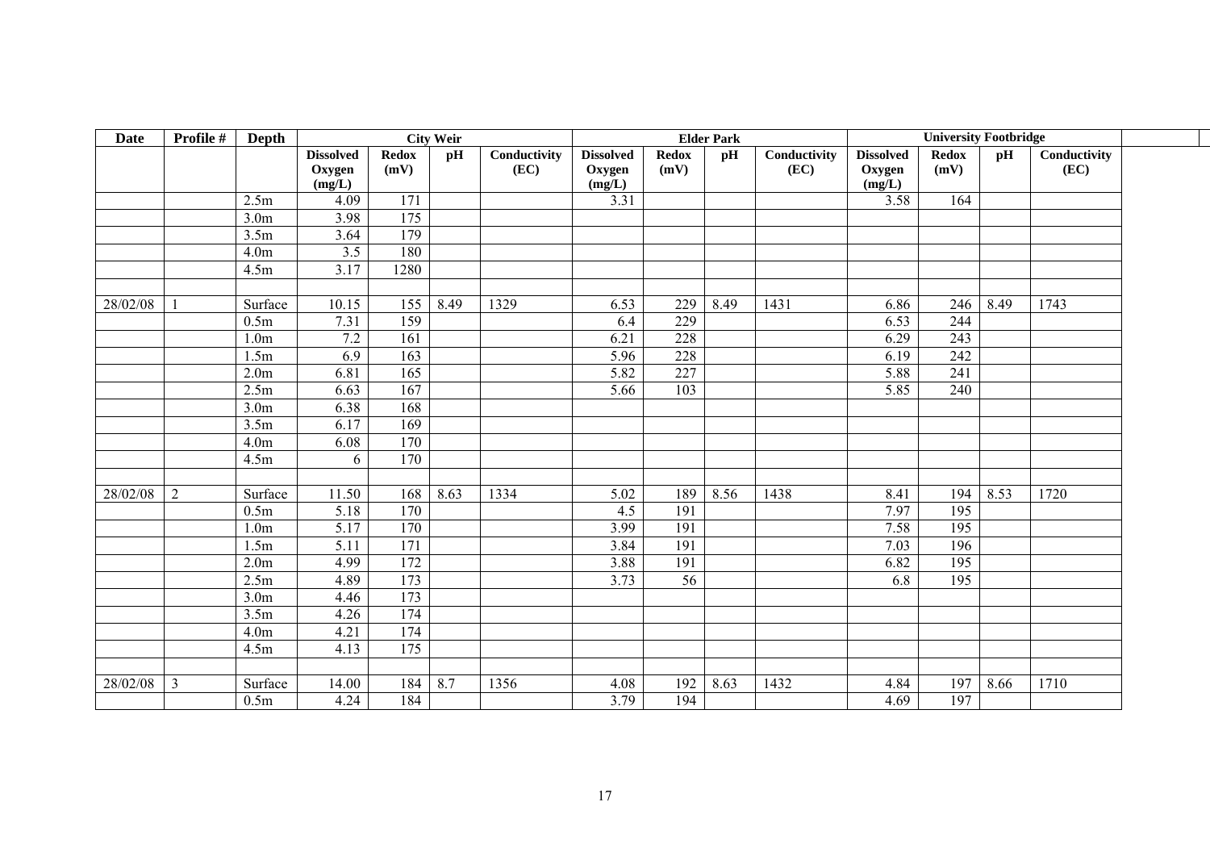| Date | Profile # | Depth | City Weir | | | | Elder Park | | | | University Footbridge | | | |
|---|---|---|---|---|---|---|---|---|---|---|---|---|---|---|
| | | | Dissolved Oxygen (mg/L) | Redox (mV) | pH | Conductivity (EC) | Dissolved Oxygen (mg/L) | Redox (mV) | pH | Conductivity (EC) | Dissolved Oxygen (mg/L) | Redox (mV) | pH | Conductivity (EC) |
| | | 2.5m | 4.09 | 171 | | | 3.31 | | | | 3.58 | 164 | | |
| | | 3.0m | 3.98 | 175 | | | | | | | | | | |
| | | 3.5m | 3.64 | 179 | | | | | | | | | | |
| | | 4.0m | 3.5 | 180 | | | | | | | | | | |
| | | 4.5m | 3.17 | 1280 | | | | | | | | | | |
| | | | | | | | | | | | | | | |
| 28/02/08 | 1 | Surface | 10.15 | 155 | 8.49 | 1329 | 6.53 | 229 | 8.49 | 1431 | 6.86 | 246 | 8.49 | 1743 |
| | | 0.5m | 7.31 | 159 | | | 6.4 | 229 | | | 6.53 | 244 | | |
| | | 1.0m | 7.2 | 161 | | | 6.21 | 228 | | | 6.29 | 243 | | |
| | | 1.5m | 6.9 | 163 | | | 5.96 | 228 | | | 6.19 | 242 | | |
| | | 2.0m | 6.81 | 165 | | | 5.82 | 227 | | | 5.88 | 241 | | |
| | | 2.5m | 6.63 | 167 | | | 5.66 | 103 | | | 5.85 | 240 | | |
| | | 3.0m | 6.38 | 168 | | | | | | | | | | |
| | | 3.5m | 6.17 | 169 | | | | | | | | | | |
| | | 4.0m | 6.08 | 170 | | | | | | | | | | |
| | | 4.5m | 6 | 170 | | | | | | | | | | |
| | | | | | | | | | | | | | | |
| 28/02/08 | 2 | Surface | 11.50 | 168 | 8.63 | 1334 | 5.02 | 189 | 8.56 | 1438 | 8.41 | 194 | 8.53 | 1720 |
| | | 0.5m | 5.18 | 170 | | | 4.5 | 191 | | | 7.97 | 195 | | |
| | | 1.0m | 5.17 | 170 | | | 3.99 | 191 | | | 7.58 | 195 | | |
| | | 1.5m | 5.11 | 171 | | | 3.84 | 191 | | | 7.03 | 196 | | |
| | | 2.0m | 4.99 | 172 | | | 3.88 | 191 | | | 6.82 | 195 | | |
| | | 2.5m | 4.89 | 173 | | | 3.73 | 56 | | | 6.8 | 195 | | |
| | | 3.0m | 4.46 | 173 | | | | | | | | | | |
| | | 3.5m | 4.26 | 174 | | | | | | | | | | |
| | | 4.0m | 4.21 | 174 | | | | | | | | | | |
| | | 4.5m | 4.13 | 175 | | | | | | | | | | |
| | | | | | | | | | | | | | | |
| 28/02/08 | 3 | Surface | 14.00 | 184 | 8.7 | 1356 | 4.08 | 192 | 8.63 | 1432 | 4.84 | 197 | 8.66 | 1710 |
| | | 0.5m | 4.24 | 184 | | | 3.79 | 194 | | | 4.69 | 197 | | |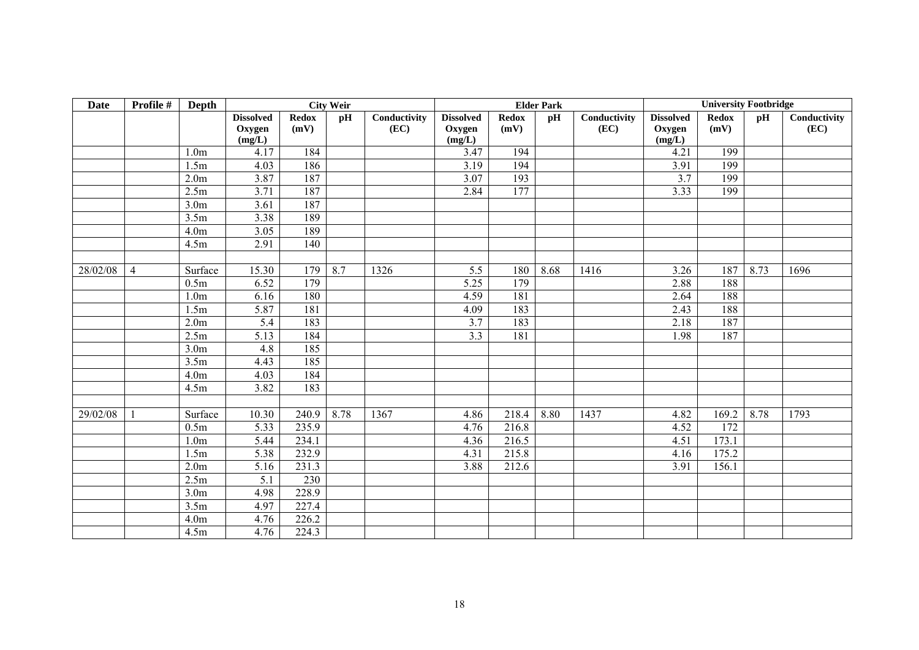| Date | Profile # | Depth | City Weir | | | | Elder Park | | | | University Footbridge | | | |
|---|---|---|---|---|---|---|---|---|---|---|---|---|---|---|
| | | | Dissolved Oxygen (mg/L) | Redox (mV) | pH | Conductivity (EC) | Dissolved Oxygen (mg/L) | Redox (mV) | pH | Conductivity (EC) | Dissolved Oxygen (mg/L) | Redox (mV) | pH | Conductivity (EC) |
| | | 1.0m | 4.17 | 184 | | | 3.47 | 194 | | | 4.21 | 199 | | |
| | | 1.5m | 4.03 | 186 | | | 3.19 | 194 | | | 3.91 | 199 | | |
| | | 2.0m | 3.87 | 187 | | | 3.07 | 193 | | | 3.7 | 199 | | |
| | | 2.5m | 3.71 | 187 | | | 2.84 | 177 | | | 3.33 | 199 | | |
| | | 3.0m | 3.61 | 187 | | | | | | | | | | |
| | | 3.5m | 3.38 | 189 | | | | | | | | | | |
| | | 4.0m | 3.05 | 189 | | | | | | | | | | |
| | | 4.5m | 2.91 | 140 | | | | | | | | | | |
| | | | | | | | | | | | | | | |
| 28/02/08 | 4 | Surface | 15.30 | 179 | 8.7 | 1326 | 5.5 | 180 | 8.68 | 1416 | 3.26 | 187 | 8.73 | 1696 |
| | | 0.5m | 6.52 | 179 | | | 5.25 | 179 | | | 2.88 | 188 | | |
| | | 1.0m | 6.16 | 180 | | | 4.59 | 181 | | | 2.64 | 188 | | |
| | | 1.5m | 5.87 | 181 | | | 4.09 | 183 | | | 2.43 | 188 | | |
| | | 2.0m | 5.4 | 183 | | | 3.7 | 183 | | | 2.18 | 187 | | |
| | | 2.5m | 5.13 | 184 | | | 3.3 | 181 | | | 1.98 | 187 | | |
| | | 3.0m | 4.8 | 185 | | | | | | | | | | |
| | | 3.5m | 4.43 | 185 | | | | | | | | | | |
| | | 4.0m | 4.03 | 184 | | | | | | | | | | |
| | | 4.5m | 3.82 | 183 | | | | | | | | | | |
| | | | | | | | | | | | | | | |
| 29/02/08 | 1 | Surface | 10.30 | 240.9 | 8.78 | 1367 | 4.86 | 218.4 | 8.80 | 1437 | 4.82 | 169.2 | 8.78 | 1793 |
| | | 0.5m | 5.33 | 235.9 | | | 4.76 | 216.8 | | | 4.52 | 172 | | |
| | | 1.0m | 5.44 | 234.1 | | | 4.36 | 216.5 | | | 4.51 | 173.1 | | |
| | | 1.5m | 5.38 | 232.9 | | | 4.31 | 215.8 | | | 4.16 | 175.2 | | |
| | | 2.0m | 5.16 | 231.3 | | | 3.88 | 212.6 | | | 3.91 | 156.1 | | |
| | | 2.5m | 5.1 | 230 | | | | | | | | | | |
| | | 3.0m | 4.98 | 228.9 | | | | | | | | | | |
| | | 3.5m | 4.97 | 227.4 | | | | | | | | | | |
| | | 4.0m | 4.76 | 226.2 | | | | | | | | | | |
| | | 4.5m | 4.76 | 224.3 | | | | | | | | | | |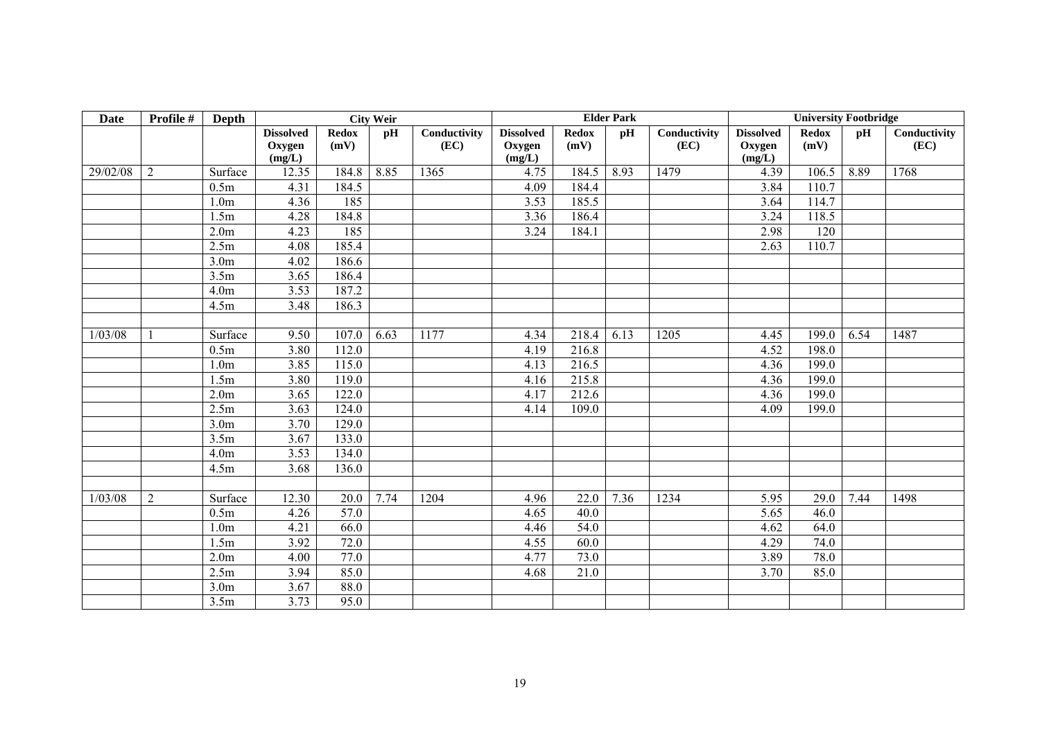| Date | Profile # | Depth | City Weir | | | | Elder Park | | | | University Footbridge | | | |
|---|---|---|---|---|---|---|---|---|---|---|---|---|---|---|
| | | | Dissolved Oxygen (mg/L) | Redox (mV) | pH | Conductivity (EC) | Dissolved Oxygen (mg/L) | Redox (mV) | pH | Conductivity (EC) | Dissolved Oxygen (mg/L) | Redox (mV) | pH | Conductivity (EC) |
| 29/02/08 | 2 | Surface | 12.35 | 184.8 | 8.85 | 1365 | 4.75 | 184.5 | 8.93 | 1479 | 4.39 | 106.5 | 8.89 | 1768 |
| | | 0.5m | 4.31 | 184.5 | | | 4.09 | 184.4 | | | 3.84 | 110.7 | | |
| | | 1.0m | 4.36 | 185 | | | 3.53 | 185.5 | | | 3.64 | 114.7 | | |
| | | 1.5m | 4.28 | 184.8 | | | 3.36 | 186.4 | | | 3.24 | 118.5 | | |
| | | 2.0m | 4.23 | 185 | | | 3.24 | 184.1 | | | 2.98 | 120 | | |
| | | 2.5m | 4.08 | 185.4 | | | | | | | 2.63 | 110.7 | | |
| | | 3.0m | 4.02 | 186.6 | | | | | | | | | | |
| | | 3.5m | 3.65 | 186.4 | | | | | | | | | | |
| | | 4.0m | 3.53 | 187.2 | | | | | | | | | | |
| | | 4.5m | 3.48 | 186.3 | | | | | | | | | | |
| | | | | | | | | | | | | | | |
| 1/03/08 | 1 | Surface | 9.50 | 107.0 | 6.63 | 1177 | 4.34 | 218.4 | 6.13 | 1205 | 4.45 | 199.0 | 6.54 | 1487 |
| | | 0.5m | 3.80 | 112.0 | | | 4.19 | 216.8 | | | 4.52 | 198.0 | | |
| | | 1.0m | 3.85 | 115.0 | | | 4.13 | 216.5 | | | 4.36 | 199.0 | | |
| | | 1.5m | 3.80 | 119.0 | | | 4.16 | 215.8 | | | 4.36 | 199.0 | | |
| | | 2.0m | 3.65 | 122.0 | | | 4.17 | 212.6 | | | 4.36 | 199.0 | | |
| | | 2.5m | 3.63 | 124.0 | | | 4.14 | 109.0 | | | 4.09 | 199.0 | | |
| | | 3.0m | 3.70 | 129.0 | | | | | | | | | | |
| | | 3.5m | 3.67 | 133.0 | | | | | | | | | | |
| | | 4.0m | 3.53 | 134.0 | | | | | | | | | | |
| | | 4.5m | 3.68 | 136.0 | | | | | | | | | | |
| | | | | | | | | | | | | | | |
| 1/03/08 | 2 | Surface | 12.30 | 20.0 | 7.74 | 1204 | 4.96 | 22.0 | 7.36 | 1234 | 5.95 | 29.0 | 7.44 | 1498 |
| | | 0.5m | 4.26 | 57.0 | | | 4.65 | 40.0 | | | 5.65 | 46.0 | | |
| | | 1.0m | 4.21 | 66.0 | | | 4.46 | 54.0 | | | 4.62 | 64.0 | | |
| | | 1.5m | 3.92 | 72.0 | | | 4.55 | 60.0 | | | 4.29 | 74.0 | | |
| | | 2.0m | 4.00 | 77.0 | | | 4.77 | 73.0 | | | 3.89 | 78.0 | | |
| | | 2.5m | 3.94 | 85.0 | | | 4.68 | 21.0 | | | 3.70 | 85.0 | | |
| | | 3.0m | 3.67 | 88.0 | | | | | | | | | | |
| | | 3.5m | 3.73 | 95.0 | | | | | | | | | | |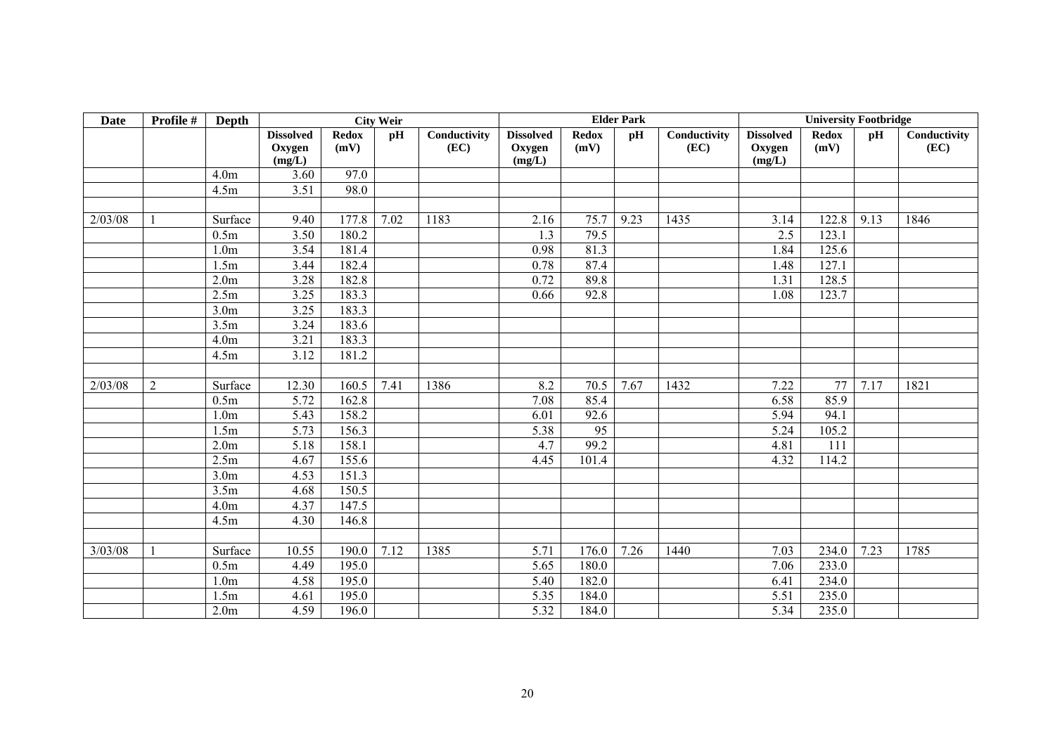| Date | Profile # | Depth | City Weir | | | | Elder Park | | | | University Footbridge | | | |
|---|---|---|---|---|---|---|---|---|---|---|---|---|---|---|
| | | | Dissolved Oxygen (mg/L) | Redox (mV) | pH | Conductivity (EC) | Dissolved Oxygen (mg/L) | Redox (mV) | pH | Conductivity (EC) | Dissolved Oxygen (mg/L) | Redox (mV) | pH | Conductivity (EC) |
| | | 4.0m | 3.60 | 97.0 | | | | | | | | | | |
| | | 4.5m | 3.51 | 98.0 | | | | | | | | | | |
| | | | | | | | | | | | | | | |
| 2/03/08 | 1 | Surface | 9.40 | 177.8 | 7.02 | 1183 | 2.16 | 75.7 | 9.23 | 1435 | 3.14 | 122.8 | 9.13 | 1846 |
| | | 0.5m | 3.50 | 180.2 | | | 1.3 | 79.5 | | | 2.5 | 123.1 | | |
| | | 1.0m | 3.54 | 181.4 | | | 0.98 | 81.3 | | | 1.84 | 125.6 | | |
| | | 1.5m | 3.44 | 182.4 | | | 0.78 | 87.4 | | | 1.48 | 127.1 | | |
| | | 2.0m | 3.28 | 182.8 | | | 0.72 | 89.8 | | | 1.31 | 128.5 | | |
| | | 2.5m | 3.25 | 183.3 | | | 0.66 | 92.8 | | | 1.08 | 123.7 | | |
| | | 3.0m | 3.25 | 183.3 | | | | | | | | | | |
| | | 3.5m | 3.24 | 183.6 | | | | | | | | | | |
| | | 4.0m | 3.21 | 183.3 | | | | | | | | | | |
| | | 4.5m | 3.12 | 181.2 | | | | | | | | | | |
| | | | | | | | | | | | | | | |
| 2/03/08 | 2 | Surface | 12.30 | 160.5 | 7.41 | 1386 | 8.2 | 70.5 | 7.67 | 1432 | 7.22 | 77 | 7.17 | 1821 |
| | | 0.5m | 5.72 | 162.8 | | | 7.08 | 85.4 | | | 6.58 | 85.9 | | |
| | | 1.0m | 5.43 | 158.2 | | | 6.01 | 92.6 | | | 5.94 | 94.1 | | |
| | | 1.5m | 5.73 | 156.3 | | | 5.38 | 95 | | | 5.24 | 105.2 | | |
| | | 2.0m | 5.18 | 158.1 | | | 4.7 | 99.2 | | | 4.81 | 111 | | |
| | | 2.5m | 4.67 | 155.6 | | | 4.45 | 101.4 | | | 4.32 | 114.2 | | |
| | | 3.0m | 4.53 | 151.3 | | | | | | | | | | |
| | | 3.5m | 4.68 | 150.5 | | | | | | | | | | |
| | | 4.0m | 4.37 | 147.5 | | | | | | | | | | |
| | | 4.5m | 4.30 | 146.8 | | | | | | | | | | |
| | | | | | | | | | | | | | | |
| 3/03/08 | 1 | Surface | 10.55 | 190.0 | 7.12 | 1385 | 5.71 | 176.0 | 7.26 | 1440 | 7.03 | 234.0 | 7.23 | 1785 |
| | | 0.5m | 4.49 | 195.0 | | | 5.65 | 180.0 | | | 7.06 | 233.0 | | |
| | | 1.0m | 4.58 | 195.0 | | | 5.40 | 182.0 | | | 6.41 | 234.0 | | |
| | | 1.5m | 4.61 | 195.0 | | | 5.35 | 184.0 | | | 5.51 | 235.0 | | |
| | | 2.0m | 4.59 | 196.0 | | | 5.32 | 184.0 | | | 5.34 | 235.0 | | |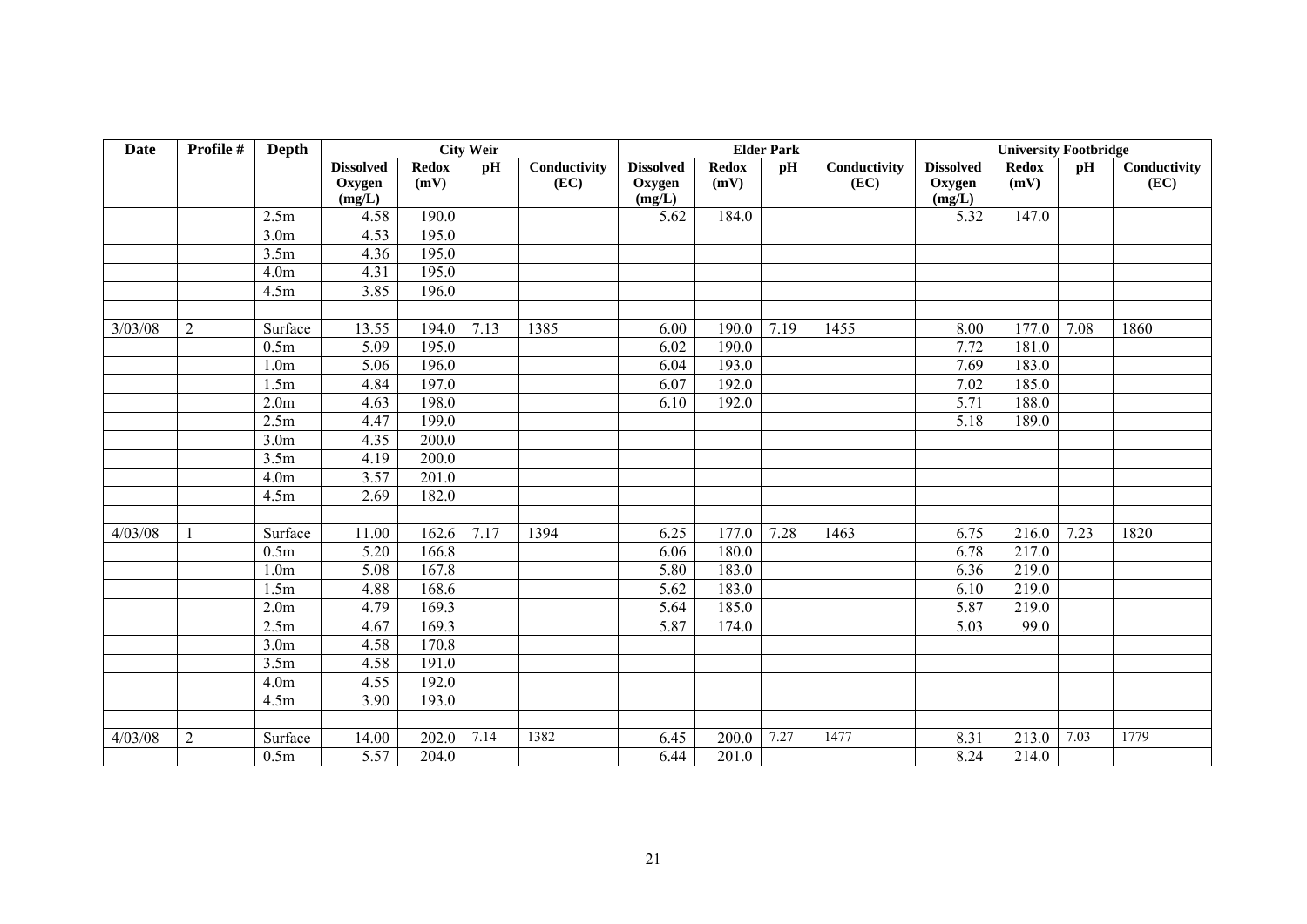| Date | Profile # | Depth | City Weir | | | | Elder Park | | | | University Footbridge | | | |
|---|---|---|---|---|---|---|---|---|---|---|---|---|---|---|
| | | | Dissolved Oxygen (mg/L) | Redox (mV) | pH | Conductivity (EC) | Dissolved Oxygen (mg/L) | Redox (mV) | pH | Conductivity (EC) | Dissolved Oxygen (mg/L) | Redox (mV) | pH | Conductivity (EC) |
| | | 2.5m | 4.58 | 190.0 | | | 5.62 | 184.0 | | | 5.32 | 147.0 | | |
| | | 3.0m | 4.53 | 195.0 | | | | | | | | | | |
| | | 3.5m | 4.36 | 195.0 | | | | | | | | | | |
| | | 4.0m | 4.31 | 195.0 | | | | | | | | | | |
| | | 4.5m | 3.85 | 196.0 | | | | | | | | | | |
| | | | | | | | | | | | | | | |
| 3/03/08 | 2 | Surface | 13.55 | 194.0 | 7.13 | 1385 | 6.00 | 190.0 | 7.19 | 1455 | 8.00 | 177.0 | 7.08 | 1860 |
| | | 0.5m | 5.09 | 195.0 | | | 6.02 | 190.0 | | | 7.72 | 181.0 | | |
| | | 1.0m | 5.06 | 196.0 | | | 6.04 | 193.0 | | | 7.69 | 183.0 | | |
| | | 1.5m | 4.84 | 197.0 | | | 6.07 | 192.0 | | | 7.02 | 185.0 | | |
| | | 2.0m | 4.63 | 198.0 | | | 6.10 | 192.0 | | | 5.71 | 188.0 | | |
| | | 2.5m | 4.47 | 199.0 | | | | | | | 5.18 | 189.0 | | |
| | | 3.0m | 4.35 | 200.0 | | | | | | | | | | |
| | | 3.5m | 4.19 | 200.0 | | | | | | | | | | |
| | | 4.0m | 3.57 | 201.0 | | | | | | | | | | |
| | | 4.5m | 2.69 | 182.0 | | | | | | | | | | |
| | | | | | | | | | | | | | | |
| 4/03/08 | 1 | Surface | 11.00 | 162.6 | 7.17 | 1394 | 6.25 | 177.0 | 7.28 | 1463 | 6.75 | 216.0 | 7.23 | 1820 |
| | | 0.5m | 5.20 | 166.8 | | | 6.06 | 180.0 | | | 6.78 | 217.0 | | |
| | | 1.0m | 5.08 | 167.8 | | | 5.80 | 183.0 | | | 6.36 | 219.0 | | |
| | | 1.5m | 4.88 | 168.6 | | | 5.62 | 183.0 | | | 6.10 | 219.0 | | |
| | | 2.0m | 4.79 | 169.3 | | | 5.64 | 185.0 | | | 5.87 | 219.0 | | |
| | | 2.5m | 4.67 | 169.3 | | | 5.87 | 174.0 | | | 5.03 | 99.0 | | |
| | | 3.0m | 4.58 | 170.8 | | | | | | | | | | |
| | | 3.5m | 4.58 | 191.0 | | | | | | | | | | |
| | | 4.0m | 4.55 | 192.0 | | | | | | | | | | |
| | | 4.5m | 3.90 | 193.0 | | | | | | | | | | |
| | | | | | | | | | | | | | | |
| 4/03/08 | 2 | Surface | 14.00 | 202.0 | 7.14 | 1382 | 6.45 | 200.0 | 7.27 | 1477 | 8.31 | 213.0 | 7.03 | 1779 |
| | | 0.5m | 5.57 | 204.0 | | | 6.44 | 201.0 | | | 8.24 | 214.0 | | |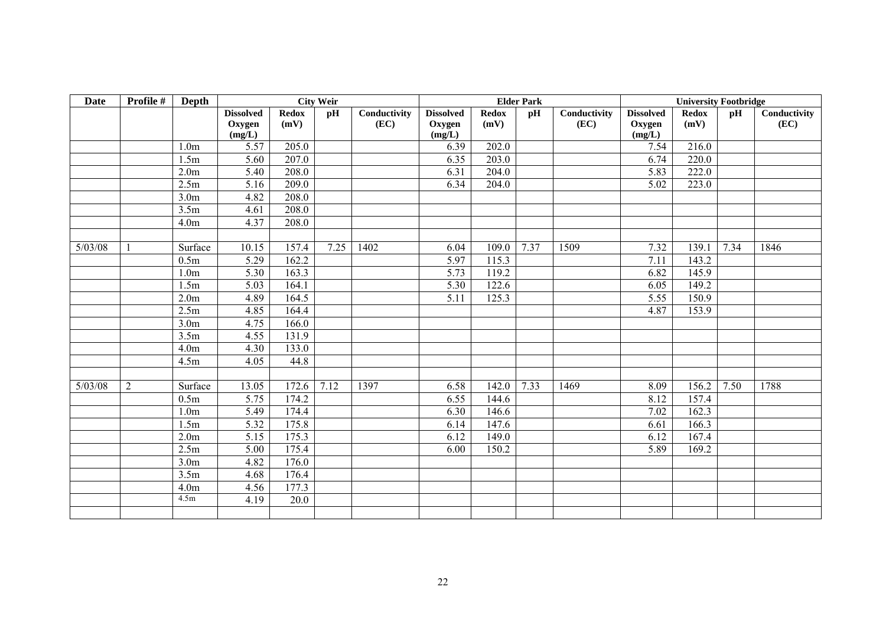| Date | Profile # | Depth | City Weir | | | | Elder Park | | | | University Footbridge | | | |
|---|---|---|---|---|---|---|---|---|---|---|---|---|---|---|
| | | | Dissolved Oxygen (mg/L) | Redox (mV) | pH | Conductivity (EC) | Dissolved Oxygen (mg/L) | Redox (mV) | pH | Conductivity (EC) | Dissolved Oxygen (mg/L) | Redox (mV) | pH | Conductivity (EC) |
| | | 1.0m | 5.57 | 205.0 | | | 6.39 | 202.0 | | | 7.54 | 216.0 | | |
| | | 1.5m | 5.60 | 207.0 | | | 6.35 | 203.0 | | | 6.74 | 220.0 | | |
| | | 2.0m | 5.40 | 208.0 | | | 6.31 | 204.0 | | | 5.83 | 222.0 | | |
| | | 2.5m | 5.16 | 209.0 | | | 6.34 | 204.0 | | | 5.02 | 223.0 | | |
| | | 3.0m | 4.82 | 208.0 | | | | | | | | | | |
| | | 3.5m | 4.61 | 208.0 | | | | | | | | | | |
| | | 4.0m | 4.37 | 208.0 | | | | | | | | | | |
| | | | | | | | | | | | | | | |
| 5/03/08 | 1 | Surface | 10.15 | 157.4 | 7.25 | 1402 | 6.04 | 109.0 | 7.37 | 1509 | 7.32 | 139.1 | 7.34 | 1846 |
| | | 0.5m | 5.29 | 162.2 | | | 5.97 | 115.3 | | | 7.11 | 143.2 | | |
| | | 1.0m | 5.30 | 163.3 | | | 5.73 | 119.2 | | | 6.82 | 145.9 | | |
| | | 1.5m | 5.03 | 164.1 | | | 5.30 | 122.6 | | | 6.05 | 149.2 | | |
| | | 2.0m | 4.89 | 164.5 | | | 5.11 | 125.3 | | | 5.55 | 150.9 | | |
| | | 2.5m | 4.85 | 164.4 | | | | | | | 4.87 | 153.9 | | |
| | | 3.0m | 4.75 | 166.0 | | | | | | | | | | |
| | | 3.5m | 4.55 | 131.9 | | | | | | | | | | |
| | | 4.0m | 4.30 | 133.0 | | | | | | | | | | |
| | | 4.5m | 4.05 | 44.8 | | | | | | | | | | |
| | | | | | | | | | | | | | | |
| 5/03/08 | 2 | Surface | 13.05 | 172.6 | 7.12 | 1397 | 6.58 | 142.0 | 7.33 | 1469 | 8.09 | 156.2 | 7.50 | 1788 |
| | | 0.5m | 5.75 | 174.2 | | | 6.55 | 144.6 | | | 8.12 | 157.4 | | |
| | | 1.0m | 5.49 | 174.4 | | | 6.30 | 146.6 | | | 7.02 | 162.3 | | |
| | | 1.5m | 5.32 | 175.8 | | | 6.14 | 147.6 | | | 6.61 | 166.3 | | |
| | | 2.0m | 5.15 | 175.3 | | | 6.12 | 149.0 | | | 6.12 | 167.4 | | |
| | | 2.5m | 5.00 | 175.4 | | | 6.00 | 150.2 | | | 5.89 | 169.2 | | |
| | | 3.0m | 4.82 | 176.0 | | | | | | | | | | |
| | | 3.5m | 4.68 | 176.4 | | | | | | | | | | |
| | | 4.0m | 4.56 | 177.3 | | | | | | | | | | |
| | | 4.5m | 4.19 | 20.0 | | | | | | | | | | |
| | | | | | | | | | | | | | | |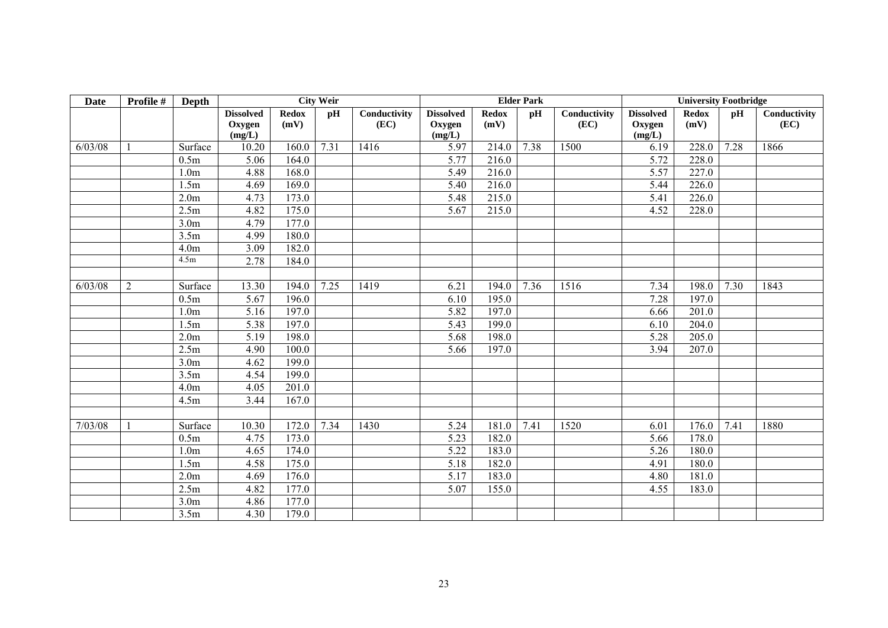| Date | Profile # | Depth | City Weir | | | | Elder Park | | | | University Footbridge | | | |
|---|---|---|---|---|---|---|---|---|---|---|---|---|---|---|
| | | | Dissolved Oxygen (mg/L) | Redox (mV) | pH | Conductivity (EC) | Dissolved Oxygen (mg/L) | Redox (mV) | pH | Conductivity (EC) | Dissolved Oxygen (mg/L) | Redox (mV) | pH | Conductivity (EC) |
| 6/03/08 | 1 | Surface | 10.20 | 160.0 | 7.31 | 1416 | 5.97 | 214.0 | 7.38 | 1500 | 6.19 | 228.0 | 7.28 | 1866 |
| | | 0.5m | 5.06 | 164.0 | | | 5.77 | 216.0 | | | 5.72 | 228.0 | | |
| | | 1.0m | 4.88 | 168.0 | | | 5.49 | 216.0 | | | 5.57 | 227.0 | | |
| | | 1.5m | 4.69 | 169.0 | | | 5.40 | 216.0 | | | 5.44 | 226.0 | | |
| | | 2.0m | 4.73 | 173.0 | | | 5.48 | 215.0 | | | 5.41 | 226.0 | | |
| | | 2.5m | 4.82 | 175.0 | | | 5.67 | 215.0 | | | 4.52 | 228.0 | | |
| | | 3.0m | 4.79 | 177.0 | | | | | | | | | | |
| | | 3.5m | 4.99 | 180.0 | | | | | | | | | | |
| | | 4.0m | 3.09 | 182.0 | | | | | | | | | | |
| | | 4.5m | 2.78 | 184.0 | | | | | | | | | | |
| | | | | | | | | | | | | | | |
| 6/03/08 | 2 | Surface | 13.30 | 194.0 | 7.25 | 1419 | 6.21 | 194.0 | 7.36 | 1516 | 7.34 | 198.0 | 7.30 | 1843 |
| | | 0.5m | 5.67 | 196.0 | | | 6.10 | 195.0 | | | 7.28 | 197.0 | | |
| | | 1.0m | 5.16 | 197.0 | | | 5.82 | 197.0 | | | 6.66 | 201.0 | | |
| | | 1.5m | 5.38 | 197.0 | | | 5.43 | 199.0 | | | 6.10 | 204.0 | | |
| | | 2.0m | 5.19 | 198.0 | | | 5.68 | 198.0 | | | 5.28 | 205.0 | | |
| | | 2.5m | 4.90 | 100.0 | | | 5.66 | 197.0 | | | 3.94 | 207.0 | | |
| | | 3.0m | 4.62 | 199.0 | | | | | | | | | | |
| | | 3.5m | 4.54 | 199.0 | | | | | | | | | | |
| | | 4.0m | 4.05 | 201.0 | | | | | | | | | | |
| | | 4.5m | 3.44 | 167.0 | | | | | | | | | | |
| | | | | | | | | | | | | | | |
| 7/03/08 | 1 | Surface | 10.30 | 172.0 | 7.34 | 1430 | 5.24 | 181.0 | 7.41 | 1520 | 6.01 | 176.0 | 7.41 | 1880 |
| | | 0.5m | 4.75 | 173.0 | | | 5.23 | 182.0 | | | 5.66 | 178.0 | | |
| | | 1.0m | 4.65 | 174.0 | | | 5.22 | 183.0 | | | 5.26 | 180.0 | | |
| | | 1.5m | 4.58 | 175.0 | | | 5.18 | 182.0 | | | 4.91 | 180.0 | | |
| | | 2.0m | 4.69 | 176.0 | | | 5.17 | 183.0 | | | 4.80 | 181.0 | | |
| | | 2.5m | 4.82 | 177.0 | | | 5.07 | 155.0 | | | 4.55 | 183.0 | | |
| | | 3.0m | 4.86 | 177.0 | | | | | | | | | | |
| | | 3.5m | 4.30 | 179.0 | | | | | | | | | | |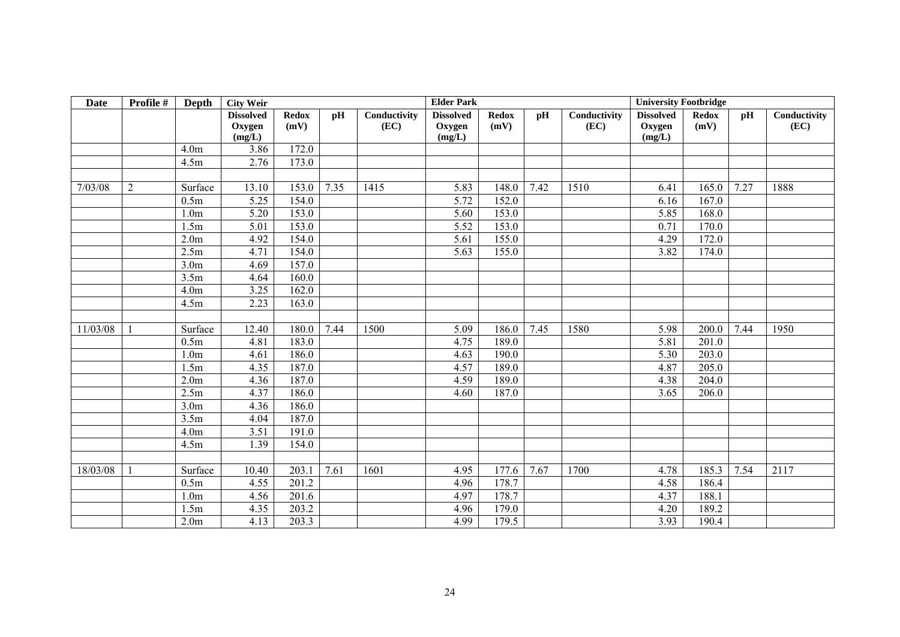| Date | Profile # | Depth | City Weir | | | | Elder Park | | | | University Footbridge | | | |
|---|---|---|---|---|---|---|---|---|---|---|---|---|---|---|
| | | | **Dissolved Oxygen (mg/L)** | **Redox (mV)** | **pH** | **Conductivity (EC)** | **Dissolved Oxygen (mg/L)** | **Redox (mV)** | **pH** | **Conductivity (EC)** | **Dissolved Oxygen (mg/L)** | **Redox (mV)** | **pH** | **Conductivity (EC)** |
| | | 4.0m | 3.86 | 172.0 | | | | | | | | | | |
| | | 4.5m | 2.76 | 173.0 | | | | | | | | | | |
| | | | | | | | | | | | | | | |
| 7/03/08 | 2 | Surface | 13.10 | 153.0 | 7.35 | 1415 | 5.83 | 148.0 | 7.42 | 1510 | 6.41 | 165.0 | 7.27 | 1888 |
| | | 0.5m | 5.25 | 154.0 | | | 5.72 | 152.0 | | | 6.16 | 167.0 | | |
| | | 1.0m | 5.20 | 153.0 | | | 5.60 | 153.0 | | | 5.85 | 168.0 | | |
| | | 1.5m | 5.01 | 153.0 | | | 5.52 | 153.0 | | | 0.71 | 170.0 | | |
| | | 2.0m | 4.92 | 154.0 | | | 5.61 | 155.0 | | | 4.29 | 172.0 | | |
| | | 2.5m | 4.71 | 154.0 | | | 5.63 | 155.0 | | | 3.82 | 174.0 | | |
| | | 3.0m | 4.69 | 157.0 | | | | | | | | | | |
| | | 3.5m | 4.64 | 160.0 | | | | | | | | | | |
| | | 4.0m | 3.25 | 162.0 | | | | | | | | | | |
| | | 4.5m | 2.23 | 163.0 | | | | | | | | | | |
| | | | | | | | | | | | | | | |
| 11/03/08 | 1 | Surface | 12.40 | 180.0 | 7.44 | 1500 | 5.09 | 186.0 | 7.45 | 1580 | 5.98 | 200.0 | 7.44 | 1950 |
| | | 0.5m | 4.81 | 183.0 | | | 4.75 | 189.0 | | | 5.81 | 201.0 | | |
| | | 1.0m | 4.61 | 186.0 | | | 4.63 | 190.0 | | | 5.30 | 203.0 | | |
| | | 1.5m | 4.35 | 187.0 | | | 4.57 | 189.0 | | | 4.87 | 205.0 | | |
| | | 2.0m | 4.36 | 187.0 | | | 4.59 | 189.0 | | | 4.38 | 204.0 | | |
| | | 2.5m | 4.37 | 186.0 | | | 4.60 | 187.0 | | | 3.65 | 206.0 | | |
| | | 3.0m | 4.36 | 186.0 | | | | | | | | | | |
| | | 3.5m | 4.04 | 187.0 | | | | | | | | | | |
| | | 4.0m | 3.51 | 191.0 | | | | | | | | | | |
| | | 4.5m | 1.39 | 154.0 | | | | | | | | | | |
| | | | | | | | | | | | | | | |
| 18/03/08 | 1 | Surface | 10.40 | 203.1 | 7.61 | 1601 | 4.95 | 177.6 | 7.67 | 1700 | 4.78 | 185.3 | 7.54 | 2117 |
| | | 0.5m | 4.55 | 201.2 | | | 4.96 | 178.7 | | | 4.58 | 186.4 | | |
| | | 1.0m | 4.56 | 201.6 | | | 4.97 | 178.7 | | | 4.37 | 188.1 | | |
| | | 1.5m | 4.35 | 203.2 | | | 4.96 | 179.0 | | | 4.20 | 189.2 | | |
| | | 2.0m | 4.13 | 203.3 | | | 4.99 | 179.5 | | | 3.93 | 190.4 | | |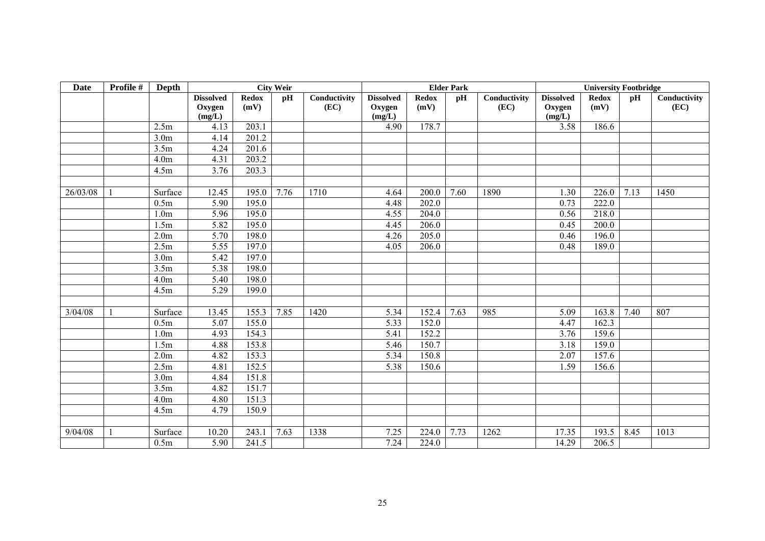| Date | Profile # | Depth | City Weir | | | | Elder Park | | | | University Footbridge | | | |
|---|---|---|---|---|---|---|---|---|---|---|---|---|---|---|
| | | | **Dissolved Oxygen (mg/L)** | **Redox (mV)** | **pH** | **Conductivity (EC)** | **Dissolved Oxygen (mg/L)** | **Redox (mV)** | **pH** | **Conductivity (EC)** | **Dissolved Oxygen (mg/L)** | **Redox (mV)** | **pH** | **Conductivity (EC)** |
| | | 2.5m | 4.13 | 203.1 | | | 4.90 | 178.7 | | | 3.58 | 186.6 | | |
| | | 3.0m | 4.14 | 201.2 | | | | | | | | | | |
| | | 3.5m | 4.24 | 201.6 | | | | | | | | | | |
| | | 4.0m | 4.31 | 203.2 | | | | | | | | | | |
| | | 4.5m | 3.76 | 203.3 | | | | | | | | | | |
| | | | | | | | | | | | | | | |
| 26/03/08 | 1 | Surface | 12.45 | 195.0 | 7.76 | 1710 | 4.64 | 200.0 | 7.60 | 1890 | 1.30 | 226.0 | 7.13 | 1450 |
| | | 0.5m | 5.90 | 195.0 | | | 4.48 | 202.0 | | | 0.73 | 222.0 | | |
| | | 1.0m | 5.96 | 195.0 | | | 4.55 | 204.0 | | | 0.56 | 218.0 | | |
| | | 1.5m | 5.82 | 195.0 | | | 4.45 | 206.0 | | | 0.45 | 200.0 | | |
| | | 2.0m | 5.70 | 198.0 | | | 4.26 | 205.0 | | | 0.46 | 196.0 | | |
| | | 2.5m | 5.55 | 197.0 | | | 4.05 | 206.0 | | | 0.48 | 189.0 | | |
| | | 3.0m | 5.42 | 197.0 | | | | | | | | | | |
| | | 3.5m | 5.38 | 198.0 | | | | | | | | | | |
| | | 4.0m | 5.40 | 198.0 | | | | | | | | | | |
| | | 4.5m | 5.29 | 199.0 | | | | | | | | | | |
| | | | | | | | | | | | | | | |
| 3/04/08 | 1 | Surface | 13.45 | 155.3 | 7.85 | 1420 | 5.34 | 152.4 | 7.63 | 985 | 5.09 | 163.8 | 7.40 | 807 |
| | | 0.5m | 5.07 | 155.0 | | | 5.33 | 152.0 | | | 4.47 | 162.3 | | |
| | | 1.0m | 4.93 | 154.3 | | | 5.41 | 152.2 | | | 3.76 | 159.6 | | |
| | | 1.5m | 4.88 | 153.8 | | | 5.46 | 150.7 | | | 3.18 | 159.0 | | |
| | | 2.0m | 4.82 | 153.3 | | | 5.34 | 150.8 | | | 2.07 | 157.6 | | |
| | | 2.5m | 4.81 | 152.5 | | | 5.38 | 150.6 | | | 1.59 | 156.6 | | |
| | | 3.0m | 4.84 | 151.8 | | | | | | | | | | |
| | | 3.5m | 4.82 | 151.7 | | | | | | | | | | |
| | | 4.0m | 4.80 | 151.3 | | | | | | | | | | |
| | | 4.5m | 4.79 | 150.9 | | | | | | | | | | |
| | | | | | | | | | | | | | | |
| 9/04/08 | 1 | Surface | 10.20 | 243.1 | 7.63 | 1338 | 7.25 | 224.0 | 7.73 | 1262 | 17.35 | 193.5 | 8.45 | 1013 |
| | | 0.5m | 5.90 | 241.5 | | | 7.24 | 224.0 | | | 14.29 | 206.5 | | |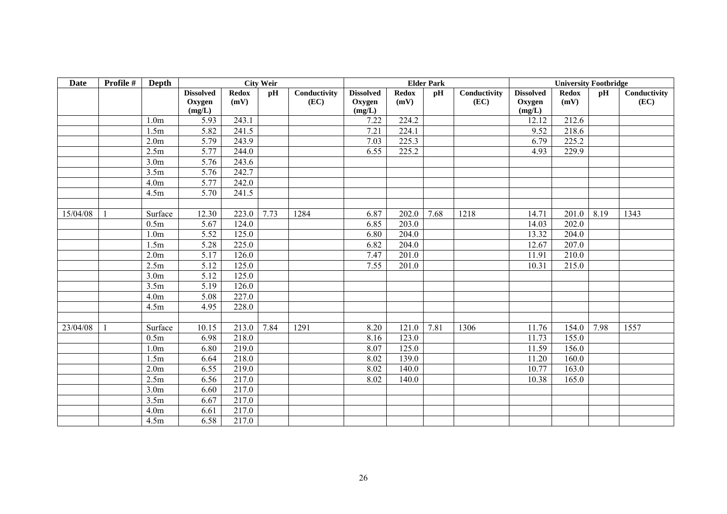| Date | Profile # | Depth | City Weir | | | | Elder Park | | | | University Footbridge | | | |
|---|---|---|---|---|---|---|---|---|---|---|---|---|---|---|
| | | | Dissolved Oxygen (mg/L) | Redox (mV) | pH | Conductivity (EC) | Dissolved Oxygen (mg/L) | Redox (mV) | pH | Conductivity (EC) | Dissolved Oxygen (mg/L) | Redox (mV) | pH | Conductivity (EC) |
| | | 1.0m | 5.93 | 243.1 | | | 7.22 | 224.2 | | | 12.12 | 212.6 | | |
| | | 1.5m | 5.82 | 241.5 | | | 7.21 | 224.1 | | | 9.52 | 218.6 | | |
| | | 2.0m | 5.79 | 243.9 | | | 7.03 | 225.3 | | | 6.79 | 225.2 | | |
| | | 2.5m | 5.77 | 244.0 | | | 6.55 | 225.2 | | | 4.93 | 229.9 | | |
| | | 3.0m | 5.76 | 243.6 | | | | | | | | | | |
| | | 3.5m | 5.76 | 242.7 | | | | | | | | | | |
| | | 4.0m | 5.77 | 242.0 | | | | | | | | | | |
| | | 4.5m | 5.70 | 241.5 | | | | | | | | | | |
| | | | | | | | | | | | | | | |
| 15/04/08 | 1 | Surface | 12.30 | 223.0 | 7.73 | 1284 | 6.87 | 202.0 | 7.68 | 1218 | 14.71 | 201.0 | 8.19 | 1343 |
| | | 0.5m | 5.67 | 124.0 | | | 6.85 | 203.0 | | | 14.03 | 202.0 | | |
| | | 1.0m | 5.52 | 125.0 | | | 6.80 | 204.0 | | | 13.32 | 204.0 | | |
| | | 1.5m | 5.28 | 225.0 | | | 6.82 | 204.0 | | | 12.67 | 207.0 | | |
| | | 2.0m | 5.17 | 126.0 | | | 7.47 | 201.0 | | | 11.91 | 210.0 | | |
| | | 2.5m | 5.12 | 125.0 | | | 7.55 | 201.0 | | | 10.31 | 215.0 | | |
| | | 3.0m | 5.12 | 125.0 | | | | | | | | | | |
| | | 3.5m | 5.19 | 126.0 | | | | | | | | | | |
| | | 4.0m | 5.08 | 227.0 | | | | | | | | | | |
| | | 4.5m | 4.95 | 228.0 | | | | | | | | | | |
| | | | | | | | | | | | | | | |
| 23/04/08 | 1 | Surface | 10.15 | 213.0 | 7.84 | 1291 | 8.20 | 121.0 | 7.81 | 1306 | 11.76 | 154.0 | 7.98 | 1557 |
| | | 0.5m | 6.98 | 218.0 | | | 8.16 | 123.0 | | | 11.73 | 155.0 | | |
| | | 1.0m | 6.80 | 219.0 | | | 8.07 | 125.0 | | | 11.59 | 156.0 | | |
| | | 1.5m | 6.64 | 218.0 | | | 8.02 | 139.0 | | | 11.20 | 160.0 | | |
| | | 2.0m | 6.55 | 219.0 | | | 8.02 | 140.0 | | | 10.77 | 163.0 | | |
| | | 2.5m | 6.56 | 217.0 | | | 8.02 | 140.0 | | | 10.38 | 165.0 | | |
| | | 3.0m | 6.60 | 217.0 | | | | | | | | | | |
| | | 3.5m | 6.67 | 217.0 | | | | | | | | | | |
| | | 4.0m | 6.61 | 217.0 | | | | | | | | | | |
| | | 4.5m | 6.58 | 217.0 | | | | | | | | | | |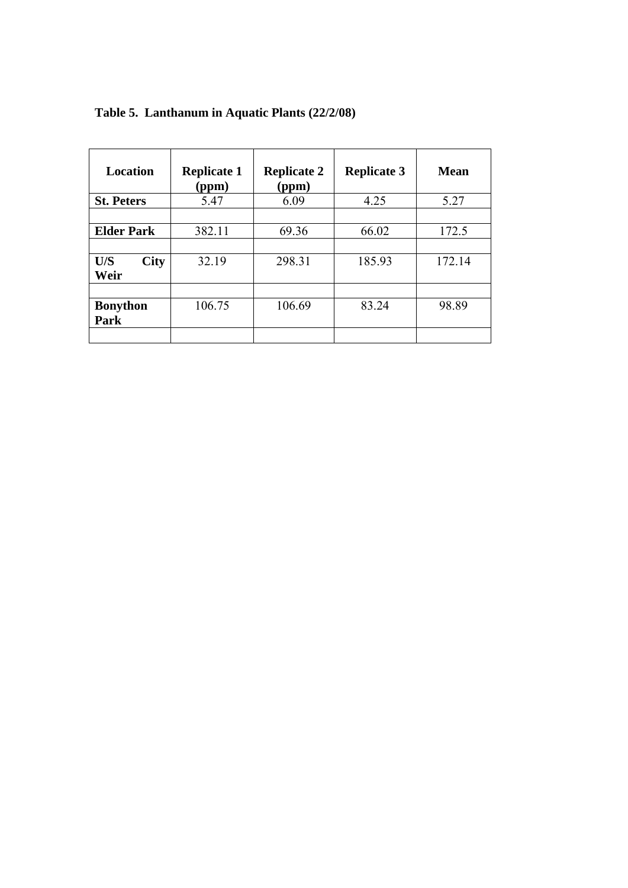**Table 5. Lanthanum in Aquatic Plants (22/2/08)**

| Location | Replicate 1 (ppm) | Replicate 2 (ppm) | Replicate 3 | Mean |
|---|---|---|---|---|
| **St. Peters** | 5.47 | 6.09 | 4.25 | 5.27 |
| | | | | |
| **Elder Park** | 382.11 | 69.36 | 66.02 | 172.5 |
| | | | | |
| **U/S City Weir** | 32.19 | 298.31 | 185.93 | 172.14 |
| | | | | |
| **Bonython Park** | 106.75 | 106.69 | 83.24 | 98.89 |
| | | | | |